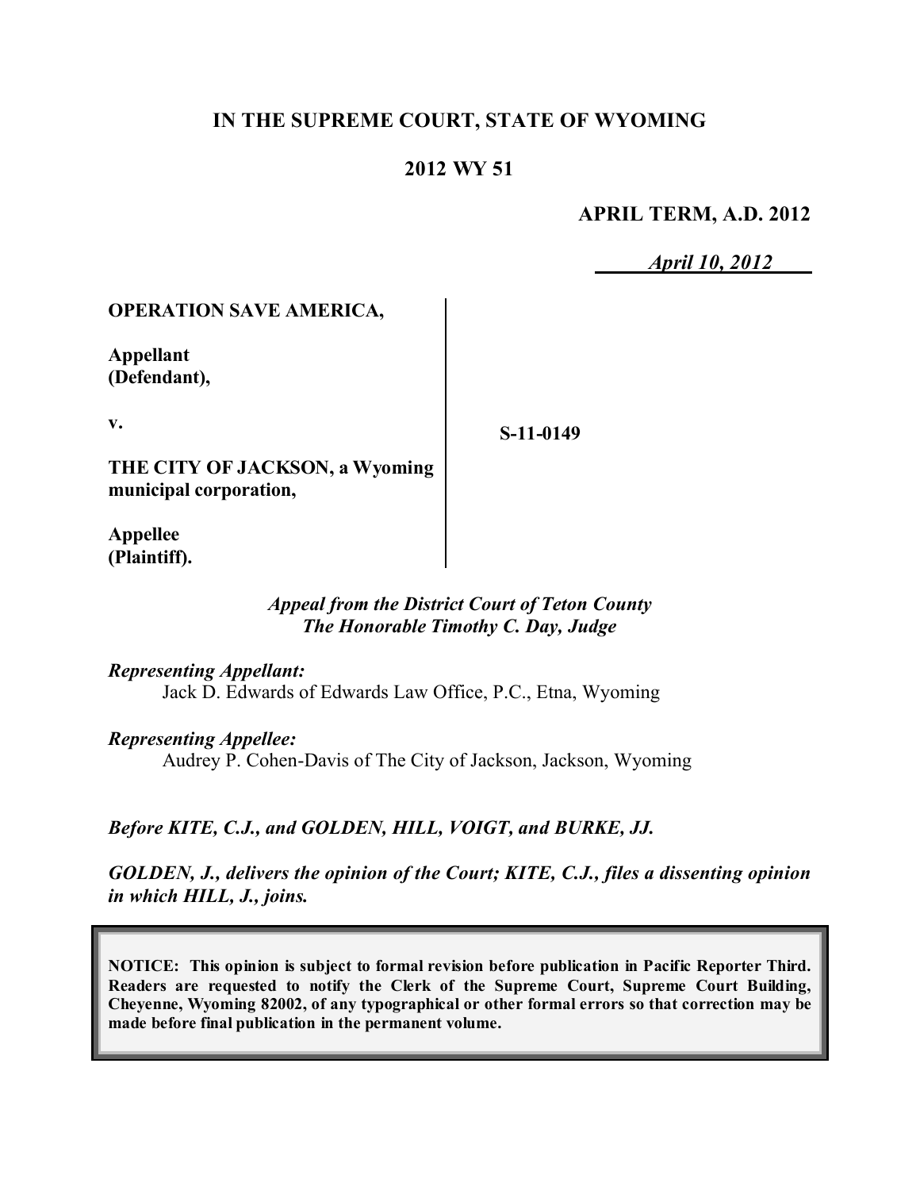**IN THE SUPREME COURT, STATE OF WYOMING**

**2012 WY 51**

**APRIL TERM, A.D. 2012**

*April 10, 2012*

**OPERATION SAVE AMERICA,**

**Appellant (Defendant),**

**v.**

**THE CITY OF JACKSON, a Wyoming municipal corporation,**

**Appellee (Plaintiff).**

**S-11-0149**

*Appeal from the District Court of Teton County*
*The Honorable Timothy C. Day, Judge*

*Representing Appellant:*
Jack D. Edwards of Edwards Law Office, P.C., Etna, Wyoming

*Representing Appellee:*
Audrey P. Cohen-Davis of The City of Jackson, Jackson, Wyoming

*Before KITE, C.J., and GOLDEN, HILL, VOIGT, and BURKE, JJ.*

*GOLDEN, J., delivers the opinion of the Court; KITE, C.J., files a dissenting opinion in which HILL, J., joins.*

**NOTICE: This opinion is subject to formal revision before publication in Pacific Reporter Third. Readers are requested to notify the Clerk of the Supreme Court, Supreme Court Building, Cheyenne, Wyoming 82002, of any typographical or other formal errors so that correction may be made before final publication in the permanent volume.**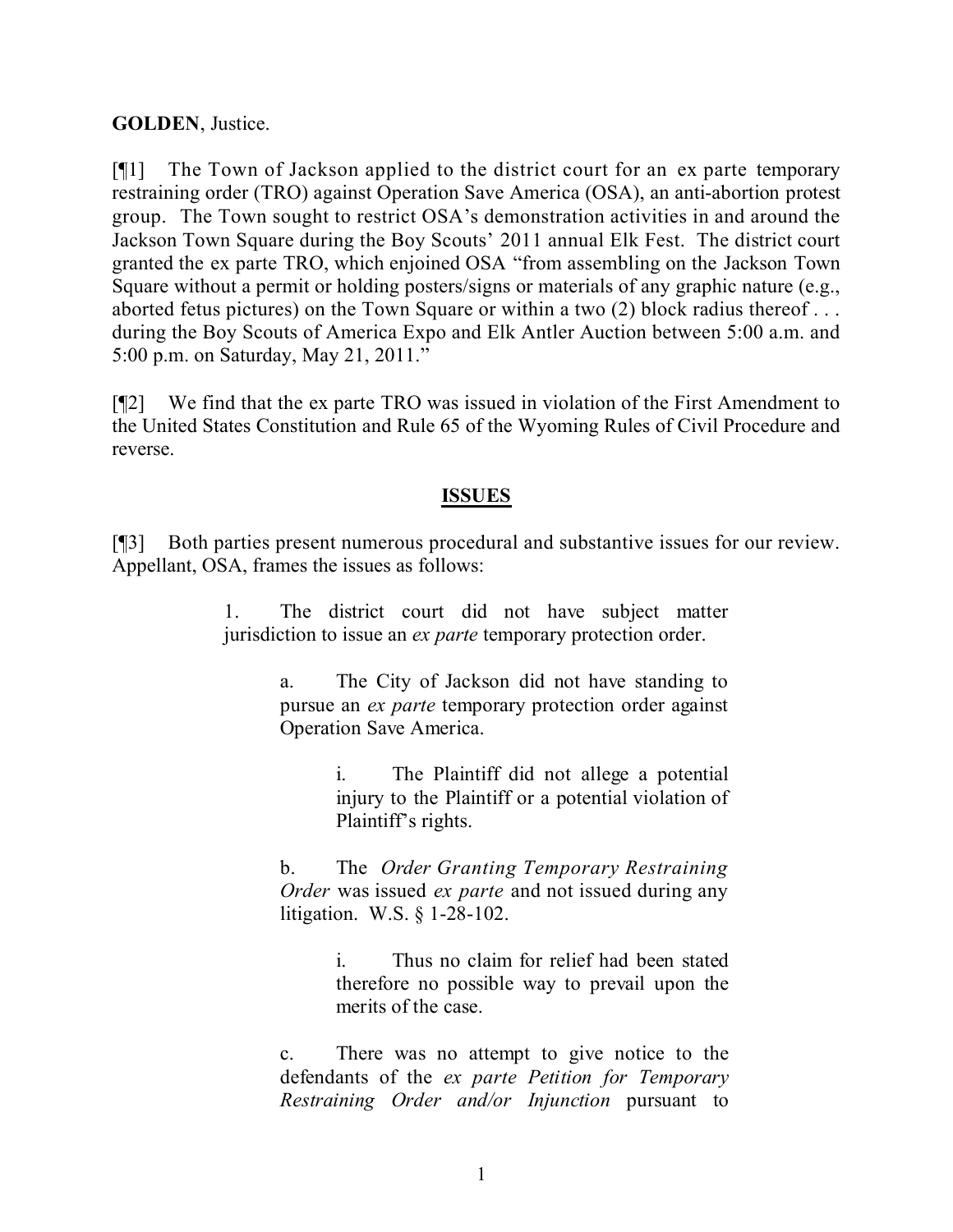**GOLDEN**, Justice.

[¶1] The Town of Jackson applied to the district court for an ex parte temporary restraining order (TRO) against Operation Save America (OSA), an anti-abortion protest group. The Town sought to restrict OSA's demonstration activities in and around the Jackson Town Square during the Boy Scouts' 2011 annual Elk Fest. The district court granted the ex parte TRO, which enjoined OSA "from assembling on the Jackson Town Square without a permit or holding posters/signs or materials of any graphic nature (e.g., aborted fetus pictures) on the Town Square or within a two (2) block radius thereof . . . during the Boy Scouts of America Expo and Elk Antler Auction between 5:00 a.m. and 5:00 p.m. on Saturday, May 21, 2011."

[¶2] We find that the ex parte TRO was issued in violation of the First Amendment to the United States Constitution and Rule 65 of the Wyoming Rules of Civil Procedure and reverse.

## ISSUES

[¶3] Both parties present numerous procedural and substantive issues for our review. Appellant, OSA, frames the issues as follows:

> 1. The district court did not have subject matter jurisdiction to issue an *ex parte* temporary protection order.
>
> > a. The City of Jackson did not have standing to pursue an *ex parte* temporary protection order against Operation Save America.
> >
> > > i. The Plaintiff did not allege a potential injury to the Plaintiff or a potential violation of Plaintiff's rights.
> >
> > b. The *Order Granting Temporary Restraining Order* was issued *ex parte* and not issued during any litigation. W.S. § 1-28-102.
> >
> > > i. Thus no claim for relief had been stated therefore no possible way to prevail upon the merits of the case.
> >
> > c. There was no attempt to give notice to the defendants of the *ex parte Petition for Temporary Restraining Order and/or Injunction* pursuant to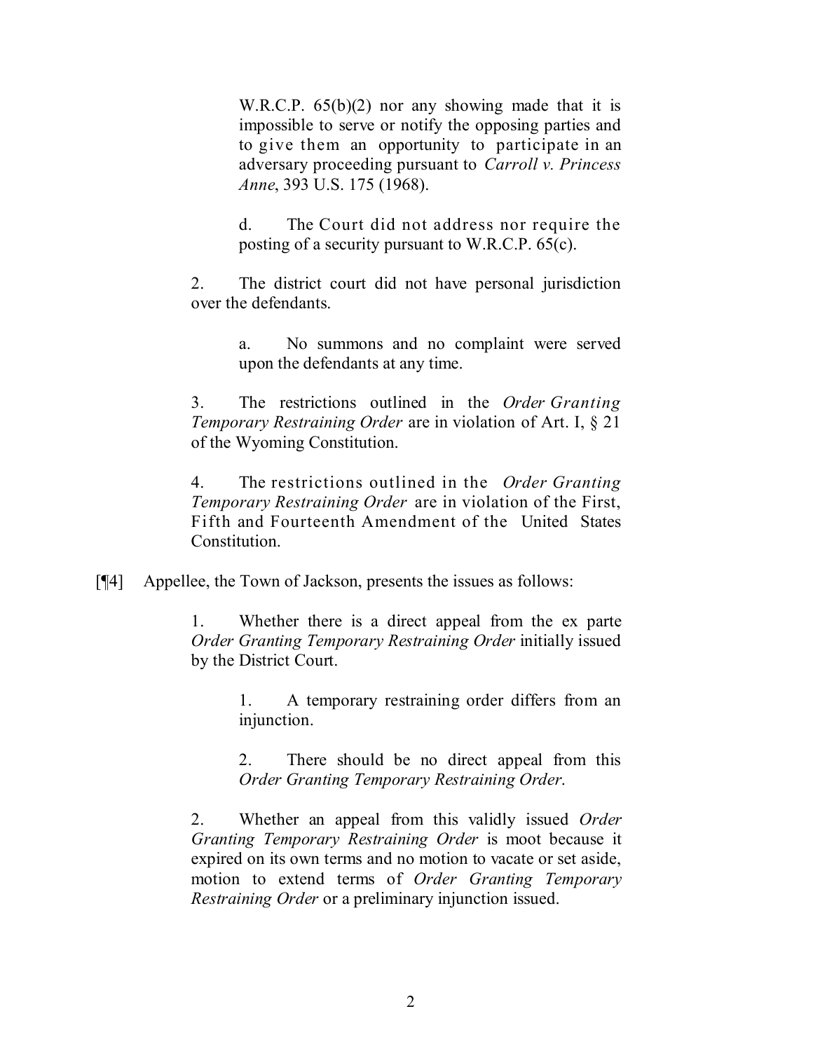W.R.C.P. 65(b)(2) nor any showing made that it is impossible to serve or notify the opposing parties and to give them an opportunity to participate in an adversary proceeding pursuant to *Carroll v. Princess Anne*, 393 U.S. 175 (1968).

> d. The Court did not address nor require the posting of a security pursuant to W.R.C.P. 65(c).

2. The district court did not have personal jurisdiction over the defendants.

> a. No summons and no complaint were served upon the defendants at any time.

3. The restrictions outlined in the *Order Granting Temporary Restraining Order* are in violation of Art. I, § 21 of the Wyoming Constitution.

4. The restrictions outlined in the *Order Granting Temporary Restraining Order* are in violation of the First, Fifth and Fourteenth Amendment of the United States Constitution.

[¶4] Appellee, the Town of Jackson, presents the issues as follows:

1. Whether there is a direct appeal from the ex parte *Order Granting Temporary Restraining Order* initially issued by the District Court.

> 1. A temporary restraining order differs from an injunction.
>
> 2. There should be no direct appeal from this *Order Granting Temporary Restraining Order*.

2. Whether an appeal from this validly issued *Order Granting Temporary Restraining Order* is moot because it expired on its own terms and no motion to vacate or set aside, motion to extend terms of *Order Granting Temporary Restraining Order* or a preliminary injunction issued.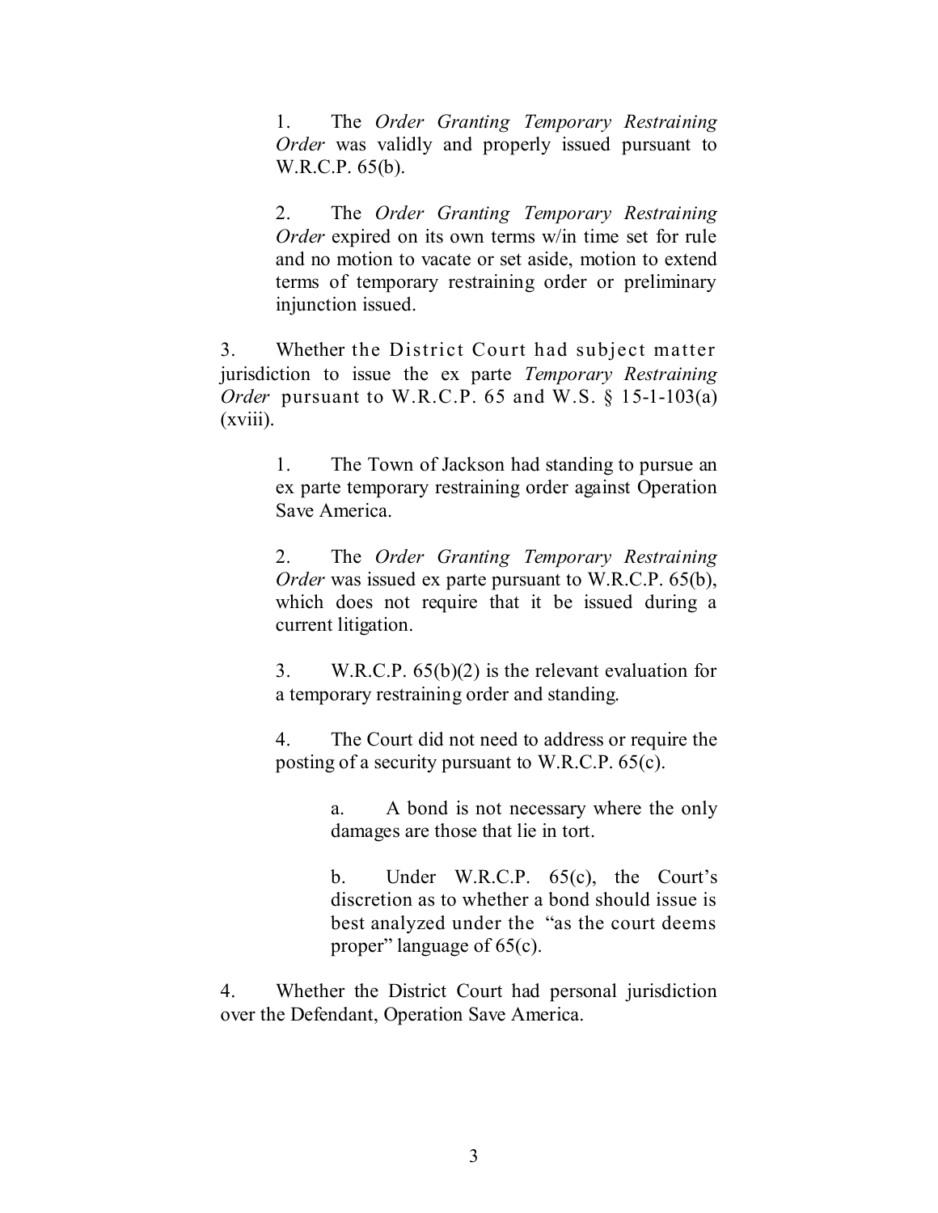1. The *Order Granting Temporary Restraining Order* was validly and properly issued pursuant to W.R.C.P. 65(b).

2. The *Order Granting Temporary Restraining Order* expired on its own terms w/in time set for rule and no motion to vacate or set aside, motion to extend terms of temporary restraining order or preliminary injunction issued.

3. Whether the District Court had subject matter jurisdiction to issue the ex parte *Temporary Restraining Order* pursuant to W.R.C.P. 65 and W.S. § 15-1-103(a)(xviii).

    1. The Town of Jackson had standing to pursue an ex parte temporary restraining order against Operation Save America.

    2. The *Order Granting Temporary Restraining Order* was issued ex parte pursuant to W.R.C.P. 65(b), which does not require that it be issued during a current litigation.

    3. W.R.C.P. 65(b)(2) is the relevant evaluation for a temporary restraining order and standing.

    4. The Court did not need to address or require the posting of a security pursuant to W.R.C.P. 65(c).

        a. A bond is not necessary where the only damages are those that lie in tort.

        b. Under W.R.C.P. 65(c), the Court's discretion as to whether a bond should issue is best analyzed under the "as the court deems proper" language of 65(c).

4. Whether the District Court had personal jurisdiction over the Defendant, Operation Save America.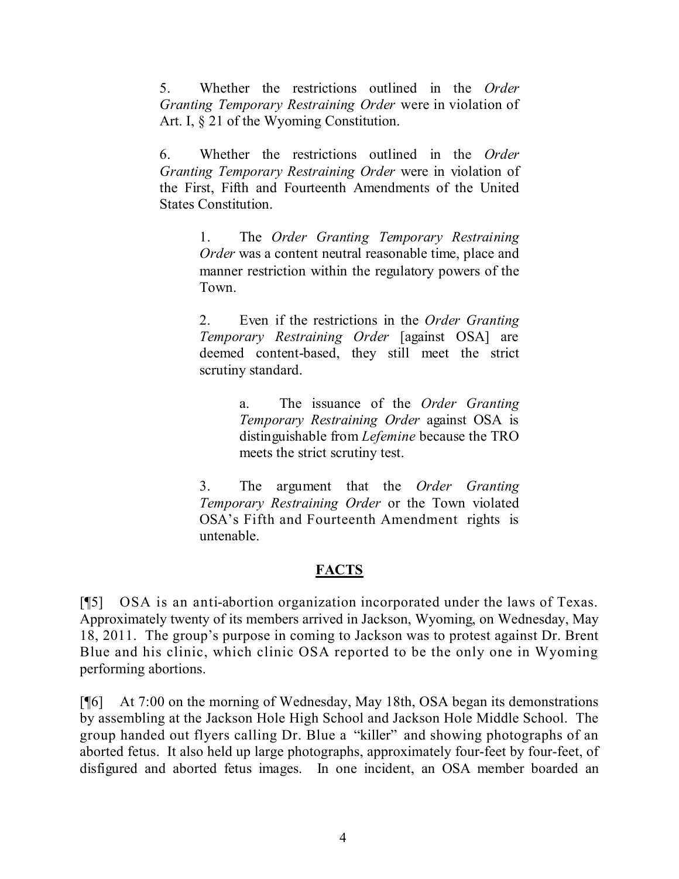5. Whether the restrictions outlined in the *Order Granting Temporary Restraining Order* were in violation of Art. I, § 21 of the Wyoming Constitution.

6. Whether the restrictions outlined in the *Order Granting Temporary Restraining Order* were in violation of the First, Fifth and Fourteenth Amendments of the United States Constitution.

> 1. The *Order Granting Temporary Restraining Order* was a content neutral reasonable time, place and manner restriction within the regulatory powers of the Town.
>
> 2. Even if the restrictions in the *Order Granting Temporary Restraining Order* [against OSA] are deemed content-based, they still meet the strict scrutiny standard.
>
> > a. The issuance of the *Order Granting Temporary Restraining Order* against OSA is distinguishable from *Lefemine* because the TRO meets the strict scrutiny test.
>
> 3. The argument that the *Order Granting Temporary Restraining Order* or the Town violated OSA's Fifth and Fourteenth Amendment rights is untenable.

## FACTS

[¶5] OSA is an anti-abortion organization incorporated under the laws of Texas. Approximately twenty of its members arrived in Jackson, Wyoming, on Wednesday, May 18, 2011. The group's purpose in coming to Jackson was to protest against Dr. Brent Blue and his clinic, which clinic OSA reported to be the only one in Wyoming performing abortions.

[¶6] At 7:00 on the morning of Wednesday, May 18th, OSA began its demonstrations by assembling at the Jackson Hole High School and Jackson Hole Middle School. The group handed out flyers calling Dr. Blue a "killer" and showing photographs of an aborted fetus. It also held up large photographs, approximately four-feet by four-feet, of disfigured and aborted fetus images. In one incident, an OSA member boarded an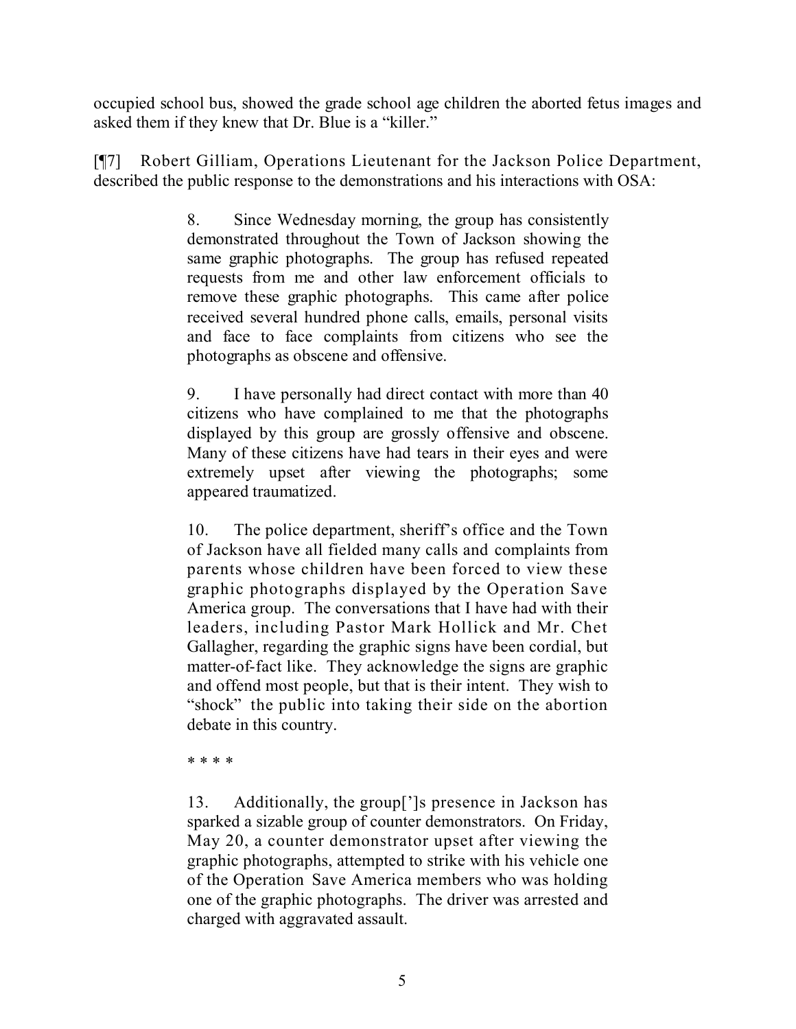occupied school bus, showed the grade school age children the aborted fetus images and asked them if they knew that Dr. Blue is a "killer."

[¶7] Robert Gilliam, Operations Lieutenant for the Jackson Police Department, described the public response to the demonstrations and his interactions with OSA:

> 8. Since Wednesday morning, the group has consistently demonstrated throughout the Town of Jackson showing the same graphic photographs. The group has refused repeated requests from me and other law enforcement officials to remove these graphic photographs. This came after police received several hundred phone calls, emails, personal visits and face to face complaints from citizens who see the photographs as obscene and offensive.
>
> 9. I have personally had direct contact with more than 40 citizens who have complained to me that the photographs displayed by this group are grossly offensive and obscene. Many of these citizens have had tears in their eyes and were extremely upset after viewing the photographs; some appeared traumatized.
>
> 10. The police department, sheriff's office and the Town of Jackson have all fielded many calls and complaints from parents whose children have been forced to view these graphic photographs displayed by the Operation Save America group. The conversations that I have had with their leaders, including Pastor Mark Hollick and Mr. Chet Gallagher, regarding the graphic signs have been cordial, but matter-of-fact like. They acknowledge the signs are graphic and offend most people, but that is their intent. They wish to "shock" the public into taking their side on the abortion debate in this country.
>
> \* \* \* \*
>
> 13. Additionally, the group[']s presence in Jackson has sparked a sizable group of counter demonstrators. On Friday, May 20, a counter demonstrator upset after viewing the graphic photographs, attempted to strike with his vehicle one of the Operation Save America members who was holding one of the graphic photographs. The driver was arrested and charged with aggravated assault.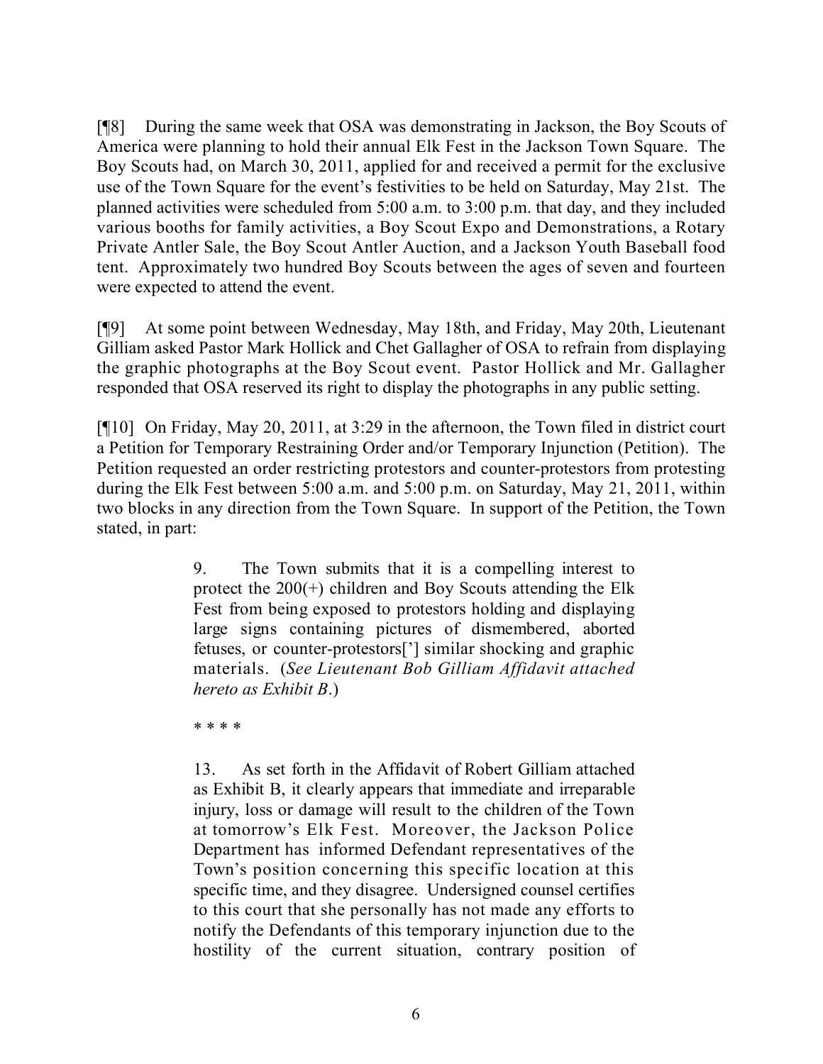[¶8] During the same week that OSA was demonstrating in Jackson, the Boy Scouts of America were planning to hold their annual Elk Fest in the Jackson Town Square. The Boy Scouts had, on March 30, 2011, applied for and received a permit for the exclusive use of the Town Square for the event's festivities to be held on Saturday, May 21st. The planned activities were scheduled from 5:00 a.m. to 3:00 p.m. that day, and they included various booths for family activities, a Boy Scout Expo and Demonstrations, a Rotary Private Antler Sale, the Boy Scout Antler Auction, and a Jackson Youth Baseball food tent. Approximately two hundred Boy Scouts between the ages of seven and fourteen were expected to attend the event.

[¶9] At some point between Wednesday, May 18th, and Friday, May 20th, Lieutenant Gilliam asked Pastor Mark Hollick and Chet Gallagher of OSA to refrain from displaying the graphic photographs at the Boy Scout event. Pastor Hollick and Mr. Gallagher responded that OSA reserved its right to display the photographs in any public setting.

[¶10] On Friday, May 20, 2011, at 3:29 in the afternoon, the Town filed in district court a Petition for Temporary Restraining Order and/or Temporary Injunction (Petition). The Petition requested an order restricting protestors and counter-protestors from protesting during the Elk Fest between 5:00 a.m. and 5:00 p.m. on Saturday, May 21, 2011, within two blocks in any direction from the Town Square. In support of the Petition, the Town stated, in part:

> 9. The Town submits that it is a compelling interest to protect the 200(+) children and Boy Scouts attending the Elk Fest from being exposed to protestors holding and displaying large signs containing pictures of dismembered, aborted fetuses, or counter-protestors['] similar shocking and graphic materials. (*See Lieutenant Bob Gilliam Affidavit attached hereto as Exhibit B*.)
>
> \* \* \* \*
>
> 13. As set forth in the Affidavit of Robert Gilliam attached as Exhibit B, it clearly appears that immediate and irreparable injury, loss or damage will result to the children of the Town at tomorrow's Elk Fest. Moreover, the Jackson Police Department has informed Defendant representatives of the Town's position concerning this specific location at this specific time, and they disagree. Undersigned counsel certifies to this court that she personally has not made any efforts to notify the Defendants of this temporary injunction due to the hostility of the current situation, contrary position of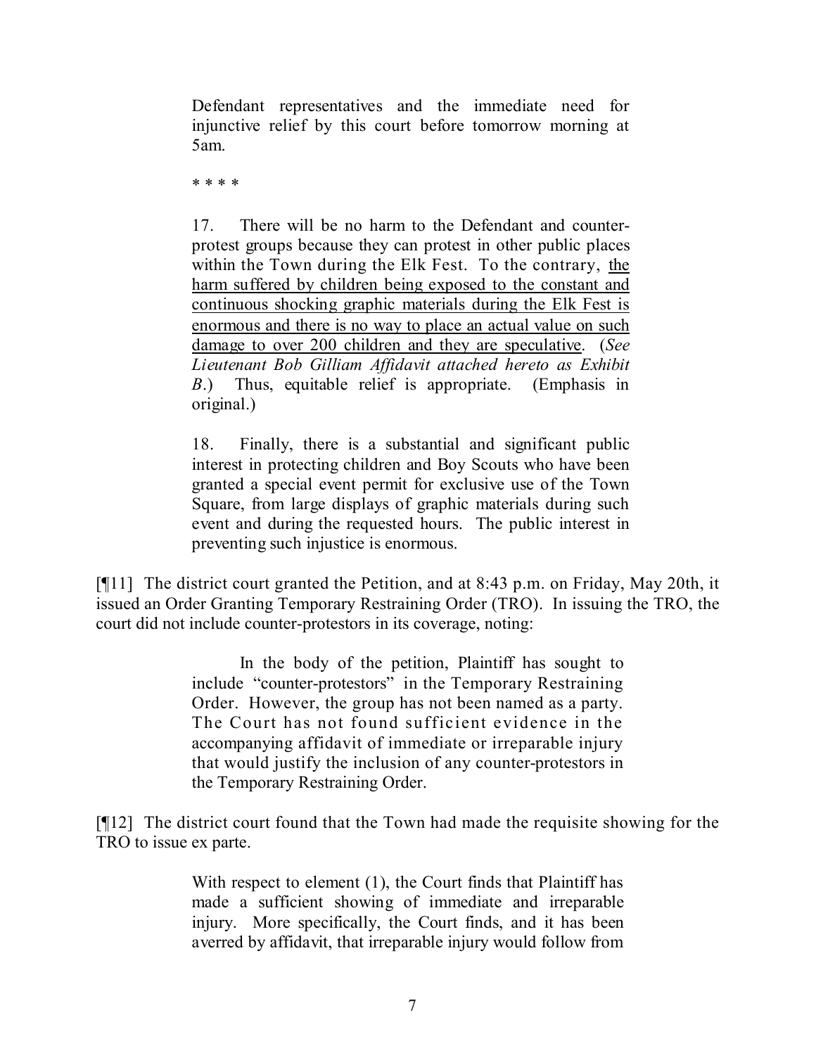> Defendant representatives and the immediate need for injunctive relief by this court before tomorrow morning at 5am.
>
> * * * *
>
> 17. There will be no harm to the Defendant and counter-protest groups because they can protest in other public places within the Town during the Elk Fest. To the contrary, <u>the harm suffered by children being exposed to the constant and continuous shocking graphic materials during the Elk Fest is enormous and there is no way to place an actual value on such damage to over 200 children and they are speculative</u>. (*See Lieutenant Bob Gilliam Affidavit attached hereto as Exhibit B*.) Thus, equitable relief is appropriate. (Emphasis in original.)
>
> 18. Finally, there is a substantial and significant public interest in protecting children and Boy Scouts who have been granted a special event permit for exclusive use of the Town Square, from large displays of graphic materials during such event and during the requested hours. The public interest in preventing such injustice is enormous.

[¶11] The district court granted the Petition, and at 8:43 p.m. on Friday, May 20th, it issued an Order Granting Temporary Restraining Order (TRO). In issuing the TRO, the court did not include counter-protestors in its coverage, noting:

> In the body of the petition, Plaintiff has sought to include "counter-protestors" in the Temporary Restraining Order. However, the group has not been named as a party. The Court has not found sufficient evidence in the accompanying affidavit of immediate or irreparable injury that would justify the inclusion of any counter-protestors in the Temporary Restraining Order.

[¶12] The district court found that the Town had made the requisite showing for the TRO to issue ex parte.

> With respect to element (1), the Court finds that Plaintiff has made a sufficient showing of immediate and irreparable injury. More specifically, the Court finds, and it has been averred by affidavit, that irreparable injury would follow from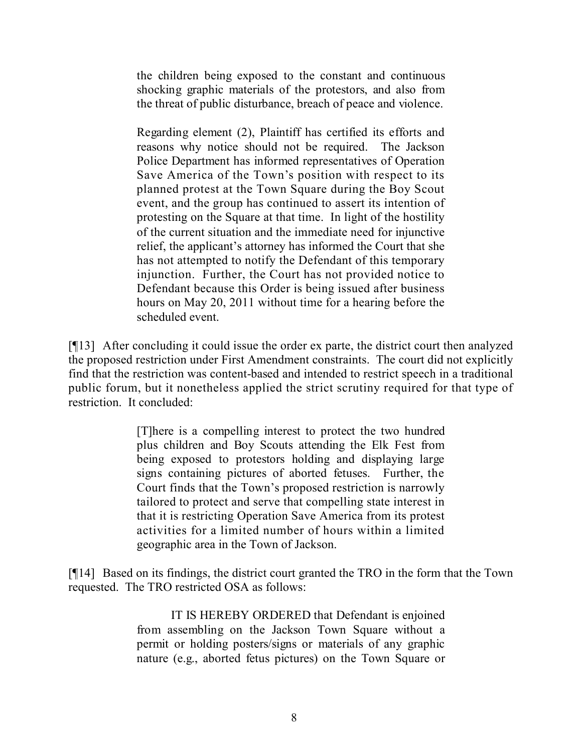> the children being exposed to the constant and continuous shocking graphic materials of the protestors, and also from the threat of public disturbance, breach of peace and violence.
>
> Regarding element (2), Plaintiff has certified its efforts and reasons why notice should not be required. The Jackson Police Department has informed representatives of Operation Save America of the Town's position with respect to its planned protest at the Town Square during the Boy Scout event, and the group has continued to assert its intention of protesting on the Square at that time. In light of the hostility of the current situation and the immediate need for injunctive relief, the applicant's attorney has informed the Court that she has not attempted to notify the Defendant of this temporary injunction. Further, the Court has not provided notice to Defendant because this Order is being issued after business hours on May 20, 2011 without time for a hearing before the scheduled event.

[¶13] After concluding it could issue the order ex parte, the district court then analyzed the proposed restriction under First Amendment constraints. The court did not explicitly find that the restriction was content-based and intended to restrict speech in a traditional public forum, but it nonetheless applied the strict scrutiny required for that type of restriction. It concluded:

> [T]here is a compelling interest to protect the two hundred plus children and Boy Scouts attending the Elk Fest from being exposed to protestors holding and displaying large signs containing pictures of aborted fetuses. Further, the Court finds that the Town's proposed restriction is narrowly tailored to protect and serve that compelling state interest in that it is restricting Operation Save America from its protest activities for a limited number of hours within a limited geographic area in the Town of Jackson.

[¶14] Based on its findings, the district court granted the TRO in the form that the Town requested. The TRO restricted OSA as follows:

> IT IS HEREBY ORDERED that Defendant is enjoined from assembling on the Jackson Town Square without a permit or holding posters/signs or materials of any graphic nature (e.g., aborted fetus pictures) on the Town Square or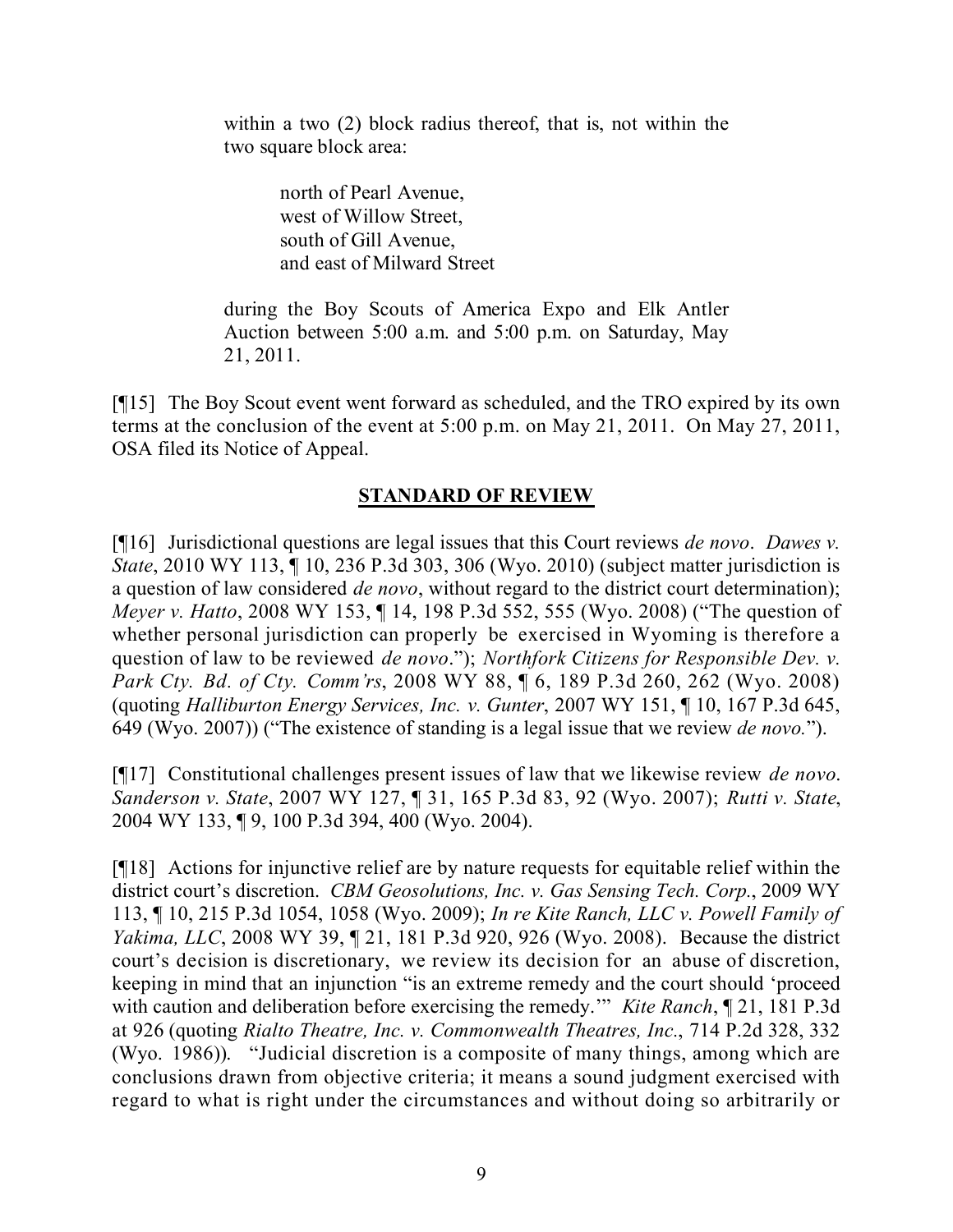> within a two (2) block radius thereof, that is, not within the two square block area:
>
> > north of Pearl Avenue,
> > west of Willow Street,
> > south of Gill Avenue,
> > and east of Milward Street
>
> during the Boy Scouts of America Expo and Elk Antler Auction between 5:00 a.m. and 5:00 p.m. on Saturday, May 21, 2011.

[¶15] The Boy Scout event went forward as scheduled, and the TRO expired by its own terms at the conclusion of the event at 5:00 p.m. on May 21, 2011. On May 27, 2011, OSA filed its Notice of Appeal.

## STANDARD OF REVIEW

[¶16] Jurisdictional questions are legal issues that this Court reviews *de novo*. *Dawes v. State*, 2010 WY 113, ¶ 10, 236 P.3d 303, 306 (Wyo. 2010) (subject matter jurisdiction is a question of law considered *de novo*, without regard to the district court determination); *Meyer v. Hatto*, 2008 WY 153, ¶ 14, 198 P.3d 552, 555 (Wyo. 2008) ("The question of whether personal jurisdiction can properly be exercised in Wyoming is therefore a question of law to be reviewed *de novo*."); *Northfork Citizens for Responsible Dev. v. Park Cty. Bd. of Cty. Comm'rs*, 2008 WY 88, ¶ 6, 189 P.3d 260, 262 (Wyo. 2008) (quoting *Halliburton Energy Services, Inc. v. Gunter*, 2007 WY 151, ¶ 10, 167 P.3d 645, 649 (Wyo. 2007)) ("The existence of standing is a legal issue that we review *de novo.*").

[¶17] Constitutional challenges present issues of law that we likewise review *de novo*. *Sanderson v. State*, 2007 WY 127, ¶ 31, 165 P.3d 83, 92 (Wyo. 2007); *Rutti v. State*, 2004 WY 133, ¶ 9, 100 P.3d 394, 400 (Wyo. 2004).

[¶18] Actions for injunctive relief are by nature requests for equitable relief within the district court's discretion. *CBM Geosolutions, Inc. v. Gas Sensing Tech. Corp.*, 2009 WY 113, ¶ 10, 215 P.3d 1054, 1058 (Wyo. 2009); *In re Kite Ranch, LLC v. Powell Family of Yakima, LLC*, 2008 WY 39, ¶ 21, 181 P.3d 920, 926 (Wyo. 2008). Because the district court's decision is discretionary, we review its decision for an abuse of discretion, keeping in mind that an injunction "is an extreme remedy and the court should 'proceed with caution and deliberation before exercising the remedy.'" *Kite Ranch*, ¶ 21, 181 P.3d at 926 (quoting *Rialto Theatre, Inc. v. Commonwealth Theatres, Inc.*, 714 P.2d 328, 332 (Wyo. 1986)). "Judicial discretion is a composite of many things, among which are conclusions drawn from objective criteria; it means a sound judgment exercised with regard to what is right under the circumstances and without doing so arbitrarily or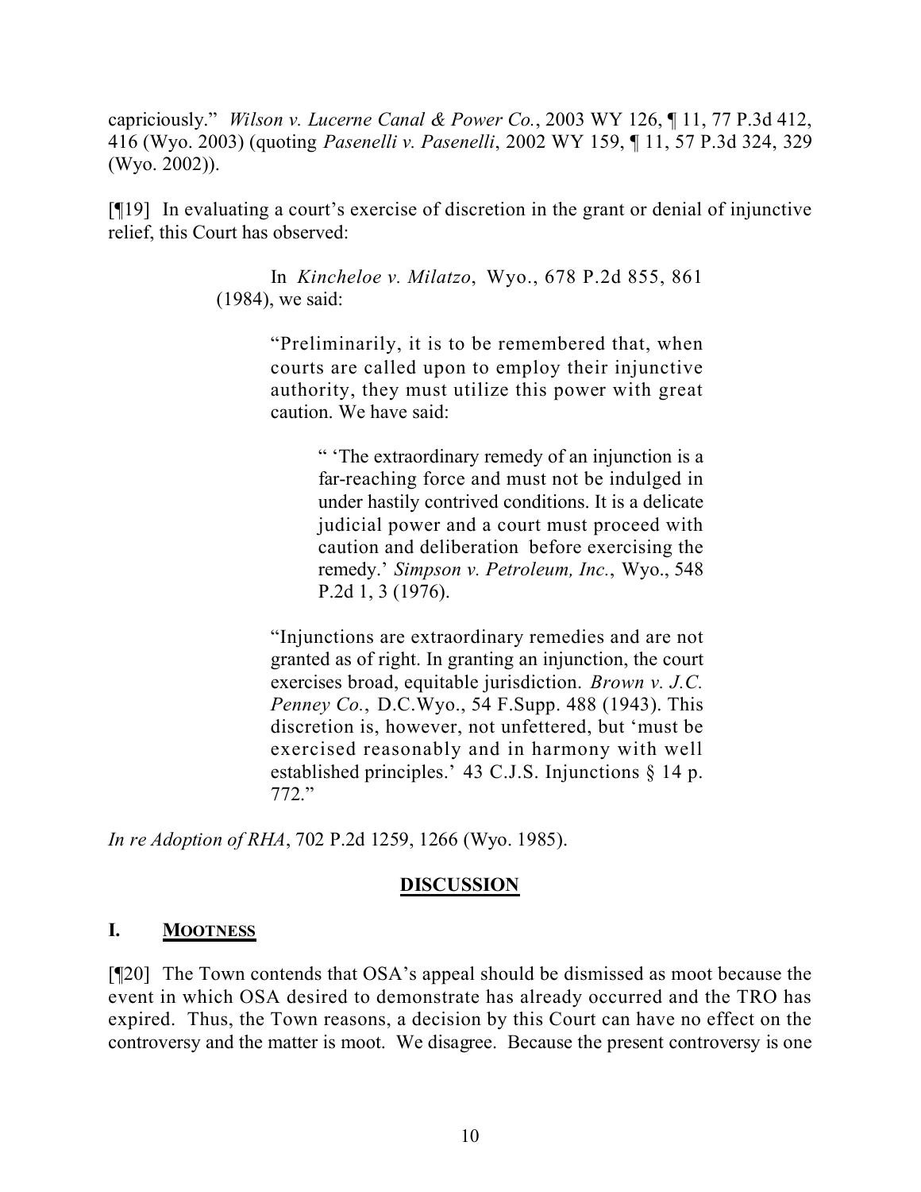capriciously." *Wilson v. Lucerne Canal & Power Co.*, 2003 WY 126, ¶ 11, 77 P.3d 412, 416 (Wyo. 2003) (quoting *Pasenelli v. Pasenelli*, 2002 WY 159, ¶ 11, 57 P.3d 324, 329 (Wyo. 2002)).

[¶19] In evaluating a court's exercise of discretion in the grant or denial of injunctive relief, this Court has observed:

> In *Kincheloe v. Milatzo*, Wyo., 678 P.2d 855, 861 (1984), we said:
>
> > "Preliminarily, it is to be remembered that, when courts are called upon to employ their injunctive authority, they must utilize this power with great caution. We have said:
> >
> > > " 'The extraordinary remedy of an injunction is a far-reaching force and must not be indulged in under hastily contrived conditions. It is a delicate judicial power and a court must proceed with caution and deliberation before exercising the remedy.' *Simpson v. Petroleum, Inc.*, Wyo., 548 P.2d 1, 3 (1976).
> >
> > "Injunctions are extraordinary remedies and are not granted as of right. In granting an injunction, the court exercises broad, equitable jurisdiction. *Brown v. J.C. Penney Co.*, D.C.Wyo., 54 F.Supp. 488 (1943). This discretion is, however, not unfettered, but 'must be exercised reasonably and in harmony with well established principles.' 43 C.J.S. Injunctions § 14 p. 772."

*In re Adoption of RHA*, 702 P.2d 1259, 1266 (Wyo. 1985).

## DISCUSSION

### I. MOOTNESS

[¶20] The Town contends that OSA's appeal should be dismissed as moot because the event in which OSA desired to demonstrate has already occurred and the TRO has expired. Thus, the Town reasons, a decision by this Court can have no effect on the controversy and the matter is moot. We disagree. Because the present controversy is one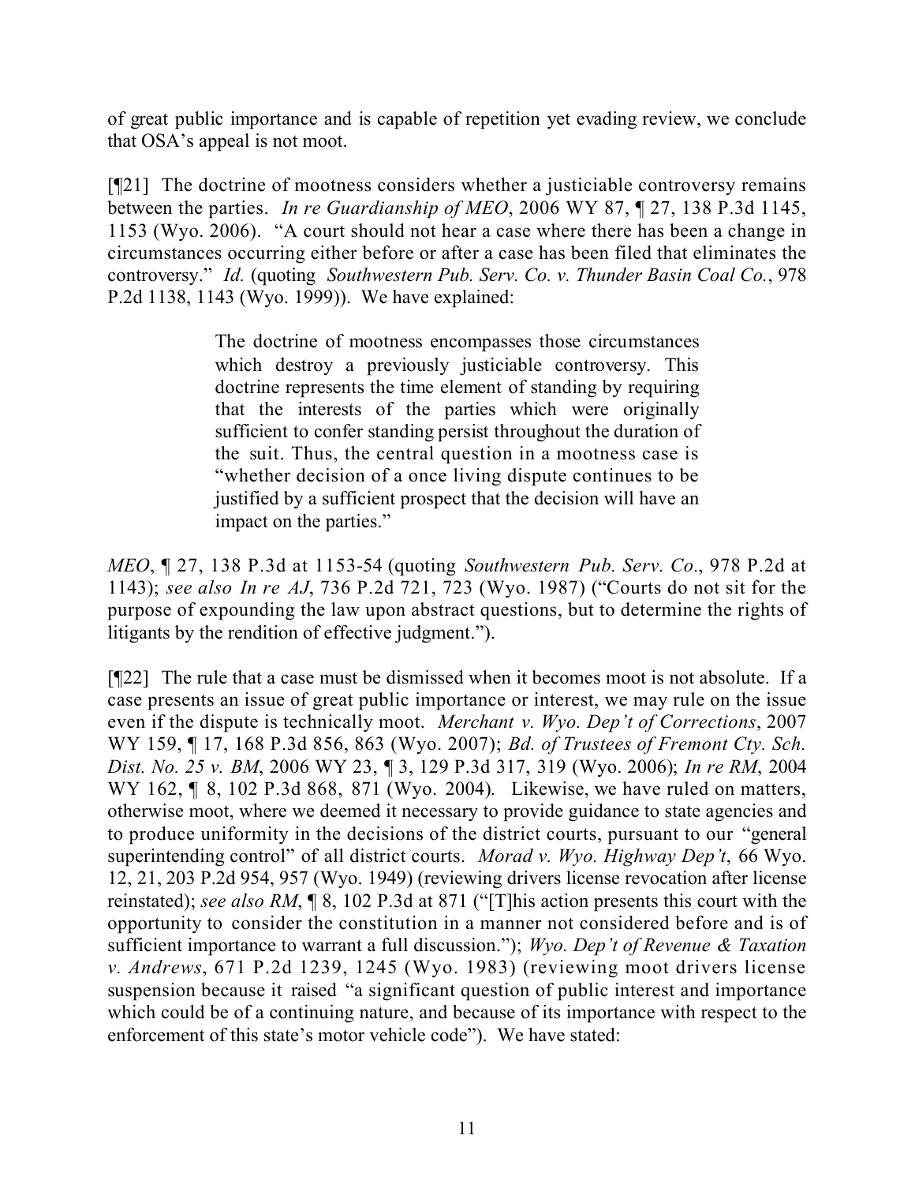of great public importance and is capable of repetition yet evading review, we conclude that OSA's appeal is not moot.

[¶21] The doctrine of mootness considers whether a justiciable controversy remains between the parties. *In re Guardianship of MEO*, 2006 WY 87, ¶ 27, 138 P.3d 1145, 1153 (Wyo. 2006). "A court should not hear a case where there has been a change in circumstances occurring either before or after a case has been filed that eliminates the controversy." *Id.* (quoting *Southwestern Pub. Serv. Co. v. Thunder Basin Coal Co.*, 978 P.2d 1138, 1143 (Wyo. 1999)). We have explained:

> The doctrine of mootness encompasses those circumstances which destroy a previously justiciable controversy. This doctrine represents the time element of standing by requiring that the interests of the parties which were originally sufficient to confer standing persist throughout the duration of the suit. Thus, the central question in a mootness case is "whether decision of a once living dispute continues to be justified by a sufficient prospect that the decision will have an impact on the parties."

*MEO*, ¶ 27, 138 P.3d at 1153-54 (quoting *Southwestern Pub. Serv. Co.*, 978 P.2d at 1143); *see also In re AJ*, 736 P.2d 721, 723 (Wyo. 1987) ("Courts do not sit for the purpose of expounding the law upon abstract questions, but to determine the rights of litigants by the rendition of effective judgment.").

[¶22] The rule that a case must be dismissed when it becomes moot is not absolute. If a case presents an issue of great public importance or interest, we may rule on the issue even if the dispute is technically moot. *Merchant v. Wyo. Dep't of Corrections*, 2007 WY 159, ¶ 17, 168 P.3d 856, 863 (Wyo. 2007); *Bd. of Trustees of Fremont Cty. Sch. Dist. No. 25 v. BM*, 2006 WY 23, ¶ 3, 129 P.3d 317, 319 (Wyo. 2006); *In re RM*, 2004 WY 162, ¶ 8, 102 P.3d 868, 871 (Wyo. 2004). Likewise, we have ruled on matters, otherwise moot, where we deemed it necessary to provide guidance to state agencies and to produce uniformity in the decisions of the district courts, pursuant to our "general superintending control" of all district courts. *Morad v. Wyo. Highway Dep't*, 66 Wyo. 12, 21, 203 P.2d 954, 957 (Wyo. 1949) (reviewing drivers license revocation after license reinstated); *see also RM*, ¶ 8, 102 P.3d at 871 ("[T]his action presents this court with the opportunity to consider the constitution in a manner not considered before and is of sufficient importance to warrant a full discussion."); *Wyo. Dep't of Revenue & Taxation v. Andrews*, 671 P.2d 1239, 1245 (Wyo. 1983) (reviewing moot drivers license suspension because it raised "a significant question of public interest and importance which could be of a continuing nature, and because of its importance with respect to the enforcement of this state's motor vehicle code"). We have stated: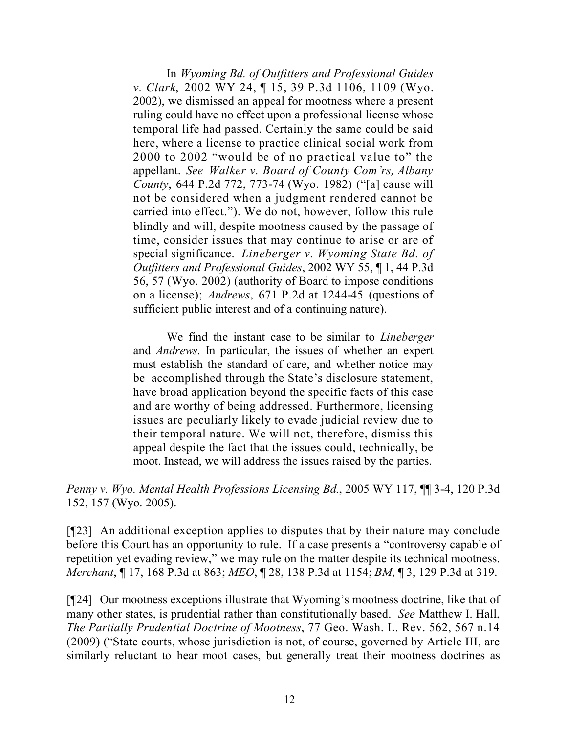> In *Wyoming Bd. of Outfitters and Professional Guides v. Clark*, 2002 WY 24, ¶ 15, 39 P.3d 1106, 1109 (Wyo. 2002), we dismissed an appeal for mootness where a present ruling could have no effect upon a professional license whose temporal life had passed. Certainly the same could be said here, where a license to practice clinical social work from 2000 to 2002 "would be of no practical value to" the appellant. *See Walker v. Board of County Com'rs, Albany County*, 644 P.2d 772, 773-74 (Wyo. 1982) ("[a] cause will not be considered when a judgment rendered cannot be carried into effect."). We do not, however, follow this rule blindly and will, despite mootness caused by the passage of time, consider issues that may continue to arise or are of special significance. *Lineberger v. Wyoming State Bd. of Outfitters and Professional Guides*, 2002 WY 55, ¶ 1, 44 P.3d 56, 57 (Wyo. 2002) (authority of Board to impose conditions on a license); *Andrews*, 671 P.2d at 1244-45 (questions of sufficient public interest and of a continuing nature).
>
> We find the instant case to be similar to *Lineberger* and *Andrews.* In particular, the issues of whether an expert must establish the standard of care, and whether notice may be accomplished through the State's disclosure statement, have broad application beyond the specific facts of this case and are worthy of being addressed. Furthermore, licensing issues are peculiarly likely to evade judicial review due to their temporal nature. We will not, therefore, dismiss this appeal despite the fact that the issues could, technically, be moot. Instead, we will address the issues raised by the parties.

*Penny v. Wyo. Mental Health Professions Licensing Bd.*, 2005 WY 117, ¶¶ 3-4, 120 P.3d 152, 157 (Wyo. 2005).

[¶23] An additional exception applies to disputes that by their nature may conclude before this Court has an opportunity to rule. If a case presents a "controversy capable of repetition yet evading review," we may rule on the matter despite its technical mootness. *Merchant*, ¶ 17, 168 P.3d at 863; *MEO*, ¶ 28, 138 P.3d at 1154; *BM*, ¶ 3, 129 P.3d at 319.

[¶24] Our mootness exceptions illustrate that Wyoming's mootness doctrine, like that of many other states, is prudential rather than constitutionally based. *See* Matthew I. Hall, *The Partially Prudential Doctrine of Mootness*, 77 Geo. Wash. L. Rev. 562, 567 n.14 (2009) ("State courts, whose jurisdiction is not, of course, governed by Article III, are similarly reluctant to hear moot cases, but generally treat their mootness doctrines as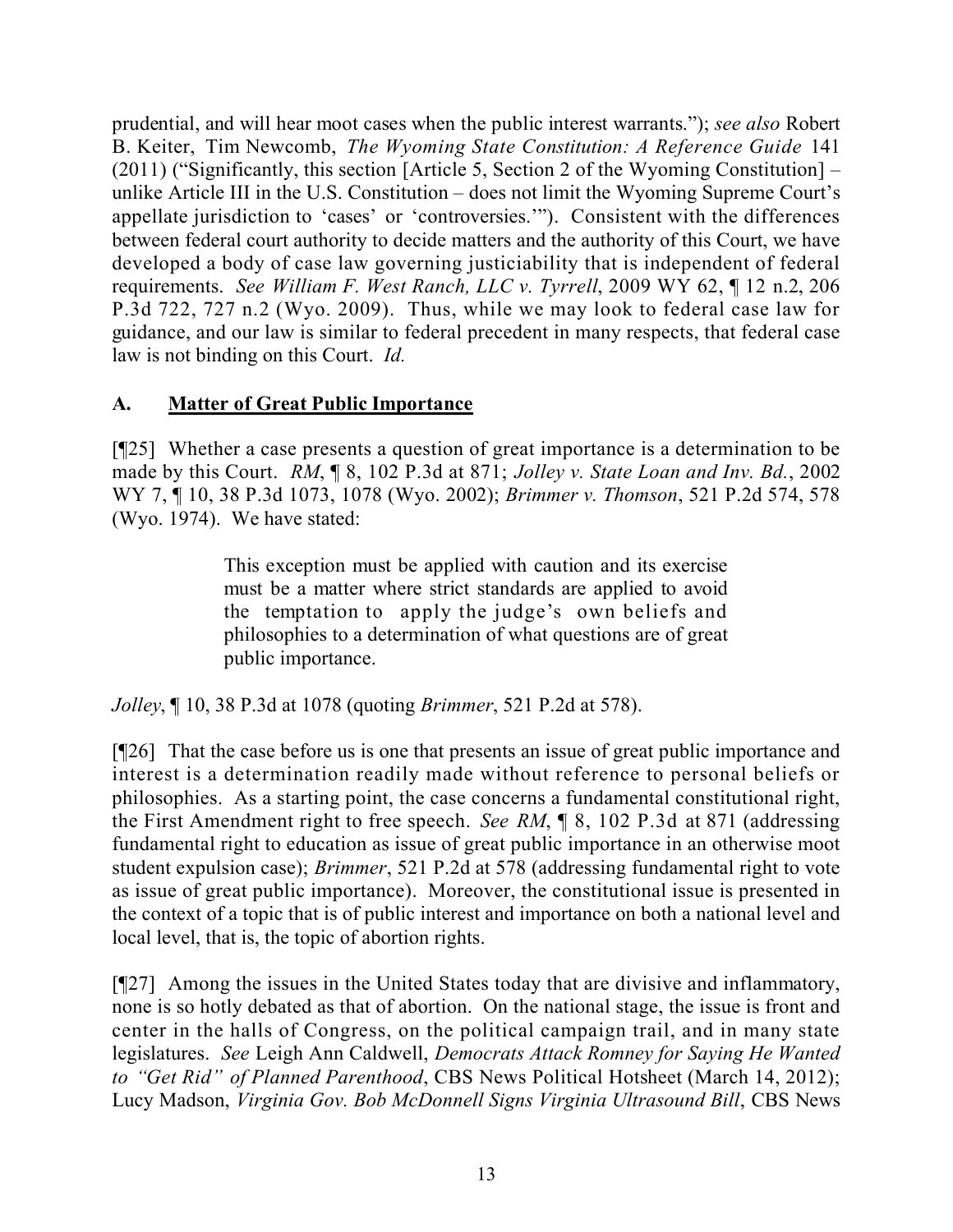prudential, and will hear moot cases when the public interest warrants."); *see also* Robert B. Keiter, Tim Newcomb, *The Wyoming State Constitution: A Reference Guide* 141 (2011) ("Significantly, this section [Article 5, Section 2 of the Wyoming Constitution] – unlike Article III in the U.S. Constitution – does not limit the Wyoming Supreme Court's appellate jurisdiction to 'cases' or 'controversies.'"). Consistent with the differences between federal court authority to decide matters and the authority of this Court, we have developed a body of case law governing justiciability that is independent of federal requirements. *See William F. West Ranch, LLC v. Tyrrell*, 2009 WY 62, ¶ 12 n.2, 206 P.3d 722, 727 n.2 (Wyo. 2009). Thus, while we may look to federal case law for guidance, and our law is similar to federal precedent in many respects, that federal case law is not binding on this Court. *Id.*

## A. Matter of Great Public Importance

[¶25] Whether a case presents a question of great importance is a determination to be made by this Court. *RM*, ¶ 8, 102 P.3d at 871; *Jolley v. State Loan and Inv. Bd.*, 2002 WY 7, ¶ 10, 38 P.3d 1073, 1078 (Wyo. 2002); *Brimmer v. Thomson*, 521 P.2d 574, 578 (Wyo. 1974). We have stated:

> This exception must be applied with caution and its exercise must be a matter where strict standards are applied to avoid the temptation to apply the judge's own beliefs and philosophies to a determination of what questions are of great public importance.

*Jolley*, ¶ 10, 38 P.3d at 1078 (quoting *Brimmer*, 521 P.2d at 578).

[¶26] That the case before us is one that presents an issue of great public importance and interest is a determination readily made without reference to personal beliefs or philosophies. As a starting point, the case concerns a fundamental constitutional right, the First Amendment right to free speech. *See RM*, ¶ 8, 102 P.3d at 871 (addressing fundamental right to education as issue of great public importance in an otherwise moot student expulsion case); *Brimmer*, 521 P.2d at 578 (addressing fundamental right to vote as issue of great public importance). Moreover, the constitutional issue is presented in the context of a topic that is of public interest and importance on both a national level and local level, that is, the topic of abortion rights.

[¶27] Among the issues in the United States today that are divisive and inflammatory, none is so hotly debated as that of abortion. On the national stage, the issue is front and center in the halls of Congress, on the political campaign trail, and in many state legislatures. *See* Leigh Ann Caldwell, *Democrats Attack Romney for Saying He Wanted to "Get Rid" of Planned Parenthood*, CBS News Political Hotsheet (March 14, 2012); Lucy Madson, *Virginia Gov. Bob McDonnell Signs Virginia Ultrasound Bill*, CBS News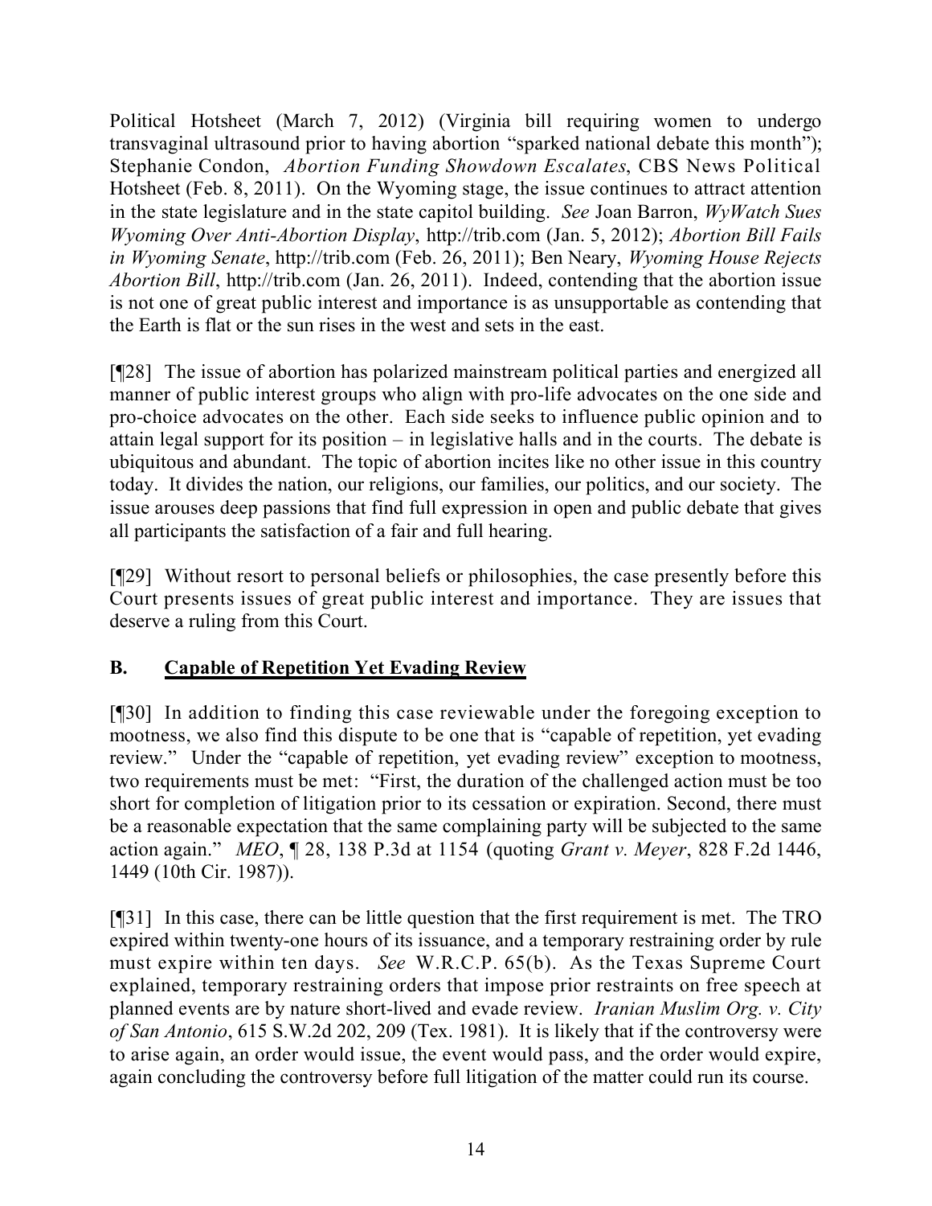Political Hotsheet (March 7, 2012) (Virginia bill requiring women to undergo transvaginal ultrasound prior to having abortion "sparked national debate this month"); Stephanie Condon, *Abortion Funding Showdown Escalates*, CBS News Political Hotsheet (Feb. 8, 2011). On the Wyoming stage, the issue continues to attract attention in the state legislature and in the state capitol building. *See* Joan Barron, *WyWatch Sues Wyoming Over Anti-Abortion Display*, http://trib.com (Jan. 5, 2012); *Abortion Bill Fails in Wyoming Senate*, http://trib.com (Feb. 26, 2011); Ben Neary, *Wyoming House Rejects Abortion Bill*, http://trib.com (Jan. 26, 2011). Indeed, contending that the abortion issue is not one of great public interest and importance is as unsupportable as contending that the Earth is flat or the sun rises in the west and sets in the east.

[¶28] The issue of abortion has polarized mainstream political parties and energized all manner of public interest groups who align with pro-life advocates on the one side and pro-choice advocates on the other. Each side seeks to influence public opinion and to attain legal support for its position – in legislative halls and in the courts. The debate is ubiquitous and abundant. The topic of abortion incites like no other issue in this country today. It divides the nation, our religions, our families, our politics, and our society. The issue arouses deep passions that find full expression in open and public debate that gives all participants the satisfaction of a fair and full hearing.

[¶29] Without resort to personal beliefs or philosophies, the case presently before this Court presents issues of great public interest and importance. They are issues that deserve a ruling from this Court.

## B. Capable of Repetition Yet Evading Review

[¶30] In addition to finding this case reviewable under the foregoing exception to mootness, we also find this dispute to be one that is "capable of repetition, yet evading review." Under the "capable of repetition, yet evading review" exception to mootness, two requirements must be met: "First, the duration of the challenged action must be too short for completion of litigation prior to its cessation or expiration. Second, there must be a reasonable expectation that the same complaining party will be subjected to the same action again." *MEO*, ¶ 28, 138 P.3d at 1154 (quoting *Grant v. Meyer*, 828 F.2d 1446, 1449 (10th Cir. 1987)).

[¶31] In this case, there can be little question that the first requirement is met. The TRO expired within twenty-one hours of its issuance, and a temporary restraining order by rule must expire within ten days. *See* W.R.C.P. 65(b). As the Texas Supreme Court explained, temporary restraining orders that impose prior restraints on free speech at planned events are by nature short-lived and evade review. *Iranian Muslim Org. v. City of San Antonio*, 615 S.W.2d 202, 209 (Tex. 1981). It is likely that if the controversy were to arise again, an order would issue, the event would pass, and the order would expire, again concluding the controversy before full litigation of the matter could run its course.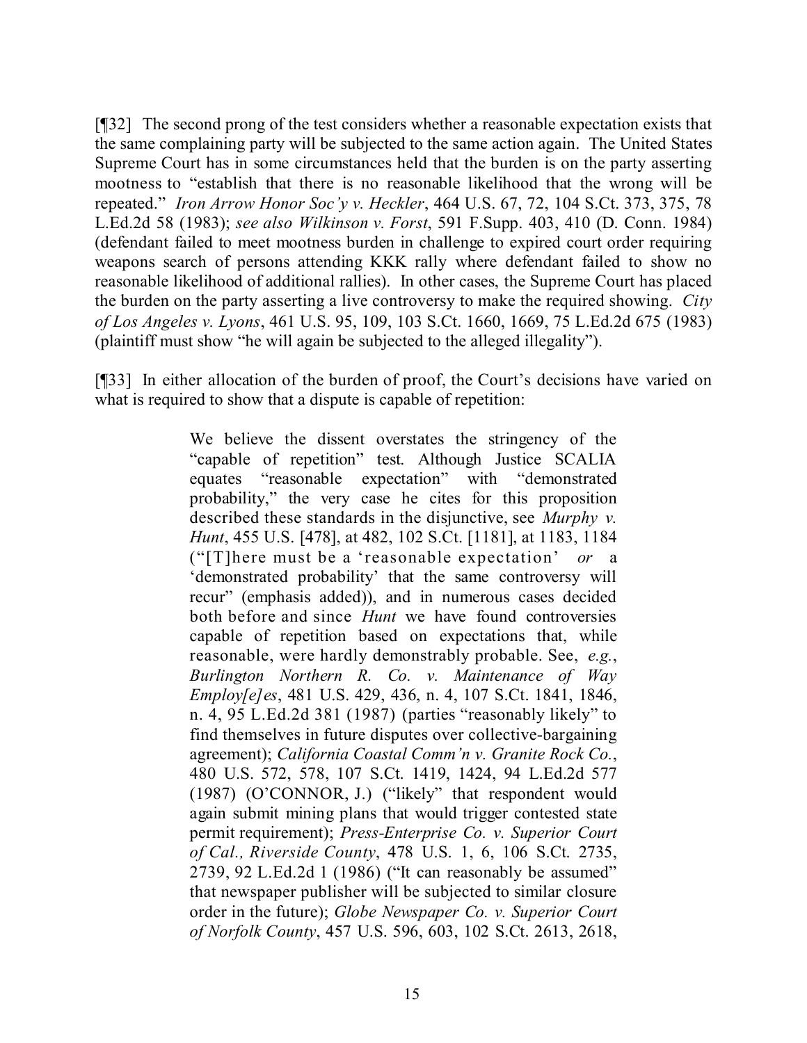[¶32] The second prong of the test considers whether a reasonable expectation exists that the same complaining party will be subjected to the same action again. The United States Supreme Court has in some circumstances held that the burden is on the party asserting mootness to "establish that there is no reasonable likelihood that the wrong will be repeated." *Iron Arrow Honor Soc'y v. Heckler*, 464 U.S. 67, 72, 104 S.Ct. 373, 375, 78 L.Ed.2d 58 (1983); *see also Wilkinson v. Forst*, 591 F.Supp. 403, 410 (D. Conn. 1984) (defendant failed to meet mootness burden in challenge to expired court order requiring weapons search of persons attending KKK rally where defendant failed to show no reasonable likelihood of additional rallies). In other cases, the Supreme Court has placed the burden on the party asserting a live controversy to make the required showing. *City of Los Angeles v. Lyons*, 461 U.S. 95, 109, 103 S.Ct. 1660, 1669, 75 L.Ed.2d 675 (1983) (plaintiff must show "he will again be subjected to the alleged illegality").

[¶33] In either allocation of the burden of proof, the Court's decisions have varied on what is required to show that a dispute is capable of repetition:

> We believe the dissent overstates the stringency of the "capable of repetition" test. Although Justice SCALIA equates "reasonable expectation" with "demonstrated probability," the very case he cites for this proposition described these standards in the disjunctive, see *Murphy v. Hunt*, 455 U.S. [478], at 482, 102 S.Ct. [1181], at 1183, 1184 ("[T]here must be a 'reasonable expectation' *or* a 'demonstrated probability' that the same controversy will recur" (emphasis added)), and in numerous cases decided both before and since *Hunt* we have found controversies capable of repetition based on expectations that, while reasonable, were hardly demonstrably probable. See, *e.g.*, *Burlington Northern R. Co. v. Maintenance of Way Employ[e]es*, 481 U.S. 429, 436, n. 4, 107 S.Ct. 1841, 1846, n. 4, 95 L.Ed.2d 381 (1987) (parties "reasonably likely" to find themselves in future disputes over collective-bargaining agreement); *California Coastal Comm'n v. Granite Rock Co.*, 480 U.S. 572, 578, 107 S.Ct. 1419, 1424, 94 L.Ed.2d 577 (1987) (O'CONNOR, J.) ("likely" that respondent would again submit mining plans that would trigger contested state permit requirement); *Press-Enterprise Co. v. Superior Court of Cal., Riverside County*, 478 U.S. 1, 6, 106 S.Ct. 2735, 2739, 92 L.Ed.2d 1 (1986) ("It can reasonably be assumed" that newspaper publisher will be subjected to similar closure order in the future); *Globe Newspaper Co. v. Superior Court of Norfolk County*, 457 U.S. 596, 603, 102 S.Ct. 2613, 2618,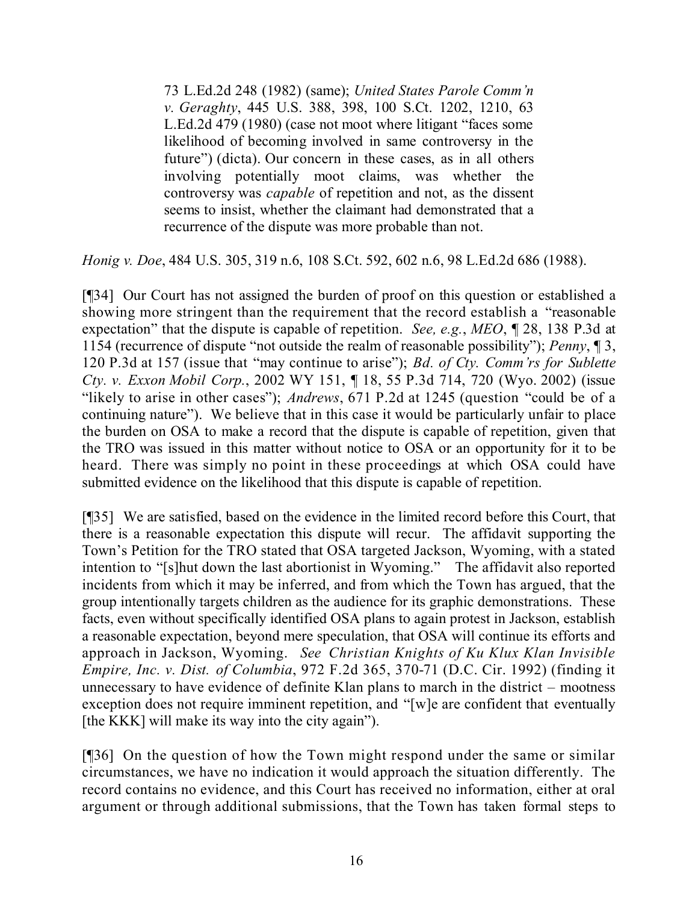> 73 L.Ed.2d 248 (1982) (same); *United States Parole Comm'n v. Geraghty*, 445 U.S. 388, 398, 100 S.Ct. 1202, 1210, 63 L.Ed.2d 479 (1980) (case not moot where litigant "faces some likelihood of becoming involved in same controversy in the future") (dicta). Our concern in these cases, as in all others involving potentially moot claims, was whether the controversy was *capable* of repetition and not, as the dissent seems to insist, whether the claimant had demonstrated that a recurrence of the dispute was more probable than not.

*Honig v. Doe*, 484 U.S. 305, 319 n.6, 108 S.Ct. 592, 602 n.6, 98 L.Ed.2d 686 (1988).

[¶34] Our Court has not assigned the burden of proof on this question or established a showing more stringent than the requirement that the record establish a "reasonable expectation" that the dispute is capable of repetition. *See, e.g.*, *MEO*, ¶ 28, 138 P.3d at 1154 (recurrence of dispute "not outside the realm of reasonable possibility"); *Penny*, ¶ 3, 120 P.3d at 157 (issue that "may continue to arise"); *Bd. of Cty. Comm'rs for Sublette Cty. v. Exxon Mobil Corp.*, 2002 WY 151, ¶ 18, 55 P.3d 714, 720 (Wyo. 2002) (issue "likely to arise in other cases"); *Andrews*, 671 P.2d at 1245 (question "could be of a continuing nature"). We believe that in this case it would be particularly unfair to place the burden on OSA to make a record that the dispute is capable of repetition, given that the TRO was issued in this matter without notice to OSA or an opportunity for it to be heard. There was simply no point in these proceedings at which OSA could have submitted evidence on the likelihood that this dispute is capable of repetition.

[¶35] We are satisfied, based on the evidence in the limited record before this Court, that there is a reasonable expectation this dispute will recur. The affidavit supporting the Town's Petition for the TRO stated that OSA targeted Jackson, Wyoming, with a stated intention to "[s]hut down the last abortionist in Wyoming." The affidavit also reported incidents from which it may be inferred, and from which the Town has argued, that the group intentionally targets children as the audience for its graphic demonstrations. These facts, even without specifically identified OSA plans to again protest in Jackson, establish a reasonable expectation, beyond mere speculation, that OSA will continue its efforts and approach in Jackson, Wyoming. *See Christian Knights of Ku Klux Klan Invisible Empire, Inc. v. Dist. of Columbia*, 972 F.2d 365, 370-71 (D.C. Cir. 1992) (finding it unnecessary to have evidence of definite Klan plans to march in the district – mootness exception does not require imminent repetition, and "[w]e are confident that eventually [the KKK] will make its way into the city again").

[¶36] On the question of how the Town might respond under the same or similar circumstances, we have no indication it would approach the situation differently. The record contains no evidence, and this Court has received no information, either at oral argument or through additional submissions, that the Town has taken formal steps to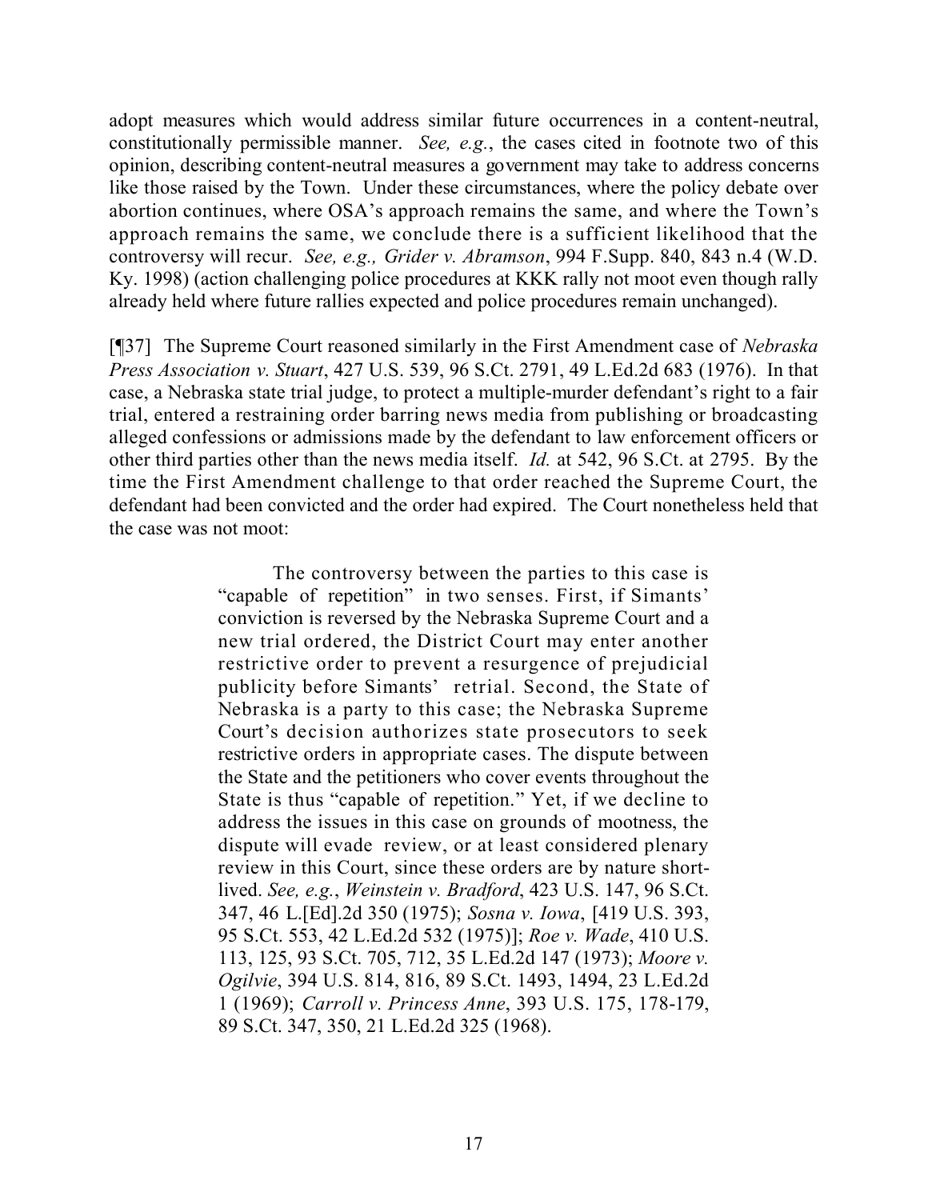adopt measures which would address similar future occurrences in a content-neutral, constitutionally permissible manner. *See, e.g.*, the cases cited in footnote two of this opinion, describing content-neutral measures a government may take to address concerns like those raised by the Town. Under these circumstances, where the policy debate over abortion continues, where OSA's approach remains the same, and where the Town's approach remains the same, we conclude there is a sufficient likelihood that the controversy will recur. *See, e.g., Grider v. Abramson*, 994 F.Supp. 840, 843 n.4 (W.D. Ky. 1998) (action challenging police procedures at KKK rally not moot even though rally already held where future rallies expected and police procedures remain unchanged).

[¶37] The Supreme Court reasoned similarly in the First Amendment case of *Nebraska Press Association v. Stuart*, 427 U.S. 539, 96 S.Ct. 2791, 49 L.Ed.2d 683 (1976). In that case, a Nebraska state trial judge, to protect a multiple-murder defendant's right to a fair trial, entered a restraining order barring news media from publishing or broadcasting alleged confessions or admissions made by the defendant to law enforcement officers or other third parties other than the news media itself. *Id.* at 542, 96 S.Ct. at 2795. By the time the First Amendment challenge to that order reached the Supreme Court, the defendant had been convicted and the order had expired. The Court nonetheless held that the case was not moot:

> The controversy between the parties to this case is "capable of repetition" in two senses. First, if Simants' conviction is reversed by the Nebraska Supreme Court and a new trial ordered, the District Court may enter another restrictive order to prevent a resurgence of prejudicial publicity before Simants' retrial. Second, the State of Nebraska is a party to this case; the Nebraska Supreme Court's decision authorizes state prosecutors to seek restrictive orders in appropriate cases. The dispute between the State and the petitioners who cover events throughout the State is thus "capable of repetition." Yet, if we decline to address the issues in this case on grounds of mootness, the dispute will evade review, or at least considered plenary review in this Court, since these orders are by nature short-lived. *See, e.g.*, *Weinstein v. Bradford*, 423 U.S. 147, 96 S.Ct. 347, 46 L.[Ed].2d 350 (1975); *Sosna v. Iowa*, [419 U.S. 393, 95 S.Ct. 553, 42 L.Ed.2d 532 (1975)]; *Roe v. Wade*, 410 U.S. 113, 125, 93 S.Ct. 705, 712, 35 L.Ed.2d 147 (1973); *Moore v. Ogilvie*, 394 U.S. 814, 816, 89 S.Ct. 1493, 1494, 23 L.Ed.2d 1 (1969); *Carroll v. Princess Anne*, 393 U.S. 175, 178-179, 89 S.Ct. 347, 350, 21 L.Ed.2d 325 (1968).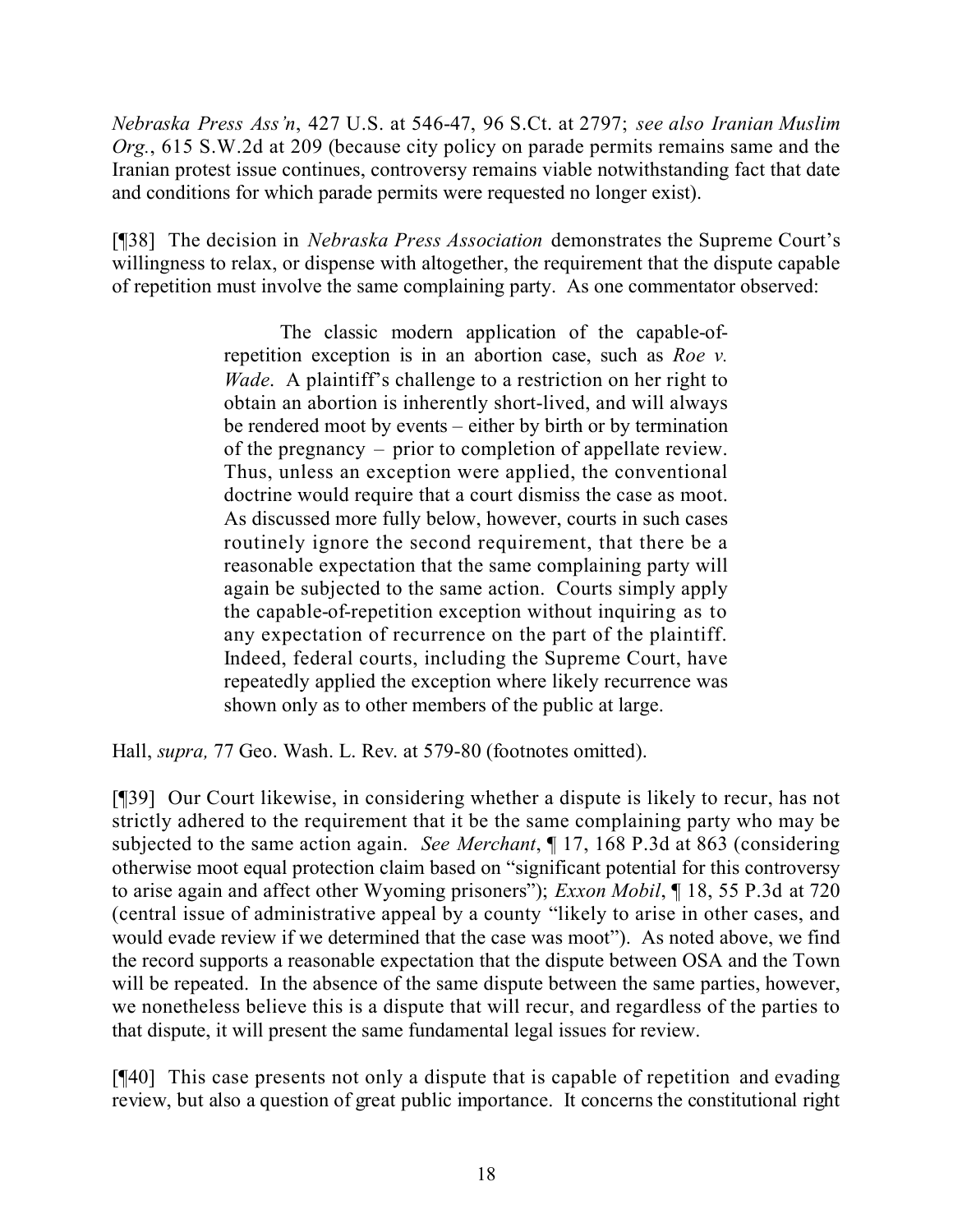*Nebraska Press Ass'n*, 427 U.S. at 546-47, 96 S.Ct. at 2797; *see also Iranian Muslim Org.*, 615 S.W.2d at 209 (because city policy on parade permits remains same and the Iranian protest issue continues, controversy remains viable notwithstanding fact that date and conditions for which parade permits were requested no longer exist).

[¶38] The decision in *Nebraska Press Association* demonstrates the Supreme Court's willingness to relax, or dispense with altogether, the requirement that the dispute capable of repetition must involve the same complaining party. As one commentator observed:

> The classic modern application of the capable-of-repetition exception is in an abortion case, such as *Roe v. Wade*. A plaintiff's challenge to a restriction on her right to obtain an abortion is inherently short-lived, and will always be rendered moot by events – either by birth or by termination of the pregnancy – prior to completion of appellate review. Thus, unless an exception were applied, the conventional doctrine would require that a court dismiss the case as moot. As discussed more fully below, however, courts in such cases routinely ignore the second requirement, that there be a reasonable expectation that the same complaining party will again be subjected to the same action. Courts simply apply the capable-of-repetition exception without inquiring as to any expectation of recurrence on the part of the plaintiff. Indeed, federal courts, including the Supreme Court, have repeatedly applied the exception where likely recurrence was shown only as to other members of the public at large.

Hall, *supra,* 77 Geo. Wash. L. Rev. at 579-80 (footnotes omitted).

[¶39] Our Court likewise, in considering whether a dispute is likely to recur, has not strictly adhered to the requirement that it be the same complaining party who may be subjected to the same action again. *See Merchant*, ¶ 17, 168 P.3d at 863 (considering otherwise moot equal protection claim based on "significant potential for this controversy to arise again and affect other Wyoming prisoners"); *Exxon Mobil*, ¶ 18, 55 P.3d at 720 (central issue of administrative appeal by a county "likely to arise in other cases, and would evade review if we determined that the case was moot"). As noted above, we find the record supports a reasonable expectation that the dispute between OSA and the Town will be repeated. In the absence of the same dispute between the same parties, however, we nonetheless believe this is a dispute that will recur, and regardless of the parties to that dispute, it will present the same fundamental legal issues for review.

[¶40] This case presents not only a dispute that is capable of repetition and evading review, but also a question of great public importance. It concerns the constitutional right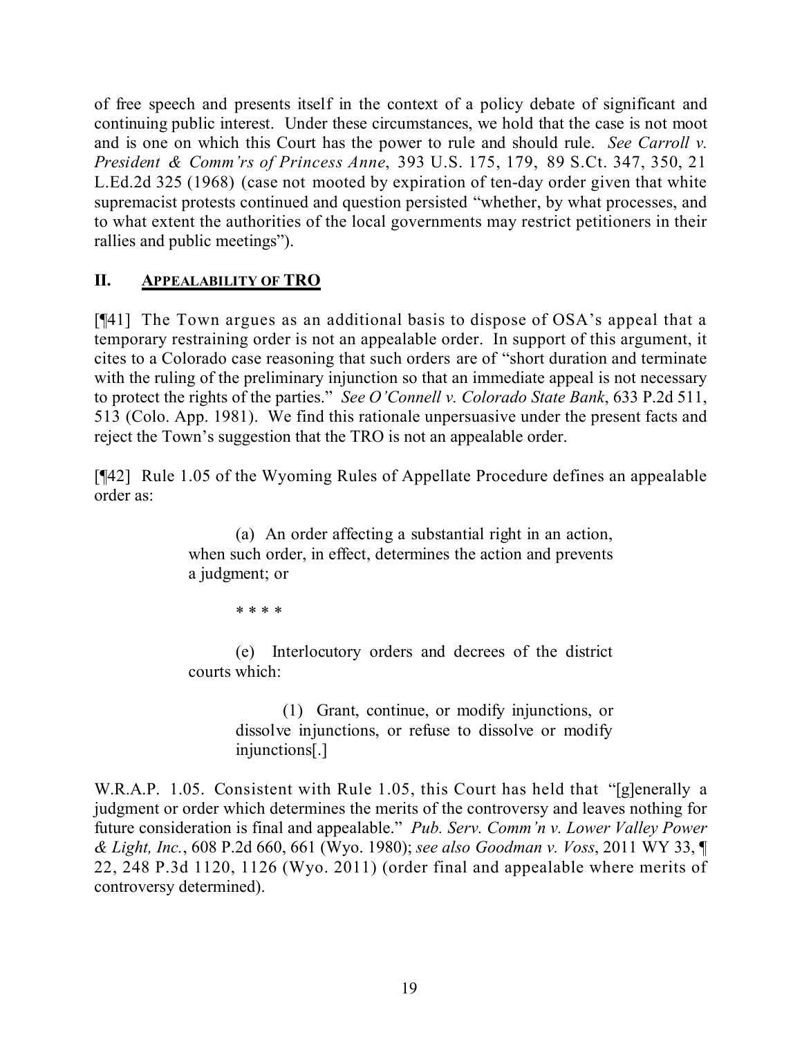of free speech and presents itself in the context of a policy debate of significant and continuing public interest. Under these circumstances, we hold that the case is not moot and is one on which this Court has the power to rule and should rule. *See Carroll v. President & Comm'rs of Princess Anne*, 393 U.S. 175, 179, 89 S.Ct. 347, 350, 21 L.Ed.2d 325 (1968) (case not mooted by expiration of ten-day order given that white supremacist protests continued and question persisted "whether, by what processes, and to what extent the authorities of the local governments may restrict petitioners in their rallies and public meetings").

## II. APPEALABILITY OF TRO

[¶41] The Town argues as an additional basis to dispose of OSA's appeal that a temporary restraining order is not an appealable order. In support of this argument, it cites to a Colorado case reasoning that such orders are of "short duration and terminate with the ruling of the preliminary injunction so that an immediate appeal is not necessary to protect the rights of the parties." *See O'Connell v. Colorado State Bank*, 633 P.2d 511, 513 (Colo. App. 1981). We find this rationale unpersuasive under the present facts and reject the Town's suggestion that the TRO is not an appealable order.

[¶42] Rule 1.05 of the Wyoming Rules of Appellate Procedure defines an appealable order as:

> (a) An order affecting a substantial right in an action, when such order, in effect, determines the action and prevents a judgment; or
>
> * * * *
>
> (e) Interlocutory orders and decrees of the district courts which:
>
> > (1) Grant, continue, or modify injunctions, or dissolve injunctions, or refuse to dissolve or modify injunctions[.]

W.R.A.P. 1.05. Consistent with Rule 1.05, this Court has held that "[g]enerally a judgment or order which determines the merits of the controversy and leaves nothing for future consideration is final and appealable." *Pub. Serv. Comm'n v. Lower Valley Power & Light, Inc.*, 608 P.2d 660, 661 (Wyo. 1980); *see also Goodman v. Voss*, 2011 WY 33, ¶ 22, 248 P.3d 1120, 1126 (Wyo. 2011) (order final and appealable where merits of controversy determined).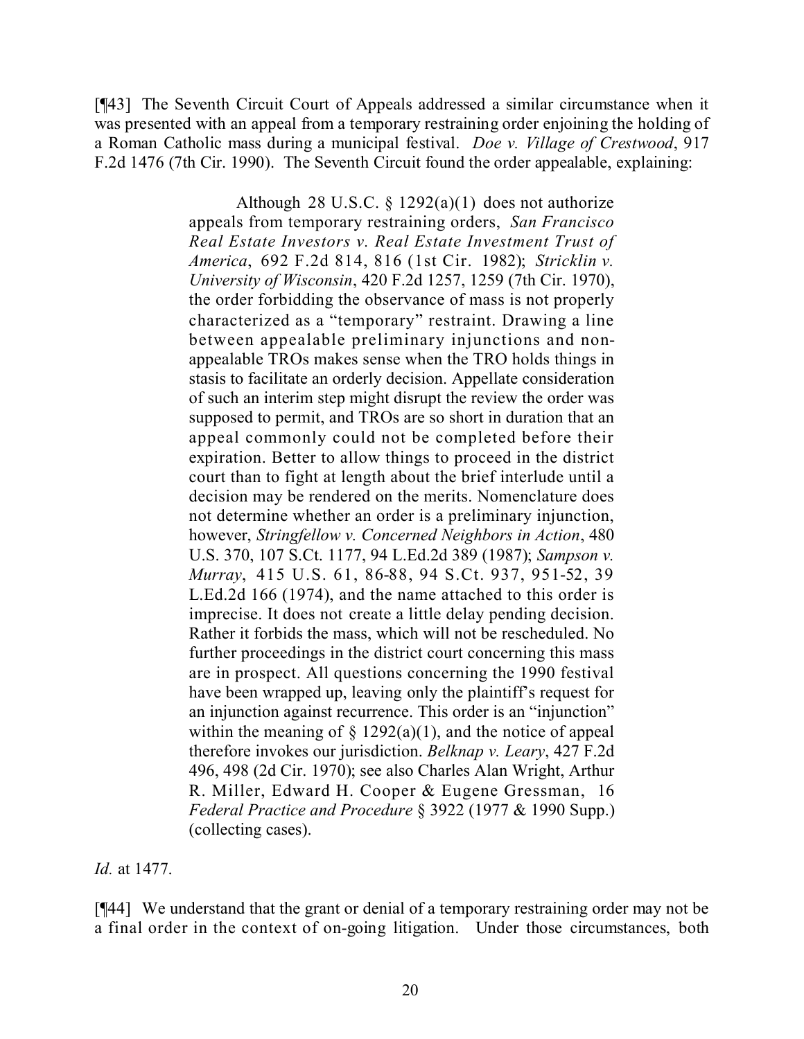[¶43] The Seventh Circuit Court of Appeals addressed a similar circumstance when it was presented with an appeal from a temporary restraining order enjoining the holding of a Roman Catholic mass during a municipal festival. *Doe v. Village of Crestwood*, 917 F.2d 1476 (7th Cir. 1990). The Seventh Circuit found the order appealable, explaining:

> Although 28 U.S.C. § 1292(a)(1) does not authorize appeals from temporary restraining orders, *San Francisco Real Estate Investors v. Real Estate Investment Trust of America*, 692 F.2d 814, 816 (1st Cir. 1982); *Stricklin v. University of Wisconsin*, 420 F.2d 1257, 1259 (7th Cir. 1970), the order forbidding the observance of mass is not properly characterized as a "temporary" restraint. Drawing a line between appealable preliminary injunctions and non-appealable TROs makes sense when the TRO holds things in stasis to facilitate an orderly decision. Appellate consideration of such an interim step might disrupt the review the order was supposed to permit, and TROs are so short in duration that an appeal commonly could not be completed before their expiration. Better to allow things to proceed in the district court than to fight at length about the brief interlude until a decision may be rendered on the merits. Nomenclature does not determine whether an order is a preliminary injunction, however, *Stringfellow v. Concerned Neighbors in Action*, 480 U.S. 370, 107 S.Ct. 1177, 94 L.Ed.2d 389 (1987); *Sampson v. Murray*, 415 U.S. 61, 86-88, 94 S.Ct. 937, 951-52, 39 L.Ed.2d 166 (1974), and the name attached to this order is imprecise. It does not create a little delay pending decision. Rather it forbids the mass, which will not be rescheduled. No further proceedings in the district court concerning this mass are in prospect. All questions concerning the 1990 festival have been wrapped up, leaving only the plaintiff's request for an injunction against recurrence. This order is an "injunction" within the meaning of § 1292(a)(1), and the notice of appeal therefore invokes our jurisdiction. *Belknap v. Leary*, 427 F.2d 496, 498 (2d Cir. 1970); see also Charles Alan Wright, Arthur R. Miller, Edward H. Cooper & Eugene Gressman, 16 *Federal Practice and Procedure* § 3922 (1977 & 1990 Supp.) (collecting cases).

*Id.* at 1477.

[¶44] We understand that the grant or denial of a temporary restraining order may not be a final order in the context of on-going litigation. Under those circumstances, both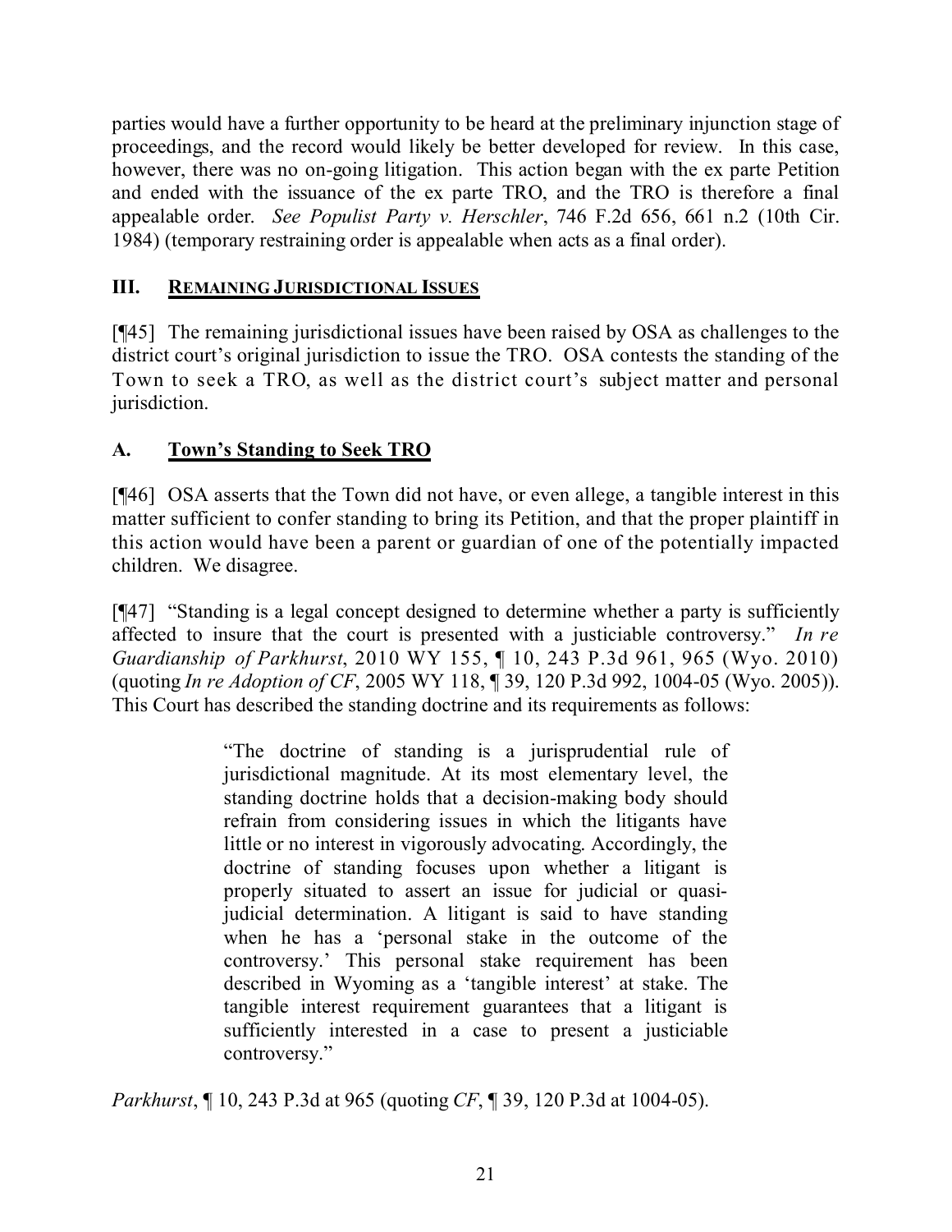parties would have a further opportunity to be heard at the preliminary injunction stage of proceedings, and the record would likely be better developed for review. In this case, however, there was no on-going litigation. This action began with the ex parte Petition and ended with the issuance of the ex parte TRO, and the TRO is therefore a final appealable order. *See Populist Party v. Herschler*, 746 F.2d 656, 661 n.2 (10th Cir. 1984) (temporary restraining order is appealable when acts as a final order).

## III. REMAINING JURISDICTIONAL ISSUES

[¶45] The remaining jurisdictional issues have been raised by OSA as challenges to the district court's original jurisdiction to issue the TRO. OSA contests the standing of the Town to seek a TRO, as well as the district court's subject matter and personal jurisdiction.

### A. Town's Standing to Seek TRO

[¶46] OSA asserts that the Town did not have, or even allege, a tangible interest in this matter sufficient to confer standing to bring its Petition, and that the proper plaintiff in this action would have been a parent or guardian of one of the potentially impacted children. We disagree.

[¶47] "Standing is a legal concept designed to determine whether a party is sufficiently affected to insure that the court is presented with a justiciable controversy." *In re Guardianship of Parkhurst*, 2010 WY 155, ¶ 10, 243 P.3d 961, 965 (Wyo. 2010) (quoting *In re Adoption of CF*, 2005 WY 118, ¶ 39, 120 P.3d 992, 1004-05 (Wyo. 2005)). This Court has described the standing doctrine and its requirements as follows:

> "The doctrine of standing is a jurisprudential rule of jurisdictional magnitude. At its most elementary level, the standing doctrine holds that a decision-making body should refrain from considering issues in which the litigants have little or no interest in vigorously advocating. Accordingly, the doctrine of standing focuses upon whether a litigant is properly situated to assert an issue for judicial or quasi-judicial determination. A litigant is said to have standing when he has a 'personal stake in the outcome of the controversy.' This personal stake requirement has been described in Wyoming as a 'tangible interest' at stake. The tangible interest requirement guarantees that a litigant is sufficiently interested in a case to present a justiciable controversy."

*Parkhurst*, ¶ 10, 243 P.3d at 965 (quoting *CF*, ¶ 39, 120 P.3d at 1004-05).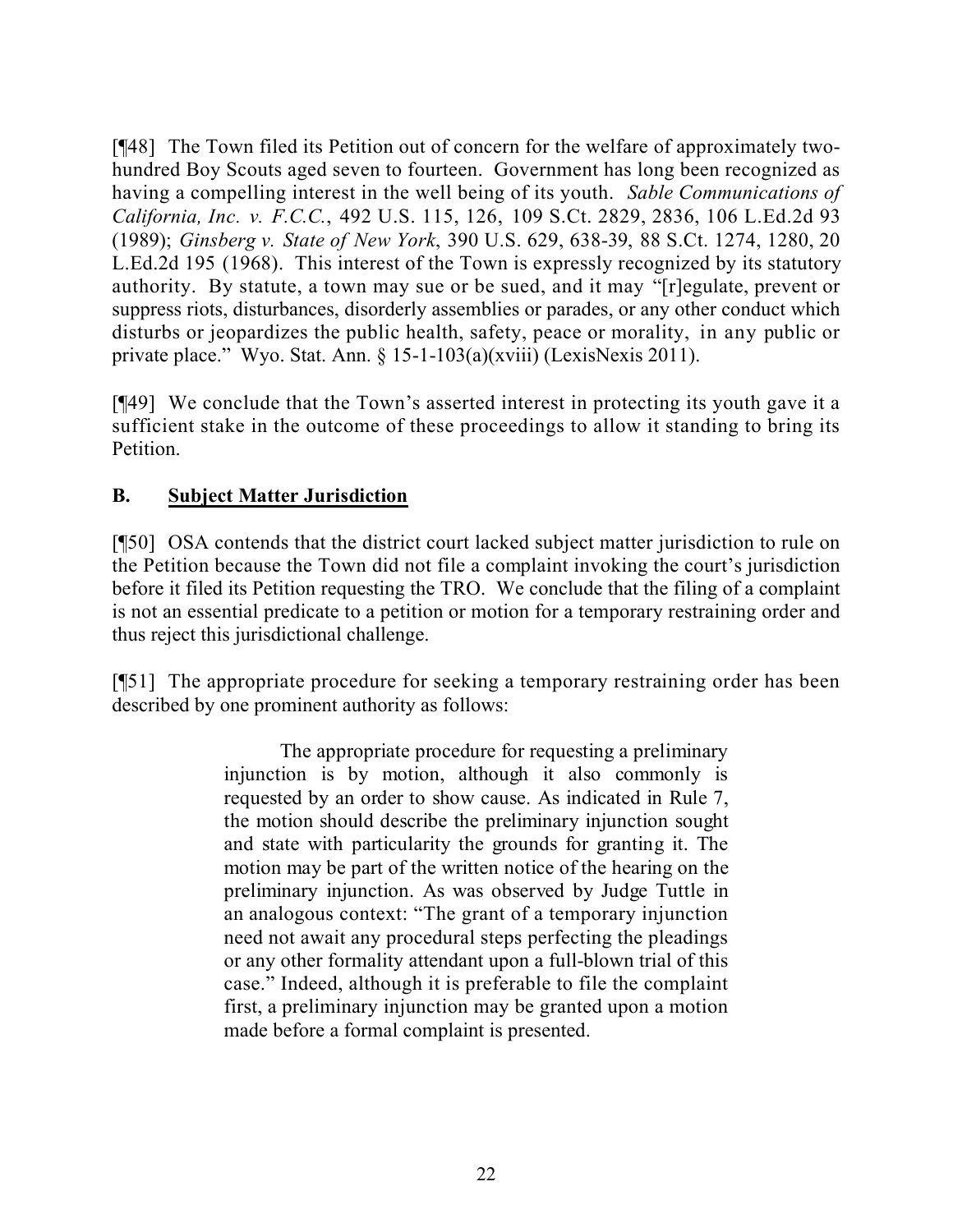[¶48] The Town filed its Petition out of concern for the welfare of approximately two-hundred Boy Scouts aged seven to fourteen. Government has long been recognized as having a compelling interest in the well being of its youth. *Sable Communications of California, Inc. v. F.C.C.*, 492 U.S. 115, 126, 109 S.Ct. 2829, 2836, 106 L.Ed.2d 93 (1989); *Ginsberg v. State of New York*, 390 U.S. 629, 638-39, 88 S.Ct. 1274, 1280, 20 L.Ed.2d 195 (1968). This interest of the Town is expressly recognized by its statutory authority. By statute, a town may sue or be sued, and it may "[r]egulate, prevent or suppress riots, disturbances, disorderly assemblies or parades, or any other conduct which disturbs or jeopardizes the public health, safety, peace or morality, in any public or private place." Wyo. Stat. Ann. § 15-1-103(a)(xviii) (LexisNexis 2011).

[¶49] We conclude that the Town's asserted interest in protecting its youth gave it a sufficient stake in the outcome of these proceedings to allow it standing to bring its Petition.

## B. Subject Matter Jurisdiction

[¶50] OSA contends that the district court lacked subject matter jurisdiction to rule on the Petition because the Town did not file a complaint invoking the court's jurisdiction before it filed its Petition requesting the TRO. We conclude that the filing of a complaint is not an essential predicate to a petition or motion for a temporary restraining order and thus reject this jurisdictional challenge.

[¶51] The appropriate procedure for seeking a temporary restraining order has been described by one prominent authority as follows:

> The appropriate procedure for requesting a preliminary injunction is by motion, although it also commonly is requested by an order to show cause. As indicated in Rule 7, the motion should describe the preliminary injunction sought and state with particularity the grounds for granting it. The motion may be part of the written notice of the hearing on the preliminary injunction. As was observed by Judge Tuttle in an analogous context: "The grant of a temporary injunction need not await any procedural steps perfecting the pleadings or any other formality attendant upon a full-blown trial of this case." Indeed, although it is preferable to file the complaint first, a preliminary injunction may be granted upon a motion made before a formal complaint is presented.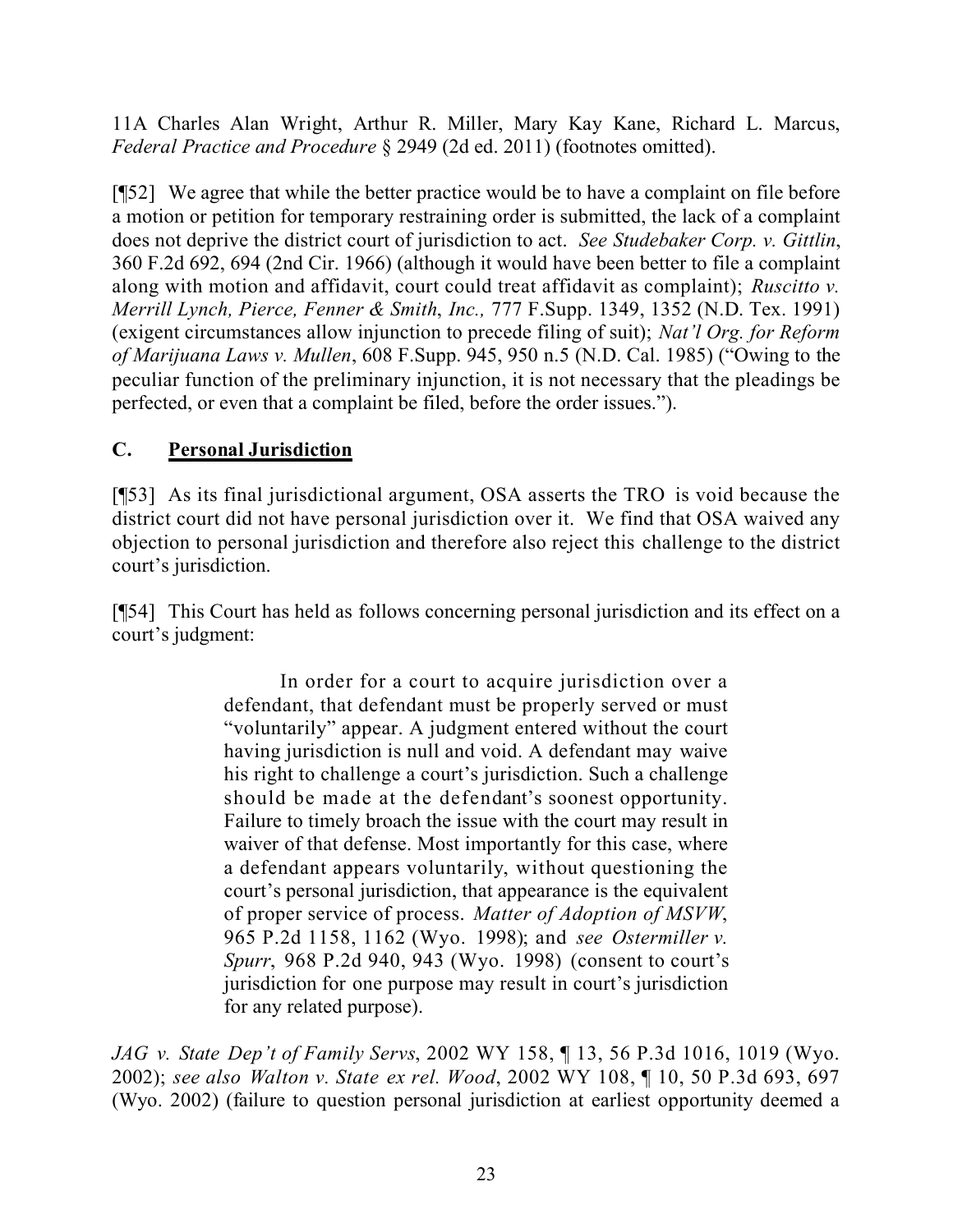11A Charles Alan Wright, Arthur R. Miller, Mary Kay Kane, Richard L. Marcus, *Federal Practice and Procedure* § 2949 (2d ed. 2011) (footnotes omitted).

[¶52] We agree that while the better practice would be to have a complaint on file before a motion or petition for temporary restraining order is submitted, the lack of a complaint does not deprive the district court of jurisdiction to act. *See Studebaker Corp. v. Gittlin*, 360 F.2d 692, 694 (2nd Cir. 1966) (although it would have been better to file a complaint along with motion and affidavit, court could treat affidavit as complaint); *Ruscitto v. Merrill Lynch, Pierce, Fenner & Smith, Inc.,* 777 F.Supp. 1349, 1352 (N.D. Tex. 1991) (exigent circumstances allow injunction to precede filing of suit); *Nat'l Org. for Reform of Marijuana Laws v. Mullen*, 608 F.Supp. 945, 950 n.5 (N.D. Cal. 1985) ("Owing to the peculiar function of the preliminary injunction, it is not necessary that the pleadings be perfected, or even that a complaint be filed, before the order issues.").

## C. Personal Jurisdiction

[¶53] As its final jurisdictional argument, OSA asserts the TRO is void because the district court did not have personal jurisdiction over it. We find that OSA waived any objection to personal jurisdiction and therefore also reject this challenge to the district court's jurisdiction.

[¶54] This Court has held as follows concerning personal jurisdiction and its effect on a court's judgment:

> In order for a court to acquire jurisdiction over a defendant, that defendant must be properly served or must "voluntarily" appear. A judgment entered without the court having jurisdiction is null and void. A defendant may waive his right to challenge a court's jurisdiction. Such a challenge should be made at the defendant's soonest opportunity. Failure to timely broach the issue with the court may result in waiver of that defense. Most importantly for this case, where a defendant appears voluntarily, without questioning the court's personal jurisdiction, that appearance is the equivalent of proper service of process. *Matter of Adoption of MSVW*, 965 P.2d 1158, 1162 (Wyo. 1998); and *see Ostermiller v. Spurr*, 968 P.2d 940, 943 (Wyo. 1998) (consent to court's jurisdiction for one purpose may result in court's jurisdiction for any related purpose).

*JAG v. State Dep't of Family Servs*, 2002 WY 158, ¶ 13, 56 P.3d 1016, 1019 (Wyo. 2002); *see also Walton v. State ex rel. Wood*, 2002 WY 108, ¶ 10, 50 P.3d 693, 697 (Wyo. 2002) (failure to question personal jurisdiction at earliest opportunity deemed a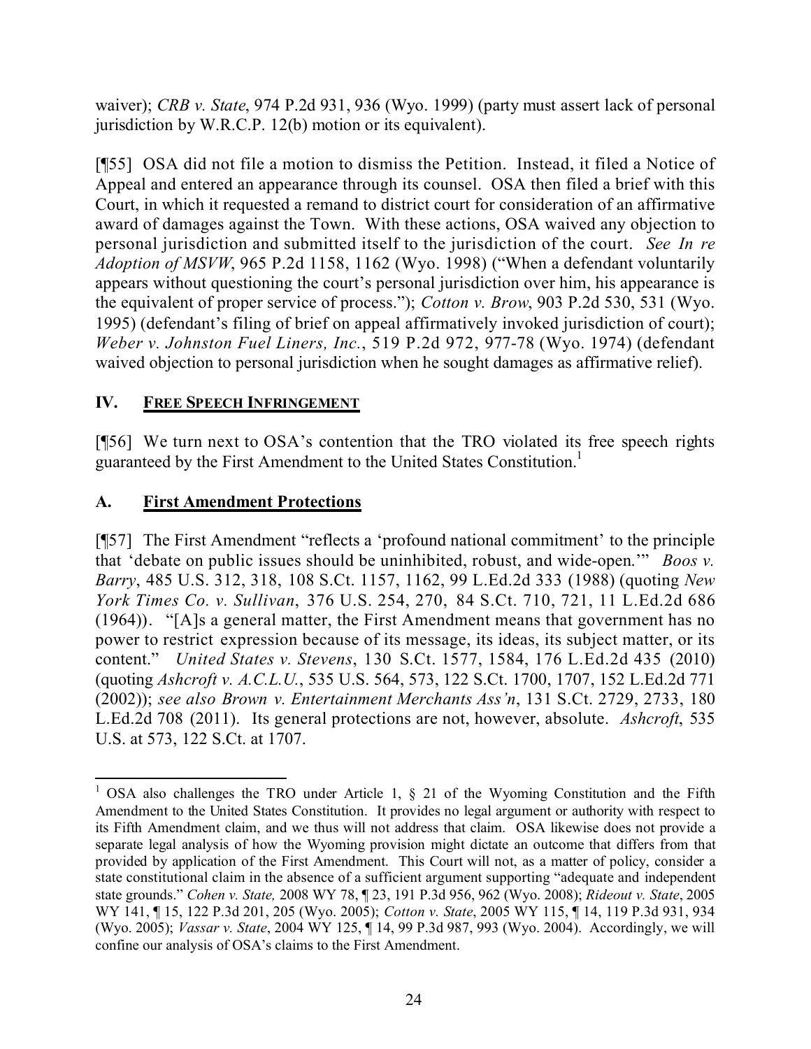waiver); *CRB v. State*, 974 P.2d 931, 936 (Wyo. 1999) (party must assert lack of personal jurisdiction by W.R.C.P. 12(b) motion or its equivalent).

[¶55] OSA did not file a motion to dismiss the Petition. Instead, it filed a Notice of Appeal and entered an appearance through its counsel. OSA then filed a brief with this Court, in which it requested a remand to district court for consideration of an affirmative award of damages against the Town. With these actions, OSA waived any objection to personal jurisdiction and submitted itself to the jurisdiction of the court. *See In re Adoption of MSVW*, 965 P.2d 1158, 1162 (Wyo. 1998) ("When a defendant voluntarily appears without questioning the court's personal jurisdiction over him, his appearance is the equivalent of proper service of process."); *Cotton v. Brow*, 903 P.2d 530, 531 (Wyo. 1995) (defendant's filing of brief on appeal affirmatively invoked jurisdiction of court); *Weber v. Johnston Fuel Liners, Inc.*, 519 P.2d 972, 977-78 (Wyo. 1974) (defendant waived objection to personal jurisdiction when he sought damages as affirmative relief).

## IV. FREE SPEECH INFRINGEMENT

[¶56] We turn next to OSA's contention that the TRO violated its free speech rights guaranteed by the First Amendment to the United States Constitution.[1]

### A. First Amendment Protections

[¶57] The First Amendment "reflects a 'profound national commitment' to the principle that 'debate on public issues should be uninhibited, robust, and wide-open.'" *Boos v. Barry*, 485 U.S. 312, 318, 108 S.Ct. 1157, 1162, 99 L.Ed.2d 333 (1988) (quoting *New York Times Co. v. Sullivan*, 376 U.S. 254, 270, 84 S.Ct. 710, 721, 11 L.Ed.2d 686 (1964)). "[A]s a general matter, the First Amendment means that government has no power to restrict expression because of its message, its ideas, its subject matter, or its content." *United States v. Stevens*, 130 S.Ct. 1577, 1584, 176 L.Ed.2d 435 (2010) (quoting *Ashcroft v. A.C.L.U.*, 535 U.S. 564, 573, 122 S.Ct. 1700, 1707, 152 L.Ed.2d 771 (2002)); *see also Brown v. Entertainment Merchants Ass'n*, 131 S.Ct. 2729, 2733, 180 L.Ed.2d 708 (2011). Its general protections are not, however, absolute. *Ashcroft*, 535 U.S. at 573, 122 S.Ct. at 1707.

---

[1] OSA also challenges the TRO under Article 1, § 21 of the Wyoming Constitution and the Fifth Amendment to the United States Constitution. It provides no legal argument or authority with respect to its Fifth Amendment claim, and we thus will not address that claim. OSA likewise does not provide a separate legal analysis of how the Wyoming provision might dictate an outcome that differs from that provided by application of the First Amendment. This Court will not, as a matter of policy, consider a state constitutional claim in the absence of a sufficient argument supporting "adequate and independent state grounds." *Cohen v. State,* 2008 WY 78, ¶ 23, 191 P.3d 956, 962 (Wyo. 2008); *Rideout v. State*, 2005 WY 141, ¶ 15, 122 P.3d 201, 205 (Wyo. 2005); *Cotton v. State*, 2005 WY 115, ¶ 14, 119 P.3d 931, 934 (Wyo. 2005); *Vassar v. State*, 2004 WY 125, ¶ 14, 99 P.3d 987, 993 (Wyo. 2004). Accordingly, we will confine our analysis of OSA's claims to the First Amendment.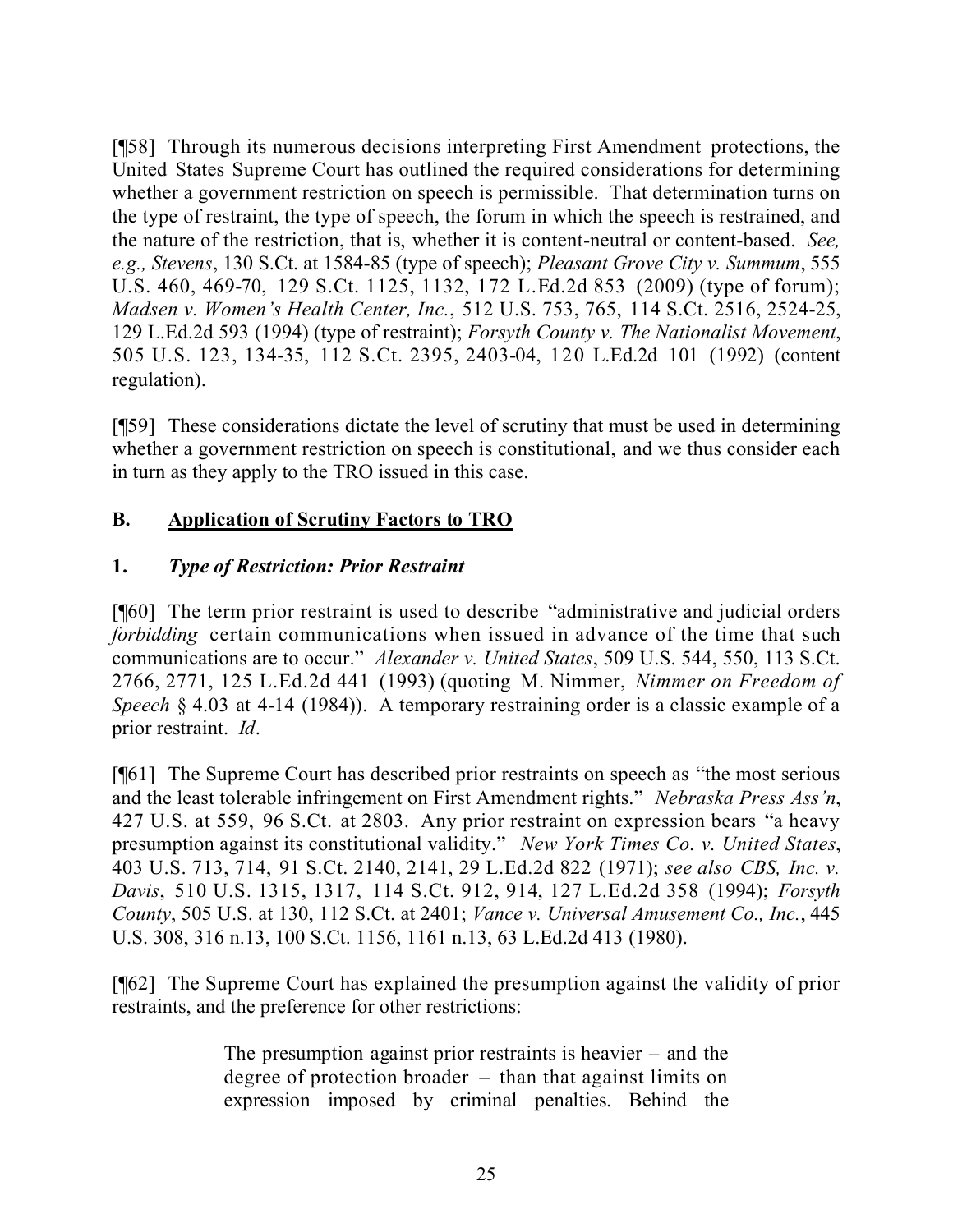[¶58] Through its numerous decisions interpreting First Amendment protections, the United States Supreme Court has outlined the required considerations for determining whether a government restriction on speech is permissible. That determination turns on the type of restraint, the type of speech, the forum in which the speech is restrained, and the nature of the restriction, that is, whether it is content-neutral or content-based. *See, e.g., Stevens*, 130 S.Ct. at 1584-85 (type of speech); *Pleasant Grove City v. Summum*, 555 U.S. 460, 469-70, 129 S.Ct. 1125, 1132, 172 L.Ed.2d 853 (2009) (type of forum); *Madsen v. Women's Health Center, Inc.*, 512 U.S. 753, 765, 114 S.Ct. 2516, 2524-25, 129 L.Ed.2d 593 (1994) (type of restraint); *Forsyth County v. The Nationalist Movement*, 505 U.S. 123, 134-35, 112 S.Ct. 2395, 2403-04, 120 L.Ed.2d 101 (1992) (content regulation).

[¶59] These considerations dictate the level of scrutiny that must be used in determining whether a government restriction on speech is constitutional, and we thus consider each in turn as they apply to the TRO issued in this case.

## B. <u>Application of Scrutiny Factors to TRO</u>

### 1. *Type of Restriction: Prior Restraint*

[¶60] The term prior restraint is used to describe "administrative and judicial orders *forbidding* certain communications when issued in advance of the time that such communications are to occur." *Alexander v. United States*, 509 U.S. 544, 550, 113 S.Ct. 2766, 2771, 125 L.Ed.2d 441 (1993) (quoting M. Nimmer, *Nimmer on Freedom of Speech* § 4.03 at 4-14 (1984)). A temporary restraining order is a classic example of a prior restraint. *Id*.

[¶61] The Supreme Court has described prior restraints on speech as "the most serious and the least tolerable infringement on First Amendment rights." *Nebraska Press Ass'n*, 427 U.S. at 559, 96 S.Ct. at 2803. Any prior restraint on expression bears "a heavy presumption against its constitutional validity." *New York Times Co. v. United States*, 403 U.S. 713, 714, 91 S.Ct. 2140, 2141, 29 L.Ed.2d 822 (1971); *see also CBS, Inc. v. Davis*, 510 U.S. 1315, 1317, 114 S.Ct. 912, 914, 127 L.Ed.2d 358 (1994); *Forsyth County*, 505 U.S. at 130, 112 S.Ct. at 2401; *Vance v. Universal Amusement Co., Inc.*, 445 U.S. 308, 316 n.13, 100 S.Ct. 1156, 1161 n.13, 63 L.Ed.2d 413 (1980).

[¶62] The Supreme Court has explained the presumption against the validity of prior restraints, and the preference for other restrictions:

> The presumption against prior restraints is heavier – and the degree of protection broader – than that against limits on expression imposed by criminal penalties. Behind the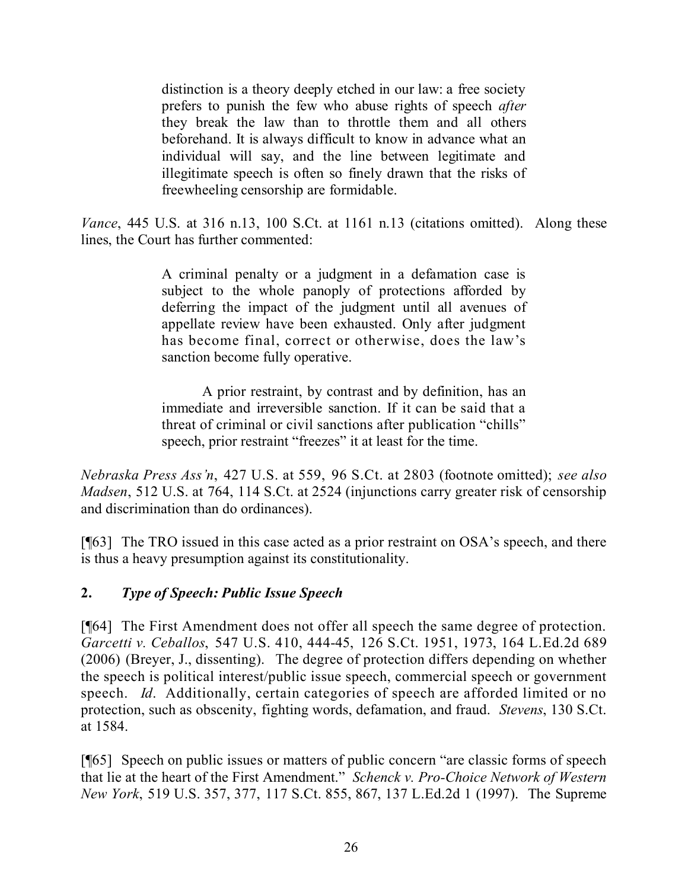> distinction is a theory deeply etched in our law: a free society prefers to punish the few who abuse rights of speech *after* they break the law than to throttle them and all others beforehand. It is always difficult to know in advance what an individual will say, and the line between legitimate and illegitimate speech is often so finely drawn that the risks of freewheeling censorship are formidable.

*Vance*, 445 U.S. at 316 n.13, 100 S.Ct. at 1161 n.13 (citations omitted). Along these lines, the Court has further commented:

> A criminal penalty or a judgment in a defamation case is subject to the whole panoply of protections afforded by deferring the impact of the judgment until all avenues of appellate review have been exhausted. Only after judgment has become final, correct or otherwise, does the law's sanction become fully operative.
>
> A prior restraint, by contrast and by definition, has an immediate and irreversible sanction. If it can be said that a threat of criminal or civil sanctions after publication "chills" speech, prior restraint "freezes" it at least for the time.

*Nebraska Press Ass'n*, 427 U.S. at 559, 96 S.Ct. at 2803 (footnote omitted); *see also Madsen*, 512 U.S. at 764, 114 S.Ct. at 2524 (injunctions carry greater risk of censorship and discrimination than do ordinances).

[¶63] The TRO issued in this case acted as a prior restraint on OSA's speech, and there is thus a heavy presumption against its constitutionality.

### 2. *Type of Speech: Public Issue Speech*

[¶64] The First Amendment does not offer all speech the same degree of protection. *Garcetti v. Ceballos*, 547 U.S. 410, 444-45, 126 S.Ct. 1951, 1973, 164 L.Ed.2d 689 (2006) (Breyer, J., dissenting). The degree of protection differs depending on whether the speech is political interest/public issue speech, commercial speech or government speech. *Id*. Additionally, certain categories of speech are afforded limited or no protection, such as obscenity, fighting words, defamation, and fraud. *Stevens*, 130 S.Ct. at 1584.

[¶65] Speech on public issues or matters of public concern "are classic forms of speech that lie at the heart of the First Amendment." *Schenck v. Pro-Choice Network of Western New York*, 519 U.S. 357, 377, 117 S.Ct. 855, 867, 137 L.Ed.2d 1 (1997). The Supreme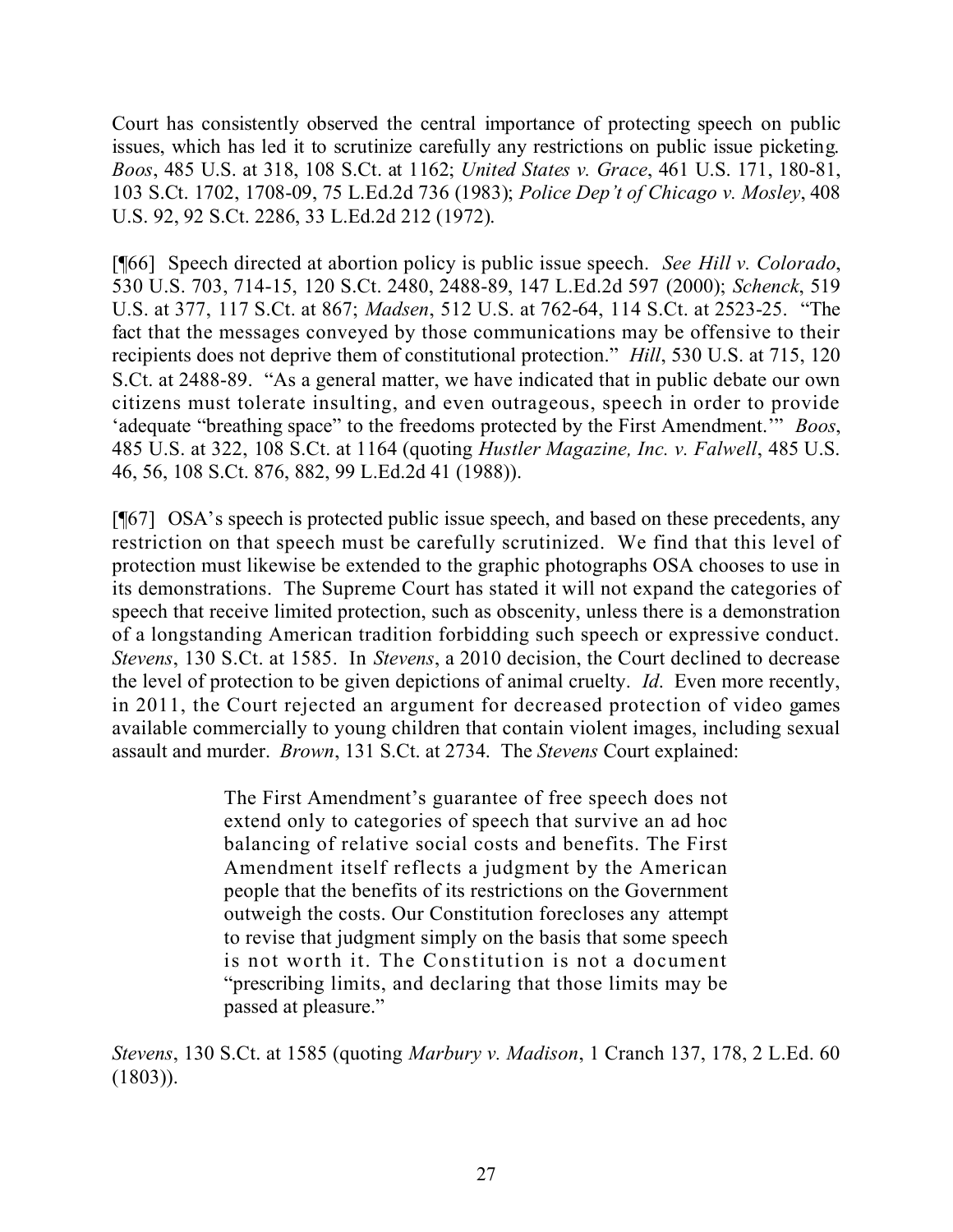Court has consistently observed the central importance of protecting speech on public issues, which has led it to scrutinize carefully any restrictions on public issue picketing. *Boos*, 485 U.S. at 318, 108 S.Ct. at 1162; *United States v. Grace*, 461 U.S. 171, 180-81, 103 S.Ct. 1702, 1708-09, 75 L.Ed.2d 736 (1983); *Police Dep't of Chicago v. Mosley*, 408 U.S. 92, 92 S.Ct. 2286, 33 L.Ed.2d 212 (1972).

[¶66] Speech directed at abortion policy is public issue speech. *See Hill v. Colorado*, 530 U.S. 703, 714-15, 120 S.Ct. 2480, 2488-89, 147 L.Ed.2d 597 (2000); *Schenck*, 519 U.S. at 377, 117 S.Ct. at 867; *Madsen*, 512 U.S. at 762-64, 114 S.Ct. at 2523-25. "The fact that the messages conveyed by those communications may be offensive to their recipients does not deprive them of constitutional protection." *Hill*, 530 U.S. at 715, 120 S.Ct. at 2488-89. "As a general matter, we have indicated that in public debate our own citizens must tolerate insulting, and even outrageous, speech in order to provide 'adequate "breathing space" to the freedoms protected by the First Amendment.'" *Boos*, 485 U.S. at 322, 108 S.Ct. at 1164 (quoting *Hustler Magazine, Inc. v. Falwell*, 485 U.S. 46, 56, 108 S.Ct. 876, 882, 99 L.Ed.2d 41 (1988)).

[¶67] OSA's speech is protected public issue speech, and based on these precedents, any restriction on that speech must be carefully scrutinized. We find that this level of protection must likewise be extended to the graphic photographs OSA chooses to use in its demonstrations. The Supreme Court has stated it will not expand the categories of speech that receive limited protection, such as obscenity, unless there is a demonstration of a longstanding American tradition forbidding such speech or expressive conduct. *Stevens*, 130 S.Ct. at 1585. In *Stevens*, a 2010 decision, the Court declined to decrease the level of protection to be given depictions of animal cruelty. *Id*. Even more recently, in 2011, the Court rejected an argument for decreased protection of video games available commercially to young children that contain violent images, including sexual assault and murder. *Brown*, 131 S.Ct. at 2734. The *Stevens* Court explained:

> The First Amendment's guarantee of free speech does not extend only to categories of speech that survive an ad hoc balancing of relative social costs and benefits. The First Amendment itself reflects a judgment by the American people that the benefits of its restrictions on the Government outweigh the costs. Our Constitution forecloses any attempt to revise that judgment simply on the basis that some speech is not worth it. The Constitution is not a document "prescribing limits, and declaring that those limits may be passed at pleasure."

*Stevens*, 130 S.Ct. at 1585 (quoting *Marbury v. Madison*, 1 Cranch 137, 178, 2 L.Ed. 60 (1803)).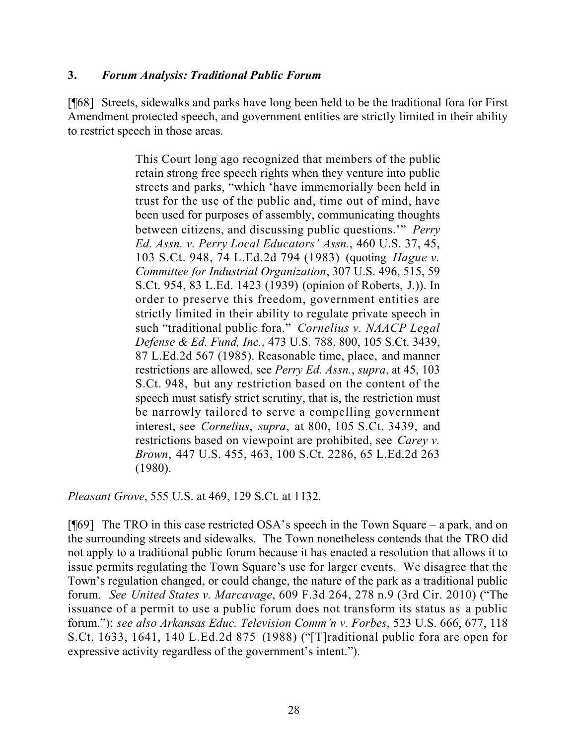### 3. *Forum Analysis: Traditional Public Forum*

[¶68] Streets, sidewalks and parks have long been held to be the traditional fora for First Amendment protected speech, and government entities are strictly limited in their ability to restrict speech in those areas.

> This Court long ago recognized that members of the public retain strong free speech rights when they venture into public streets and parks, "which 'have immemorially been held in trust for the use of the public and, time out of mind, have been used for purposes of assembly, communicating thoughts between citizens, and discussing public questions.'" *Perry Ed. Assn. v. Perry Local Educators' Assn.*, 460 U.S. 37, 45, 103 S.Ct. 948, 74 L.Ed.2d 794 (1983) (quoting *Hague v. Committee for Industrial Organization*, 307 U.S. 496, 515, 59 S.Ct. 954, 83 L.Ed. 1423 (1939) (opinion of Roberts, J.)). In order to preserve this freedom, government entities are strictly limited in their ability to regulate private speech in such "traditional public fora." *Cornelius v. NAACP Legal Defense & Ed. Fund, Inc.*, 473 U.S. 788, 800, 105 S.Ct. 3439, 87 L.Ed.2d 567 (1985). Reasonable time, place, and manner restrictions are allowed, see *Perry Ed. Assn.*, *supra*, at 45, 103 S.Ct. 948, but any restriction based on the content of the speech must satisfy strict scrutiny, that is, the restriction must be narrowly tailored to serve a compelling government interest, see *Cornelius*, *supra*, at 800, 105 S.Ct. 3439, and restrictions based on viewpoint are prohibited, see *Carey v. Brown*, 447 U.S. 455, 463, 100 S.Ct. 2286, 65 L.Ed.2d 263 (1980).

*Pleasant Grove*, 555 U.S. at 469, 129 S.Ct. at 1132.

[¶69] The TRO in this case restricted OSA's speech in the Town Square – a park, and on the surrounding streets and sidewalks. The Town nonetheless contends that the TRO did not apply to a traditional public forum because it has enacted a resolution that allows it to issue permits regulating the Town Square's use for larger events. We disagree that the Town's regulation changed, or could change, the nature of the park as a traditional public forum. *See United States v. Marcavage*, 609 F.3d 264, 278 n.9 (3rd Cir. 2010) ("The issuance of a permit to use a public forum does not transform its status as a public forum."); *see also Arkansas Educ. Television Comm'n v. Forbes*, 523 U.S. 666, 677, 118 S.Ct. 1633, 1641, 140 L.Ed.2d 875 (1988) ("[T]raditional public fora are open for expressive activity regardless of the government's intent.").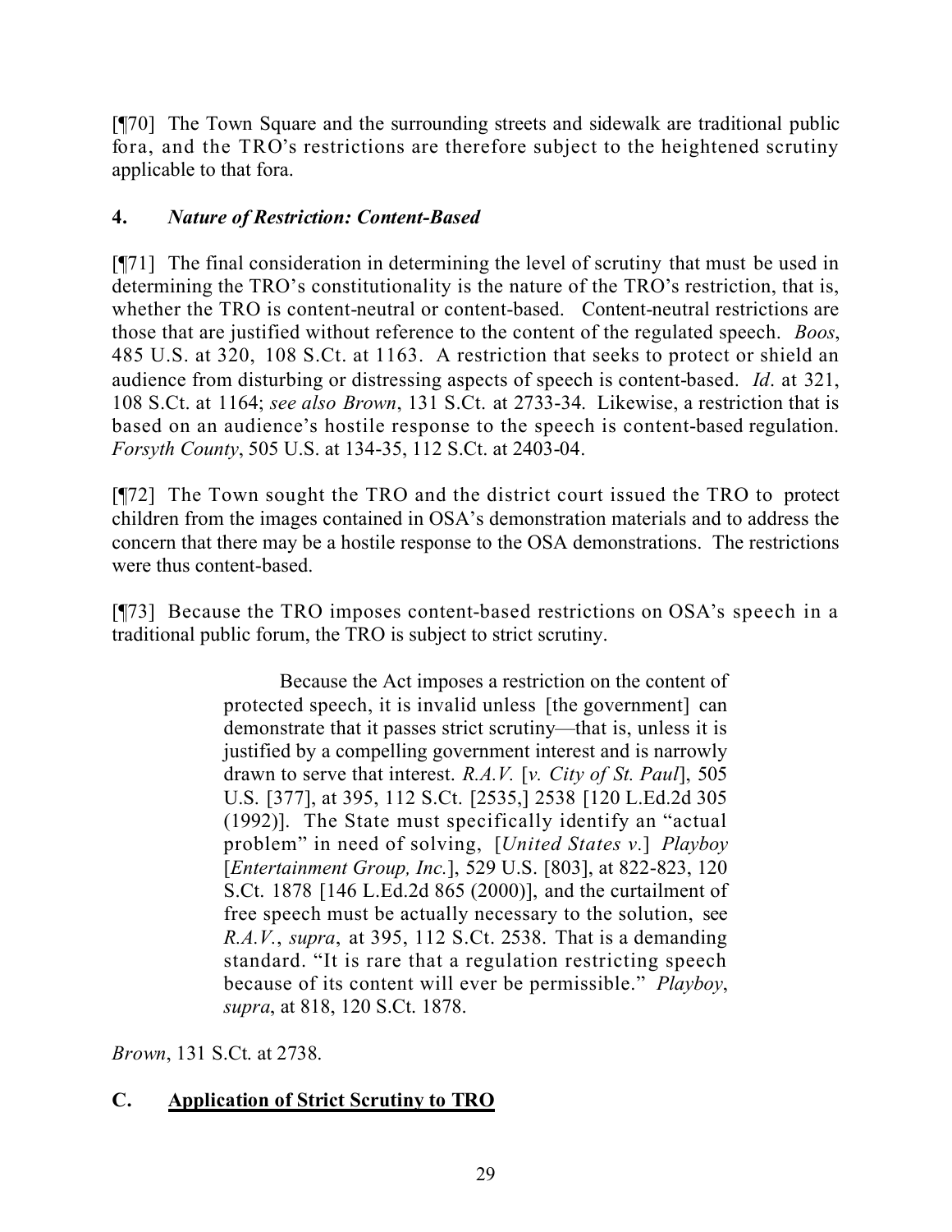[¶70] The Town Square and the surrounding streets and sidewalk are traditional public fora, and the TRO's restrictions are therefore subject to the heightened scrutiny applicable to that fora.

### 4. *Nature of Restriction: Content-Based*

[¶71] The final consideration in determining the level of scrutiny that must be used in determining the TRO's constitutionality is the nature of the TRO's restriction, that is, whether the TRO is content-neutral or content-based. Content-neutral restrictions are those that are justified without reference to the content of the regulated speech. *Boos*, 485 U.S. at 320, 108 S.Ct. at 1163. A restriction that seeks to protect or shield an audience from disturbing or distressing aspects of speech is content-based. *Id*. at 321, 108 S.Ct. at 1164; *see also Brown*, 131 S.Ct. at 2733-34. Likewise, a restriction that is based on an audience's hostile response to the speech is content-based regulation. *Forsyth County*, 505 U.S. at 134-35, 112 S.Ct. at 2403-04.

[¶72] The Town sought the TRO and the district court issued the TRO to protect children from the images contained in OSA's demonstration materials and to address the concern that there may be a hostile response to the OSA demonstrations. The restrictions were thus content-based.

[¶73] Because the TRO imposes content-based restrictions on OSA's speech in a traditional public forum, the TRO is subject to strict scrutiny.

> Because the Act imposes a restriction on the content of protected speech, it is invalid unless [the government] can demonstrate that it passes strict scrutiny—that is, unless it is justified by a compelling government interest and is narrowly drawn to serve that interest. *R.A.V.* [*v. City of St. Paul*], 505 U.S. [377], at 395, 112 S.Ct. [2535,] 2538 [120 L.Ed.2d 305 (1992)]. The State must specifically identify an "actual problem" in need of solving, [*United States v.*] *Playboy* [*Entertainment Group, Inc.*], 529 U.S. [803], at 822-823, 120 S.Ct. 1878 [146 L.Ed.2d 865 (2000)], and the curtailment of free speech must be actually necessary to the solution, see *R.A.V.*, *supra*, at 395, 112 S.Ct. 2538. That is a demanding standard. "It is rare that a regulation restricting speech because of its content will ever be permissible." *Playboy*, *supra*, at 818, 120 S.Ct. 1878.

*Brown*, 131 S.Ct. at 2738.

## C. Application of Strict Scrutiny to TRO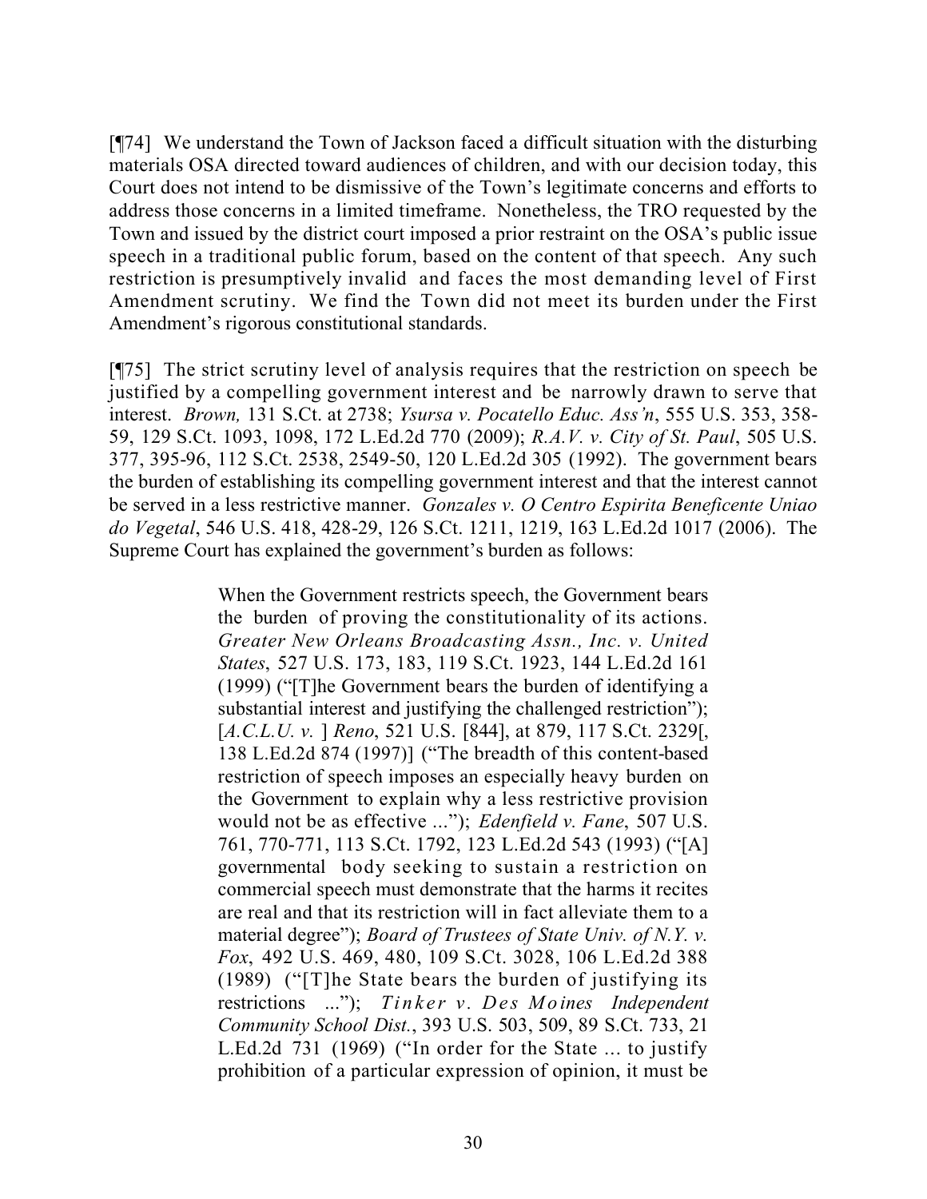[¶74] We understand the Town of Jackson faced a difficult situation with the disturbing materials OSA directed toward audiences of children, and with our decision today, this Court does not intend to be dismissive of the Town's legitimate concerns and efforts to address those concerns in a limited timeframe. Nonetheless, the TRO requested by the Town and issued by the district court imposed a prior restraint on the OSA's public issue speech in a traditional public forum, based on the content of that speech. Any such restriction is presumptively invalid and faces the most demanding level of First Amendment scrutiny. We find the Town did not meet its burden under the First Amendment's rigorous constitutional standards.

[¶75] The strict scrutiny level of analysis requires that the restriction on speech be justified by a compelling government interest and be narrowly drawn to serve that interest. *Brown,* 131 S.Ct. at 2738; *Ysursa v. Pocatello Educ. Ass'n*, 555 U.S. 353, 358-59, 129 S.Ct. 1093, 1098, 172 L.Ed.2d 770 (2009); *R.A.V. v. City of St. Paul*, 505 U.S. 377, 395-96, 112 S.Ct. 2538, 2549-50, 120 L.Ed.2d 305 (1992). The government bears the burden of establishing its compelling government interest and that the interest cannot be served in a less restrictive manner. *Gonzales v. O Centro Espirita Beneficente Uniao do Vegetal*, 546 U.S. 418, 428-29, 126 S.Ct. 1211, 1219, 163 L.Ed.2d 1017 (2006). The Supreme Court has explained the government's burden as follows:

> When the Government restricts speech, the Government bears the burden of proving the constitutionality of its actions. *Greater New Orleans Broadcasting Assn., Inc. v. United States*, 527 U.S. 173, 183, 119 S.Ct. 1923, 144 L.Ed.2d 161 (1999) ("[T]he Government bears the burden of identifying a substantial interest and justifying the challenged restriction"); [*A.C.L.U. v.* ] *Reno*, 521 U.S. [844], at 879, 117 S.Ct. 2329[, 138 L.Ed.2d 874 (1997)] ("The breadth of this content-based restriction of speech imposes an especially heavy burden on the Government to explain why a less restrictive provision would not be as effective ..."); *Edenfield v. Fane*, 507 U.S. 761, 770-771, 113 S.Ct. 1792, 123 L.Ed.2d 543 (1993) ("[A] governmental body seeking to sustain a restriction on commercial speech must demonstrate that the harms it recites are real and that its restriction will in fact alleviate them to a material degree"); *Board of Trustees of State Univ. of N.Y. v. Fox*, 492 U.S. 469, 480, 109 S.Ct. 3028, 106 L.Ed.2d 388 (1989) ("[T]he State bears the burden of justifying its restrictions ..."); *Tinker v. Des Moines Independent Community School Dist.*, 393 U.S. 503, 509, 89 S.Ct. 733, 21 L.Ed.2d 731 (1969) ("In order for the State ... to justify prohibition of a particular expression of opinion, it must be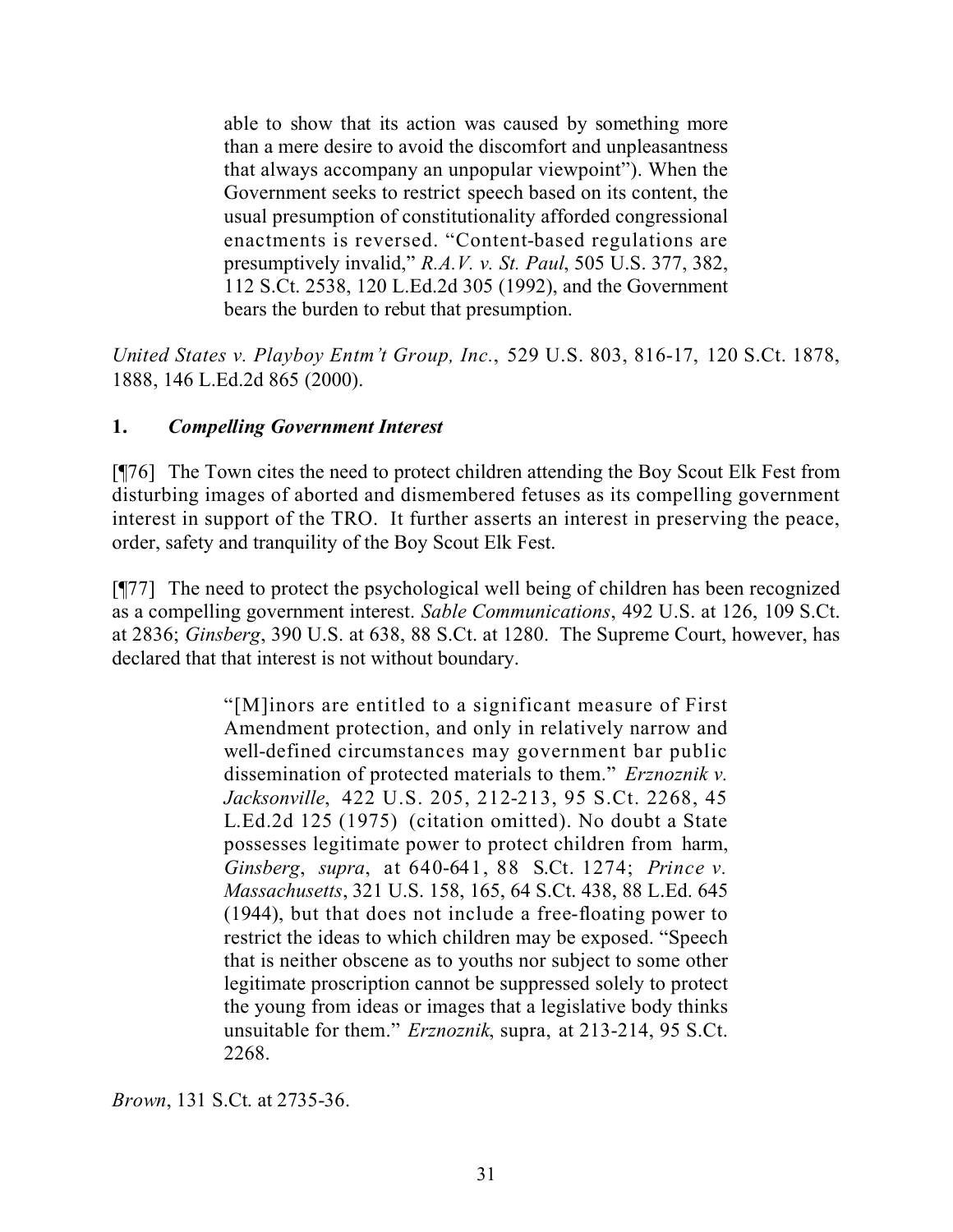> able to show that its action was caused by something more than a mere desire to avoid the discomfort and unpleasantness that always accompany an unpopular viewpoint"). When the Government seeks to restrict speech based on its content, the usual presumption of constitutionality afforded congressional enactments is reversed. "Content-based regulations are presumptively invalid," *R.A.V. v. St. Paul*, 505 U.S. 377, 382, 112 S.Ct. 2538, 120 L.Ed.2d 305 (1992), and the Government bears the burden to rebut that presumption.

*United States v. Playboy Entm't Group, Inc.*, 529 U.S. 803, 816-17, 120 S.Ct. 1878, 1888, 146 L.Ed.2d 865 (2000).

### 1. *Compelling Government Interest*

[¶76] The Town cites the need to protect children attending the Boy Scout Elk Fest from disturbing images of aborted and dismembered fetuses as its compelling government interest in support of the TRO. It further asserts an interest in preserving the peace, order, safety and tranquility of the Boy Scout Elk Fest.

[¶77] The need to protect the psychological well being of children has been recognized as a compelling government interest. *Sable Communications*, 492 U.S. at 126, 109 S.Ct. at 2836; *Ginsberg*, 390 U.S. at 638, 88 S.Ct. at 1280. The Supreme Court, however, has declared that that interest is not without boundary.

> "[M]inors are entitled to a significant measure of First Amendment protection, and only in relatively narrow and well-defined circumstances may government bar public dissemination of protected materials to them." *Erznoznik v. Jacksonville*, 422 U.S. 205, 212-213, 95 S.Ct. 2268, 45 L.Ed.2d 125 (1975) (citation omitted). No doubt a State possesses legitimate power to protect children from harm, *Ginsberg*, *supra*, at 640-641, 88 S.Ct. 1274; *Prince v. Massachusetts*, 321 U.S. 158, 165, 64 S.Ct. 438, 88 L.Ed. 645 (1944), but that does not include a free-floating power to restrict the ideas to which children may be exposed. "Speech that is neither obscene as to youths nor subject to some other legitimate proscription cannot be suppressed solely to protect the young from ideas or images that a legislative body thinks unsuitable for them." *Erznoznik*, supra, at 213-214, 95 S.Ct. 2268.

*Brown*, 131 S.Ct. at 2735-36.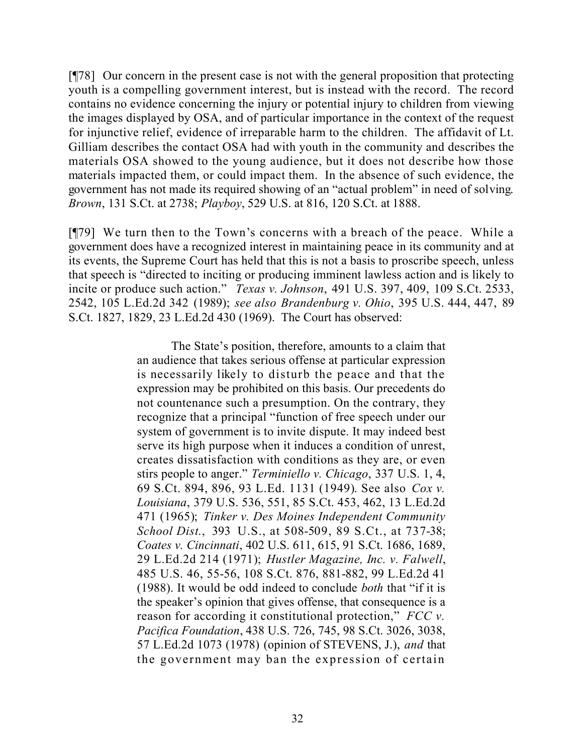[¶78] Our concern in the present case is not with the general proposition that protecting youth is a compelling government interest, but is instead with the record. The record contains no evidence concerning the injury or potential injury to children from viewing the images displayed by OSA, and of particular importance in the context of the request for injunctive relief, evidence of irreparable harm to the children. The affidavit of Lt. Gilliam describes the contact OSA had with youth in the community and describes the materials OSA showed to the young audience, but it does not describe how those materials impacted them, or could impact them. In the absence of such evidence, the government has not made its required showing of an "actual problem" in need of solving. *Brown*, 131 S.Ct. at 2738; *Playboy*, 529 U.S. at 816, 120 S.Ct. at 1888.

[¶79] We turn then to the Town's concerns with a breach of the peace. While a government does have a recognized interest in maintaining peace in its community and at its events, the Supreme Court has held that this is not a basis to proscribe speech, unless that speech is "directed to inciting or producing imminent lawless action and is likely to incite or produce such action." *Texas v. Johnson*, 491 U.S. 397, 409, 109 S.Ct. 2533, 2542, 105 L.Ed.2d 342 (1989); *see also Brandenburg v. Ohio*, 395 U.S. 444, 447, 89 S.Ct. 1827, 1829, 23 L.Ed.2d 430 (1969). The Court has observed:

> The State's position, therefore, amounts to a claim that an audience that takes serious offense at particular expression is necessarily likely to disturb the peace and that the expression may be prohibited on this basis. Our precedents do not countenance such a presumption. On the contrary, they recognize that a principal "function of free speech under our system of government is to invite dispute. It may indeed best serve its high purpose when it induces a condition of unrest, creates dissatisfaction with conditions as they are, or even stirs people to anger." *Terminiello v. Chicago*, 337 U.S. 1, 4, 69 S.Ct. 894, 896, 93 L.Ed. 1131 (1949). See also *Cox v. Louisiana*, 379 U.S. 536, 551, 85 S.Ct. 453, 462, 13 L.Ed.2d 471 (1965); *Tinker v. Des Moines Independent Community School Dist.*, 393 U.S., at 508-509, 89 S.Ct., at 737-38; *Coates v. Cincinnati*, 402 U.S. 611, 615, 91 S.Ct. 1686, 1689, 29 L.Ed.2d 214 (1971); *Hustler Magazine, Inc. v. Falwell*, 485 U.S. 46, 55-56, 108 S.Ct. 876, 881-882, 99 L.Ed.2d 41 (1988). It would be odd indeed to conclude *both* that "if it is the speaker's opinion that gives offense, that consequence is a reason for according it constitutional protection," *FCC v. Pacifica Foundation*, 438 U.S. 726, 745, 98 S.Ct. 3026, 3038, 57 L.Ed.2d 1073 (1978) (opinion of STEVENS, J.), *and* that the government may ban the expression of certain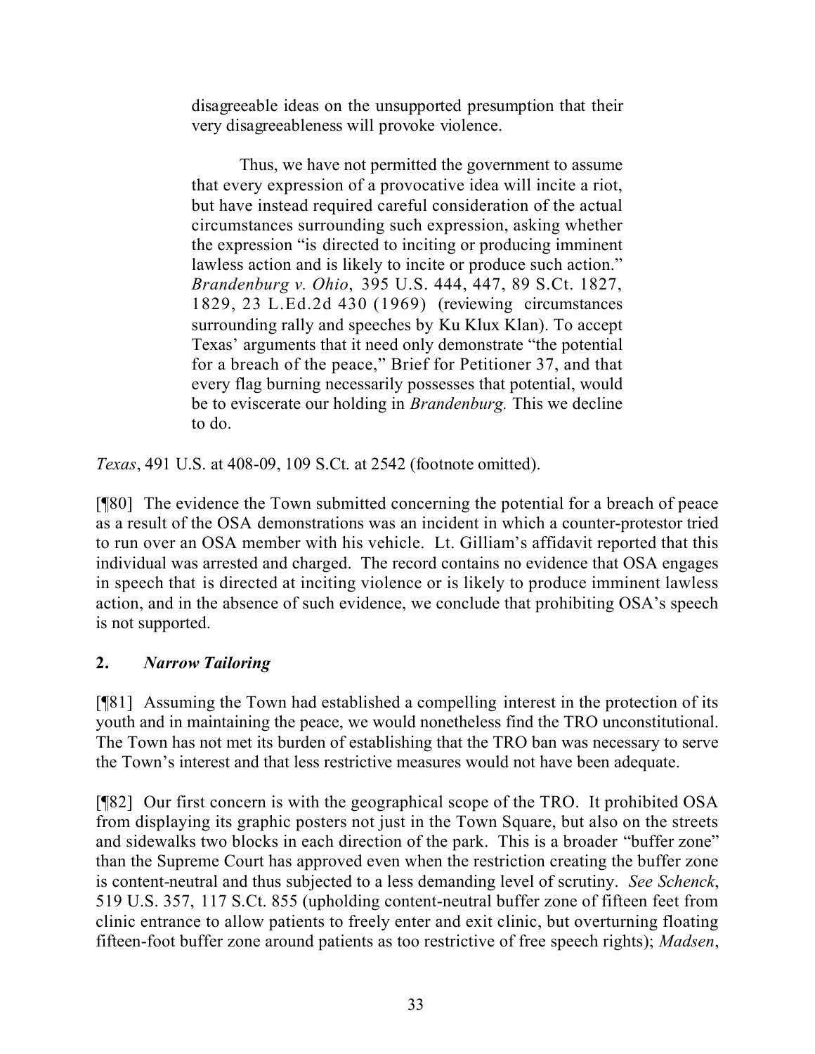> disagreeable ideas on the unsupported presumption that their very disagreeableness will provoke violence.
>
> Thus, we have not permitted the government to assume that every expression of a provocative idea will incite a riot, but have instead required careful consideration of the actual circumstances surrounding such expression, asking whether the expression "is directed to inciting or producing imminent lawless action and is likely to incite or produce such action." *Brandenburg v. Ohio*, 395 U.S. 444, 447, 89 S.Ct. 1827, 1829, 23 L.Ed.2d 430 (1969) (reviewing circumstances surrounding rally and speeches by Ku Klux Klan). To accept Texas' arguments that it need only demonstrate "the potential for a breach of the peace," Brief for Petitioner 37, and that every flag burning necessarily possesses that potential, would be to eviscerate our holding in *Brandenburg.* This we decline to do.

*Texas*, 491 U.S. at 408-09, 109 S.Ct. at 2542 (footnote omitted).

[¶80] The evidence the Town submitted concerning the potential for a breach of peace as a result of the OSA demonstrations was an incident in which a counter-protestor tried to run over an OSA member with his vehicle. Lt. Gilliam's affidavit reported that this individual was arrested and charged. The record contains no evidence that OSA engages in speech that is directed at inciting violence or is likely to produce imminent lawless action, and in the absence of such evidence, we conclude that prohibiting OSA's speech is not supported.

## 2. *Narrow Tailoring*

[¶81] Assuming the Town had established a compelling interest in the protection of its youth and in maintaining the peace, we would nonetheless find the TRO unconstitutional. The Town has not met its burden of establishing that the TRO ban was necessary to serve the Town's interest and that less restrictive measures would not have been adequate.

[¶82] Our first concern is with the geographical scope of the TRO. It prohibited OSA from displaying its graphic posters not just in the Town Square, but also on the streets and sidewalks two blocks in each direction of the park. This is a broader "buffer zone" than the Supreme Court has approved even when the restriction creating the buffer zone is content-neutral and thus subjected to a less demanding level of scrutiny. *See Schenck*, 519 U.S. 357, 117 S.Ct. 855 (upholding content-neutral buffer zone of fifteen feet from clinic entrance to allow patients to freely enter and exit clinic, but overturning floating fifteen-foot buffer zone around patients as too restrictive of free speech rights); *Madsen*,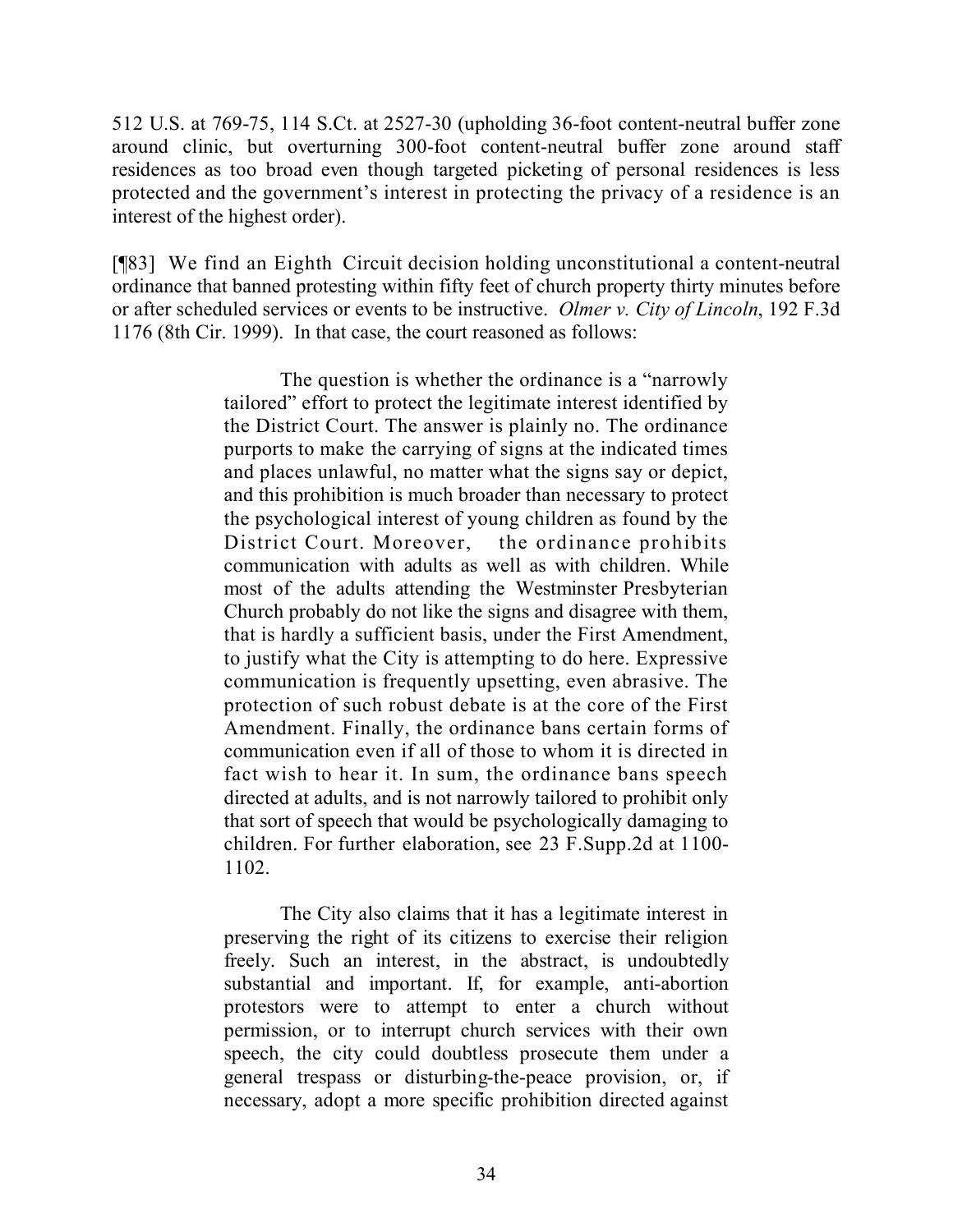512 U.S. at 769-75, 114 S.Ct. at 2527-30 (upholding 36-foot content-neutral buffer zone around clinic, but overturning 300-foot content-neutral buffer zone around staff residences as too broad even though targeted picketing of personal residences is less protected and the government's interest in protecting the privacy of a residence is an interest of the highest order).

[¶83] We find an Eighth Circuit decision holding unconstitutional a content-neutral ordinance that banned protesting within fifty feet of church property thirty minutes before or after scheduled services or events to be instructive. *Olmer v. City of Lincoln*, 192 F.3d 1176 (8th Cir. 1999). In that case, the court reasoned as follows:

> The question is whether the ordinance is a "narrowly tailored" effort to protect the legitimate interest identified by the District Court. The answer is plainly no. The ordinance purports to make the carrying of signs at the indicated times and places unlawful, no matter what the signs say or depict, and this prohibition is much broader than necessary to protect the psychological interest of young children as found by the District Court. Moreover, the ordinance prohibits communication with adults as well as with children. While most of the adults attending the Westminster Presbyterian Church probably do not like the signs and disagree with them, that is hardly a sufficient basis, under the First Amendment, to justify what the City is attempting to do here. Expressive communication is frequently upsetting, even abrasive. The protection of such robust debate is at the core of the First Amendment. Finally, the ordinance bans certain forms of communication even if all of those to whom it is directed in fact wish to hear it. In sum, the ordinance bans speech directed at adults, and is not narrowly tailored to prohibit only that sort of speech that would be psychologically damaging to children. For further elaboration, see 23 F.Supp.2d at 1100-1102.
>
> The City also claims that it has a legitimate interest in preserving the right of its citizens to exercise their religion freely. Such an interest, in the abstract, is undoubtedly substantial and important. If, for example, anti-abortion protestors were to attempt to enter a church without permission, or to interrupt church services with their own speech, the city could doubtless prosecute them under a general trespass or disturbing-the-peace provision, or, if necessary, adopt a more specific prohibition directed against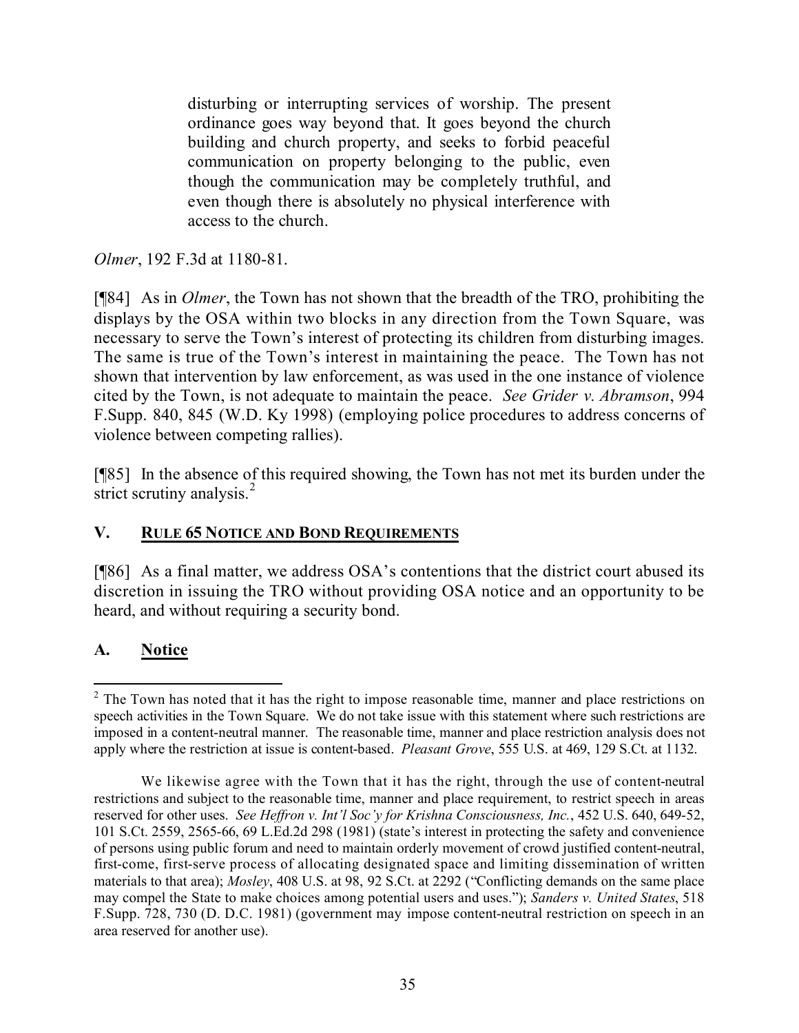> disturbing or interrupting services of worship. The present ordinance goes way beyond that. It goes beyond the church building and church property, and seeks to forbid peaceful communication on property belonging to the public, even though the communication may be completely truthful, and even though there is absolutely no physical interference with access to the church.

*Olmer*, 192 F.3d at 1180-81.

[¶84] As in *Olmer*, the Town has not shown that the breadth of the TRO, prohibiting the displays by the OSA within two blocks in any direction from the Town Square, was necessary to serve the Town's interest of protecting its children from disturbing images. The same is true of the Town's interest in maintaining the peace. The Town has not shown that intervention by law enforcement, as was used in the one instance of violence cited by the Town, is not adequate to maintain the peace. *See Grider v. Abramson*, 994 F.Supp. 840, 845 (W.D. Ky 1998) (employing police procedures to address concerns of violence between competing rallies).

[¶85] In the absence of this required showing, the Town has not met its burden under the strict scrutiny analysis.[2]

## V. <u>RULE 65 NOTICE AND BOND REQUIREMENTS</u>

[¶86] As a final matter, we address OSA's contentions that the district court abused its discretion in issuing the TRO without providing OSA notice and an opportunity to be heard, and without requiring a security bond.

### A. <u>Notice</u>

---

[2] The Town has noted that it has the right to impose reasonable time, manner and place restrictions on speech activities in the Town Square. We do not take issue with this statement where such restrictions are imposed in a content-neutral manner. The reasonable time, manner and place restriction analysis does not apply where the restriction at issue is content-based. *Pleasant Grove*, 555 U.S. at 469, 129 S.Ct. at 1132.

We likewise agree with the Town that it has the right, through the use of content-neutral restrictions and subject to the reasonable time, manner and place requirement, to restrict speech in areas reserved for other uses. *See Heffron v. Int'l Soc'y for Krishna Consciousness, Inc.*, 452 U.S. 640, 649-52, 101 S.Ct. 2559, 2565-66, 69 L.Ed.2d 298 (1981) (state's interest in protecting the safety and convenience of persons using public forum and need to maintain orderly movement of crowd justified content-neutral, first-come, first-serve process of allocating designated space and limiting dissemination of written materials to that area); *Mosley*, 408 U.S. at 98, 92 S.Ct. at 2292 ("Conflicting demands on the same place may compel the State to make choices among potential users and uses."); *Sanders v. United States*, 518 F.Supp. 728, 730 (D. D.C. 1981) (government may impose content-neutral restriction on speech in an area reserved for another use).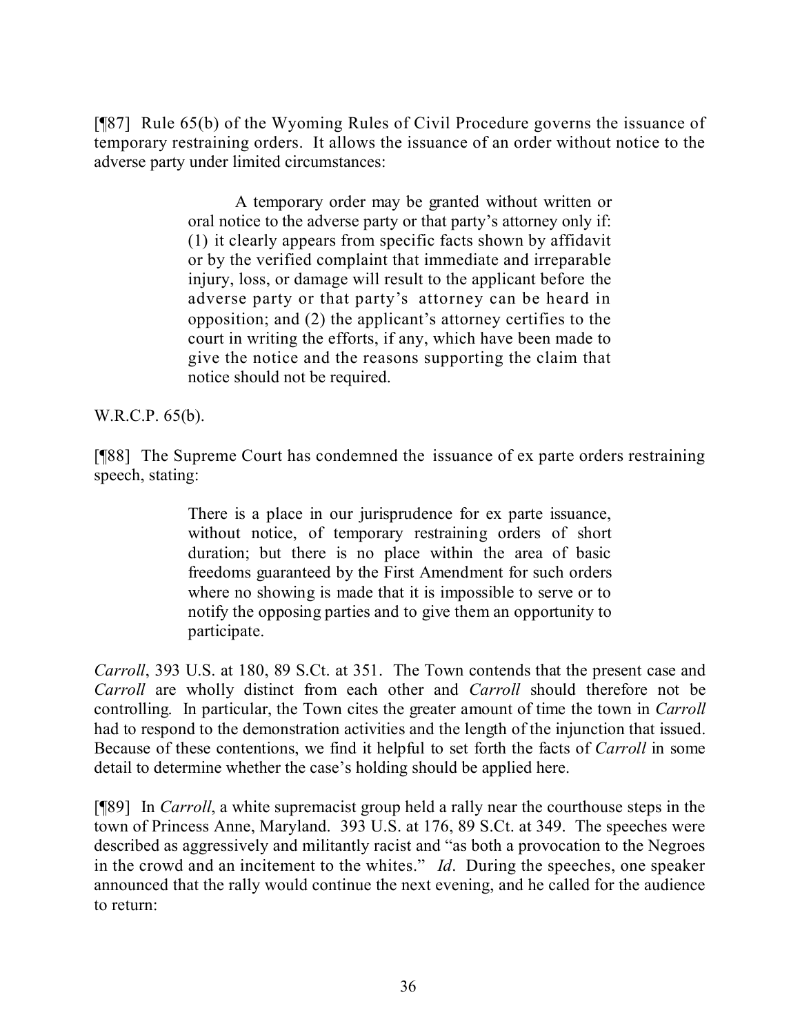[¶87] Rule 65(b) of the Wyoming Rules of Civil Procedure governs the issuance of temporary restraining orders. It allows the issuance of an order without notice to the adverse party under limited circumstances:

> A temporary order may be granted without written or oral notice to the adverse party or that party's attorney only if: (1) it clearly appears from specific facts shown by affidavit or by the verified complaint that immediate and irreparable injury, loss, or damage will result to the applicant before the adverse party or that party's attorney can be heard in opposition; and (2) the applicant's attorney certifies to the court in writing the efforts, if any, which have been made to give the notice and the reasons supporting the claim that notice should not be required.

W.R.C.P. 65(b).

[¶88] The Supreme Court has condemned the issuance of ex parte orders restraining speech, stating:

> There is a place in our jurisprudence for ex parte issuance, without notice, of temporary restraining orders of short duration; but there is no place within the area of basic freedoms guaranteed by the First Amendment for such orders where no showing is made that it is impossible to serve or to notify the opposing parties and to give them an opportunity to participate.

*Carroll*, 393 U.S. at 180, 89 S.Ct. at 351. The Town contends that the present case and *Carroll* are wholly distinct from each other and *Carroll* should therefore not be controlling. In particular, the Town cites the greater amount of time the town in *Carroll* had to respond to the demonstration activities and the length of the injunction that issued. Because of these contentions, we find it helpful to set forth the facts of *Carroll* in some detail to determine whether the case's holding should be applied here.

[¶89] In *Carroll*, a white supremacist group held a rally near the courthouse steps in the town of Princess Anne, Maryland. 393 U.S. at 176, 89 S.Ct. at 349. The speeches were described as aggressively and militantly racist and "as both a provocation to the Negroes in the crowd and an incitement to the whites." *Id*. During the speeches, one speaker announced that the rally would continue the next evening, and he called for the audience to return: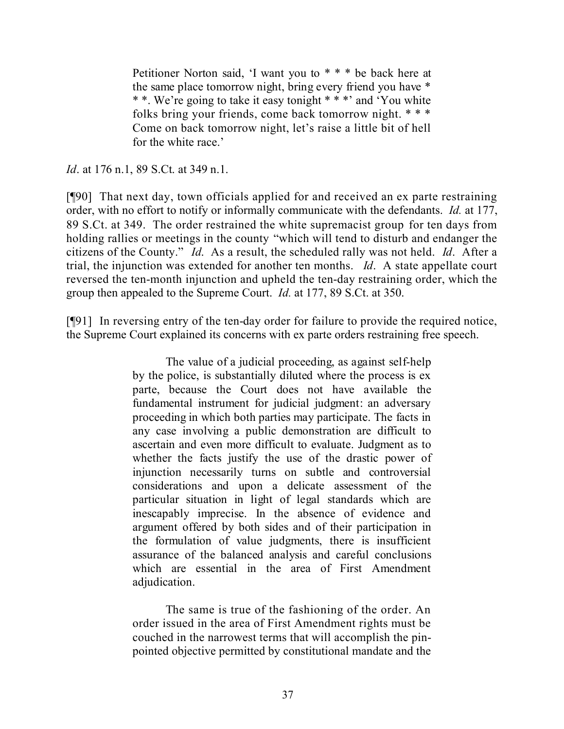> Petitioner Norton said, 'I want you to * * * be back here at the same place tomorrow night, bring every friend you have * * *. We're going to take it easy tonight * * *' and 'You white folks bring your friends, come back tomorrow night. * * * Come on back tomorrow night, let's raise a little bit of hell for the white race.'

*Id*. at 176 n.1, 89 S.Ct. at 349 n.1.

[¶90] That next day, town officials applied for and received an ex parte restraining order, with no effort to notify or informally communicate with the defendants. *Id.* at 177, 89 S.Ct. at 349. The order restrained the white supremacist group for ten days from holding rallies or meetings in the county "which will tend to disturb and endanger the citizens of the County." *Id.* As a result, the scheduled rally was not held. *Id*. After a trial, the injunction was extended for another ten months. *Id*. A state appellate court reversed the ten-month injunction and upheld the ten-day restraining order, which the group then appealed to the Supreme Court. *Id.* at 177, 89 S.Ct. at 350.

[¶91] In reversing entry of the ten-day order for failure to provide the required notice, the Supreme Court explained its concerns with ex parte orders restraining free speech.

> The value of a judicial proceeding, as against self-help by the police, is substantially diluted where the process is ex parte, because the Court does not have available the fundamental instrument for judicial judgment: an adversary proceeding in which both parties may participate. The facts in any case involving a public demonstration are difficult to ascertain and even more difficult to evaluate. Judgment as to whether the facts justify the use of the drastic power of injunction necessarily turns on subtle and controversial considerations and upon a delicate assessment of the particular situation in light of legal standards which are inescapably imprecise. In the absence of evidence and argument offered by both sides and of their participation in the formulation of value judgments, there is insufficient assurance of the balanced analysis and careful conclusions which are essential in the area of First Amendment adjudication.
>
> The same is true of the fashioning of the order. An order issued in the area of First Amendment rights must be couched in the narrowest terms that will accomplish the pin-pointed objective permitted by constitutional mandate and the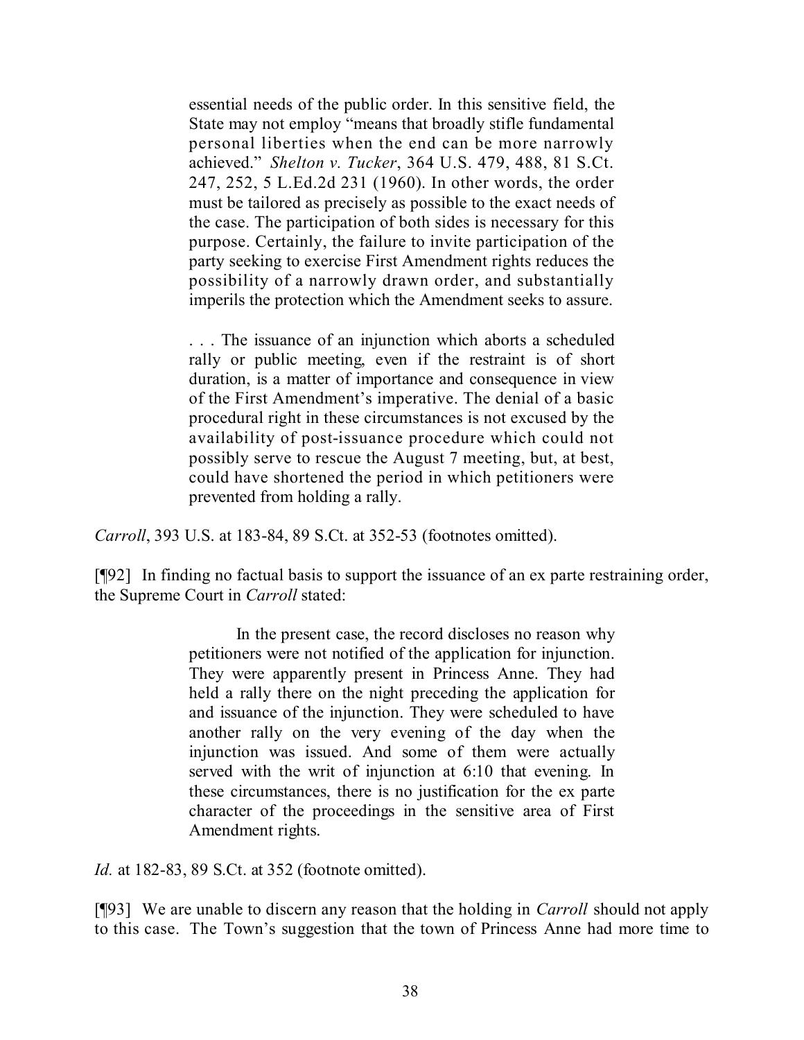> essential needs of the public order. In this sensitive field, the State may not employ "means that broadly stifle fundamental personal liberties when the end can be more narrowly achieved." *Shelton v. Tucker*, 364 U.S. 479, 488, 81 S.Ct. 247, 252, 5 L.Ed.2d 231 (1960). In other words, the order must be tailored as precisely as possible to the exact needs of the case. The participation of both sides is necessary for this purpose. Certainly, the failure to invite participation of the party seeking to exercise First Amendment rights reduces the possibility of a narrowly drawn order, and substantially imperils the protection which the Amendment seeks to assure.
>
> . . . The issuance of an injunction which aborts a scheduled rally or public meeting, even if the restraint is of short duration, is a matter of importance and consequence in view of the First Amendment's imperative. The denial of a basic procedural right in these circumstances is not excused by the availability of post-issuance procedure which could not possibly serve to rescue the August 7 meeting, but, at best, could have shortened the period in which petitioners were prevented from holding a rally.

*Carroll*, 393 U.S. at 183-84, 89 S.Ct. at 352-53 (footnotes omitted).

[¶92] In finding no factual basis to support the issuance of an ex parte restraining order, the Supreme Court in *Carroll* stated:

> In the present case, the record discloses no reason why petitioners were not notified of the application for injunction. They were apparently present in Princess Anne. They had held a rally there on the night preceding the application for and issuance of the injunction. They were scheduled to have another rally on the very evening of the day when the injunction was issued. And some of them were actually served with the writ of injunction at 6:10 that evening. In these circumstances, there is no justification for the ex parte character of the proceedings in the sensitive area of First Amendment rights.

*Id.* at 182-83, 89 S.Ct. at 352 (footnote omitted).

[¶93] We are unable to discern any reason that the holding in *Carroll* should not apply to this case. The Town's suggestion that the town of Princess Anne had more time to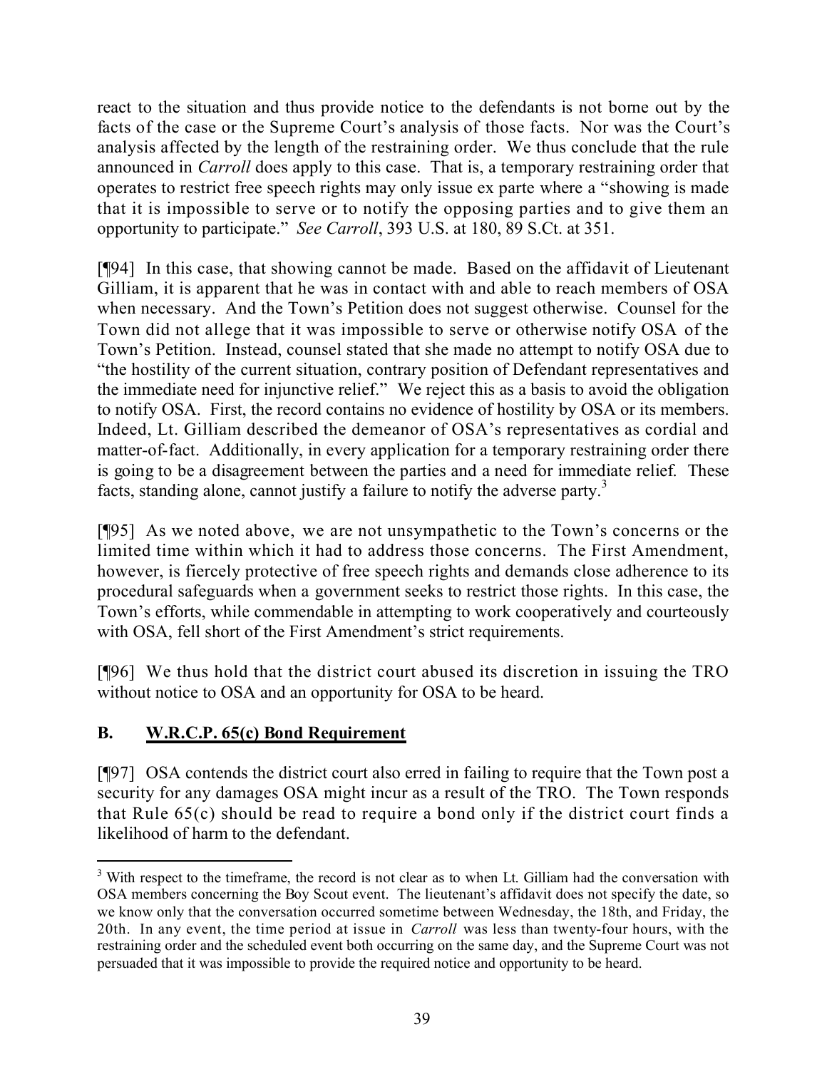react to the situation and thus provide notice to the defendants is not borne out by the facts of the case or the Supreme Court's analysis of those facts. Nor was the Court's analysis affected by the length of the restraining order. We thus conclude that the rule announced in *Carroll* does apply to this case. That is, a temporary restraining order that operates to restrict free speech rights may only issue ex parte where a "showing is made that it is impossible to serve or to notify the opposing parties and to give them an opportunity to participate." *See Carroll*, 393 U.S. at 180, 89 S.Ct. at 351.

[¶94] In this case, that showing cannot be made. Based on the affidavit of Lieutenant Gilliam, it is apparent that he was in contact with and able to reach members of OSA when necessary. And the Town's Petition does not suggest otherwise. Counsel for the Town did not allege that it was impossible to serve or otherwise notify OSA of the Town's Petition. Instead, counsel stated that she made no attempt to notify OSA due to "the hostility of the current situation, contrary position of Defendant representatives and the immediate need for injunctive relief." We reject this as a basis to avoid the obligation to notify OSA. First, the record contains no evidence of hostility by OSA or its members. Indeed, Lt. Gilliam described the demeanor of OSA's representatives as cordial and matter-of-fact. Additionally, in every application for a temporary restraining order there is going to be a disagreement between the parties and a need for immediate relief. These facts, standing alone, cannot justify a failure to notify the adverse party.[3]

[¶95] As we noted above, we are not unsympathetic to the Town's concerns or the limited time within which it had to address those concerns. The First Amendment, however, is fiercely protective of free speech rights and demands close adherence to its procedural safeguards when a government seeks to restrict those rights. In this case, the Town's efforts, while commendable in attempting to work cooperatively and courteously with OSA, fell short of the First Amendment's strict requirements.

[¶96] We thus hold that the district court abused its discretion in issuing the TRO without notice to OSA and an opportunity for OSA to be heard.

## B. W.R.C.P. 65(c) Bond Requirement

[¶97] OSA contends the district court also erred in failing to require that the Town post a security for any damages OSA might incur as a result of the TRO. The Town responds that Rule 65(c) should be read to require a bond only if the district court finds a likelihood of harm to the defendant.

---

[3] With respect to the timeframe, the record is not clear as to when Lt. Gilliam had the conversation with OSA members concerning the Boy Scout event. The lieutenant's affidavit does not specify the date, so we know only that the conversation occurred sometime between Wednesday, the 18th, and Friday, the 20th. In any event, the time period at issue in *Carroll* was less than twenty-four hours, with the restraining order and the scheduled event both occurring on the same day, and the Supreme Court was not persuaded that it was impossible to provide the required notice and opportunity to be heard.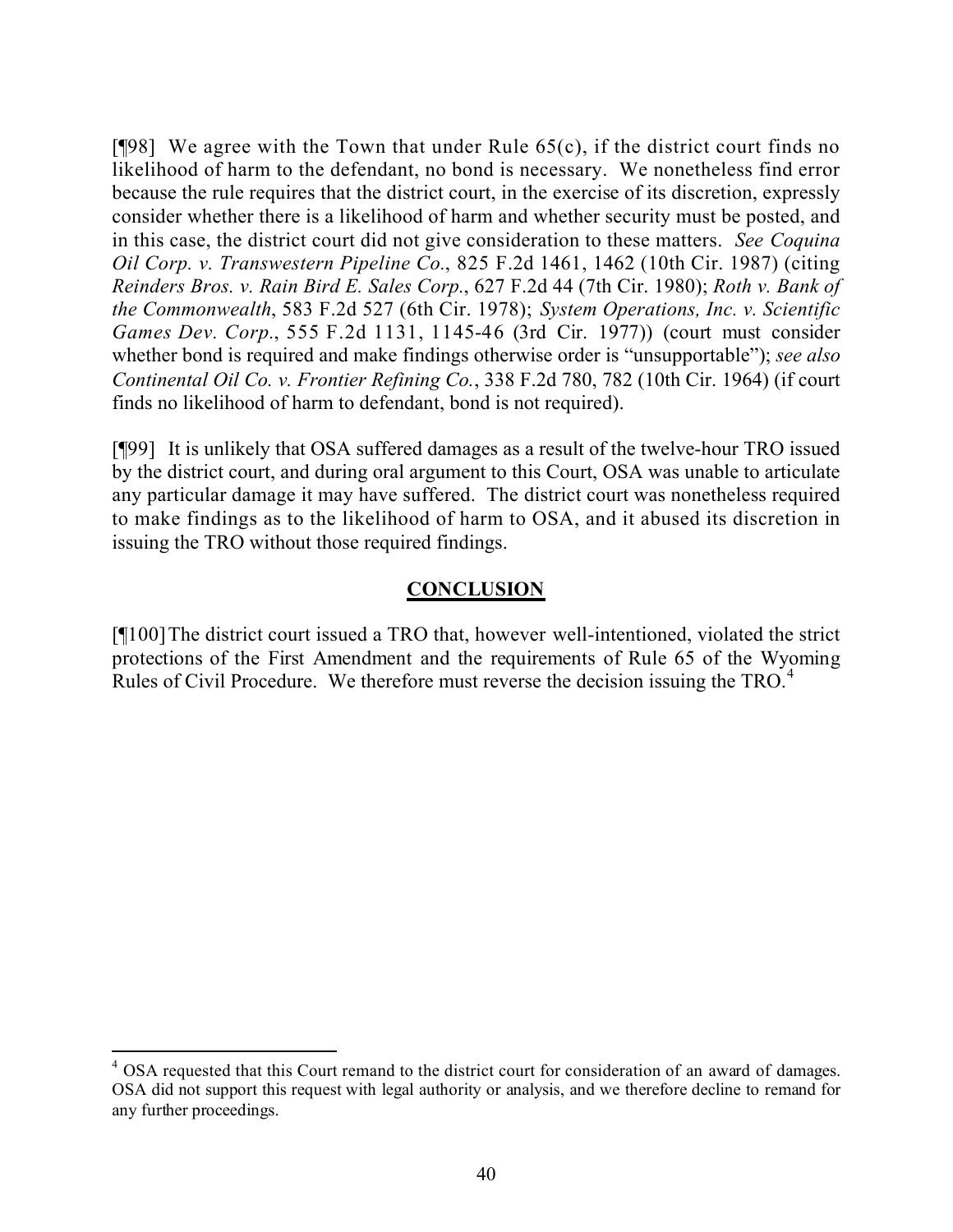[¶98] We agree with the Town that under Rule 65(c), if the district court finds no likelihood of harm to the defendant, no bond is necessary. We nonetheless find error because the rule requires that the district court, in the exercise of its discretion, expressly consider whether there is a likelihood of harm and whether security must be posted, and in this case, the district court did not give consideration to these matters. *See Coquina Oil Corp. v. Transwestern Pipeline Co.*, 825 F.2d 1461, 1462 (10th Cir. 1987) (citing *Reinders Bros. v. Rain Bird E. Sales Corp.*, 627 F.2d 44 (7th Cir. 1980); *Roth v. Bank of the Commonwealth*, 583 F.2d 527 (6th Cir. 1978); *System Operations, Inc. v. Scientific Games Dev. Corp.*, 555 F.2d 1131, 1145-46 (3rd Cir. 1977)) (court must consider whether bond is required and make findings otherwise order is "unsupportable"); *see also Continental Oil Co. v. Frontier Refining Co.*, 338 F.2d 780, 782 (10th Cir. 1964) (if court finds no likelihood of harm to defendant, bond is not required).

[¶99] It is unlikely that OSA suffered damages as a result of the twelve-hour TRO issued by the district court, and during oral argument to this Court, OSA was unable to articulate any particular damage it may have suffered. The district court was nonetheless required to make findings as to the likelihood of harm to OSA, and it abused its discretion in issuing the TRO without those required findings.

## **CONCLUSION**

[¶100] The district court issued a TRO that, however well-intentioned, violated the strict protections of the First Amendment and the requirements of Rule 65 of the Wyoming Rules of Civil Procedure. We therefore must reverse the decision issuing the TRO.[4]

---

[4] OSA requested that this Court remand to the district court for consideration of an award of damages. OSA did not support this request with legal authority or analysis, and we therefore decline to remand for any further proceedings.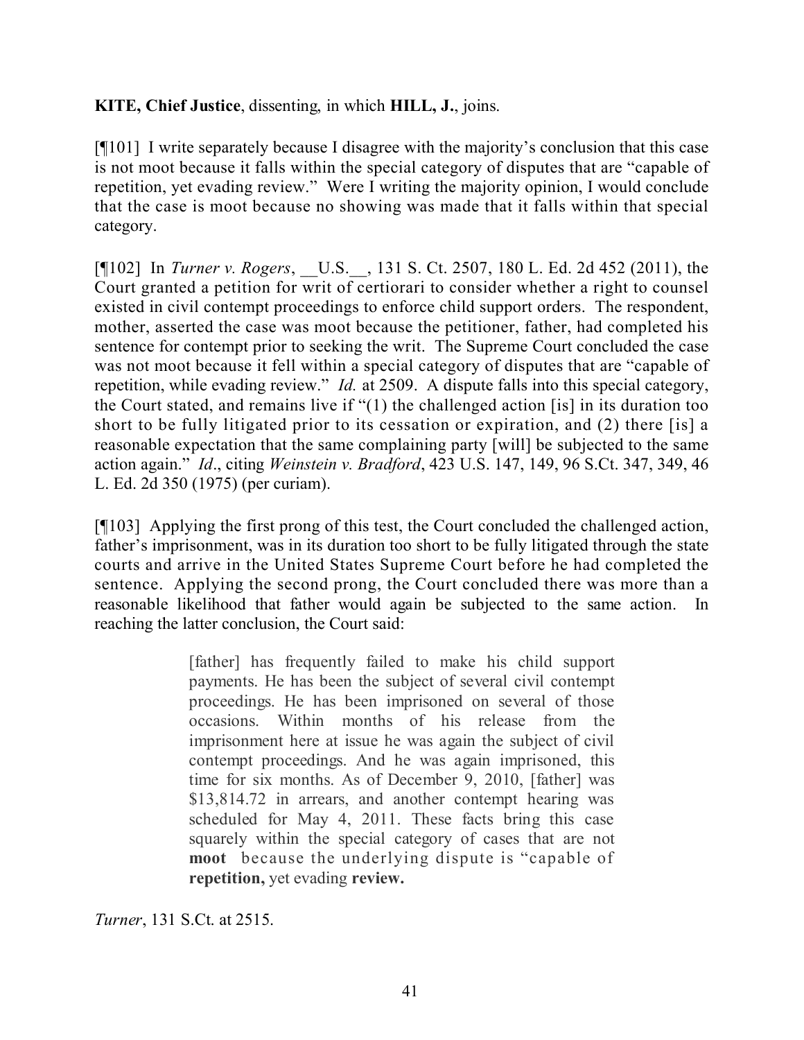**KITE, Chief Justice**, dissenting, in which **HILL, J.**, joins.

[¶101] I write separately because I disagree with the majority's conclusion that this case is not moot because it falls within the special category of disputes that are "capable of repetition, yet evading review." Were I writing the majority opinion, I would conclude that the case is moot because no showing was made that it falls within that special category.

[¶102] In *Turner v. Rogers*, __U.S.__, 131 S. Ct. 2507, 180 L. Ed. 2d 452 (2011), the Court granted a petition for writ of certiorari to consider whether a right to counsel existed in civil contempt proceedings to enforce child support orders. The respondent, mother, asserted the case was moot because the petitioner, father, had completed his sentence for contempt prior to seeking the writ. The Supreme Court concluded the case was not moot because it fell within a special category of disputes that are "capable of repetition, while evading review." *Id.* at 2509. A dispute falls into this special category, the Court stated, and remains live if "(1) the challenged action [is] in its duration too short to be fully litigated prior to its cessation or expiration, and (2) there [is] a reasonable expectation that the same complaining party [will] be subjected to the same action again." *Id*., citing *Weinstein v. Bradford*, 423 U.S. 147, 149, 96 S.Ct. 347, 349, 46 L. Ed. 2d 350 (1975) (per curiam).

[¶103] Applying the first prong of this test, the Court concluded the challenged action, father's imprisonment, was in its duration too short to be fully litigated through the state courts and arrive in the United States Supreme Court before he had completed the sentence. Applying the second prong, the Court concluded there was more than a reasonable likelihood that father would again be subjected to the same action. In reaching the latter conclusion, the Court said:

> [father] has frequently failed to make his child support payments. He has been the subject of several civil contempt proceedings. He has been imprisoned on several of those occasions. Within months of his release from the imprisonment here at issue he was again the subject of civil contempt proceedings. And he was again imprisoned, this time for six months. As of December 9, 2010, [father] was $13,814.72 in arrears, and another contempt hearing was scheduled for May 4, 2011. These facts bring this case squarely within the special category of cases that are not **moot** because the underlying dispute is "capable of **repetition,** yet evading **review.**

*Turner*, 131 S.Ct. at 2515.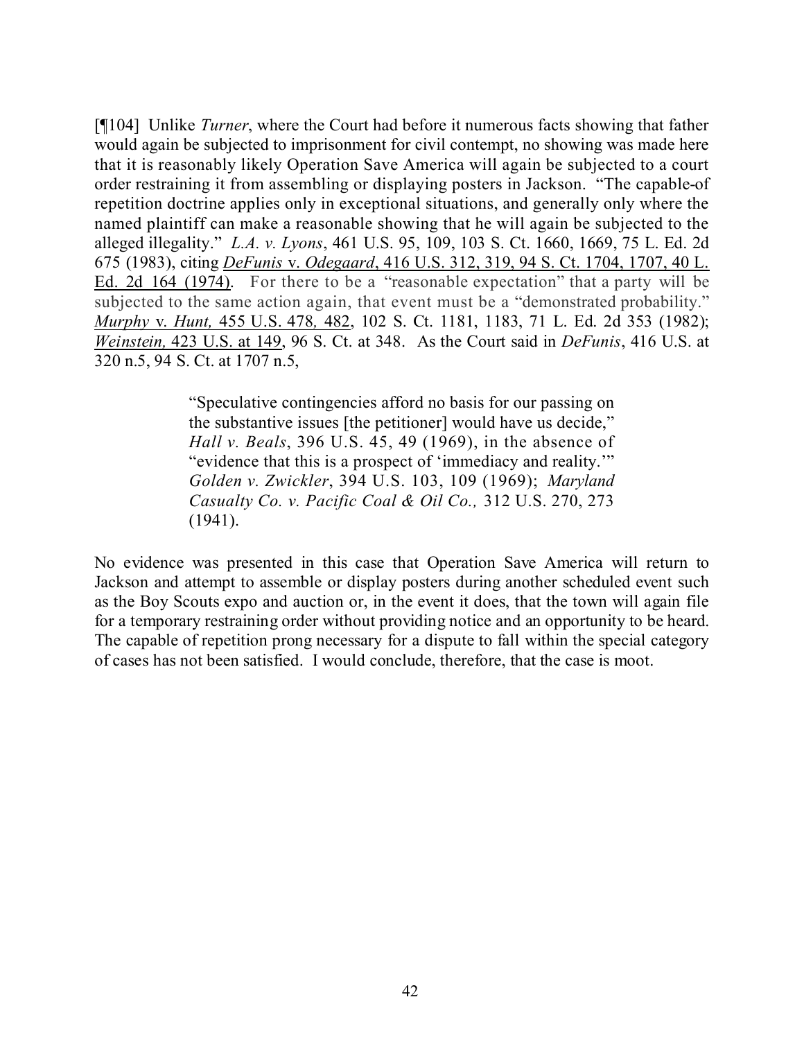[¶104] Unlike *Turner*, where the Court had before it numerous facts showing that father would again be subjected to imprisonment for civil contempt, no showing was made here that it is reasonably likely Operation Save America will again be subjected to a court order restraining it from assembling or displaying posters in Jackson. "The capable-of repetition doctrine applies only in exceptional situations, and generally only where the named plaintiff can make a reasonable showing that he will again be subjected to the alleged illegality." *L.A. v. Lyons*, 461 U.S. 95, 109, 103 S. Ct. 1660, 1669, 75 L. Ed. 2d 675 (1983), citing *DeFunis* v. *Odegaard*, 416 U.S. 312, 319, 94 S. Ct. 1704, 1707, 40 L. Ed. 2d 164 (1974). For there to be a "reasonable expectation" that a party will be subjected to the same action again, that event must be a "demonstrated probability." *Murphy* v. *Hunt,* 455 U.S. 478*,* 482, 102 S. Ct. 1181, 1183, 71 L. Ed. 2d 353 (1982); *Weinstein,* 423 U.S. at 149, 96 S. Ct. at 348. As the Court said in *DeFunis*, 416 U.S. at 320 n.5, 94 S. Ct. at 1707 n.5,

> "Speculative contingencies afford no basis for our passing on the substantive issues [the petitioner] would have us decide," *Hall v. Beals*, 396 U.S. 45, 49 (1969), in the absence of "evidence that this is a prospect of 'immediacy and reality.'" *Golden v. Zwickler*, 394 U.S. 103, 109 (1969); *Maryland Casualty Co. v. Pacific Coal & Oil Co.,* 312 U.S. 270, 273 (1941).

No evidence was presented in this case that Operation Save America will return to Jackson and attempt to assemble or display posters during another scheduled event such as the Boy Scouts expo and auction or, in the event it does, that the town will again file for a temporary restraining order without providing notice and an opportunity to be heard. The capable of repetition prong necessary for a dispute to fall within the special category of cases has not been satisfied. I would conclude, therefore, that the case is moot.